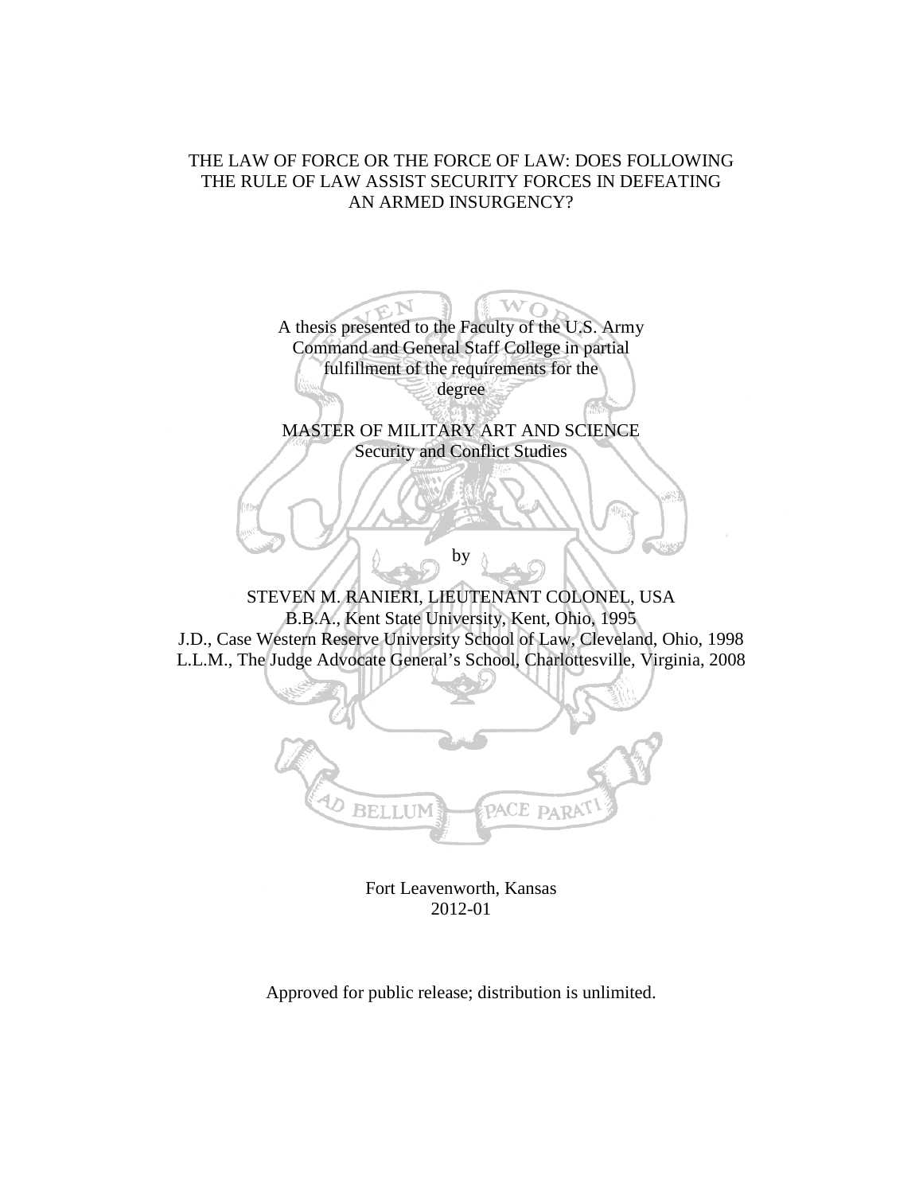# THE LAW OF FORCE OR THE FORCE OF LAW: DOES FOLLOWING THE RULE OF LAW ASSIST SECURITY FORCES IN DEFEATING AN ARMED INSURGENCY?

A thesis presented to the Faculty of the U.S. Army Command and General Staff College in partial fulfillment of the requirements for the degree

MASTER OF MILITARY ART AND SCIENCE
Security and Conflict Studies

by

STEVEN M. RANIERI, LIEUTENANT COLONEL, USA
B.B.A., Kent State University, Kent, Ohio, 1995
J.D., Case Western Reserve University School of Law, Cleveland, Ohio, 1998
L.L.M., The Judge Advocate General's School, Charlottesville, Virginia, 2008

Fort Leavenworth, Kansas
2012-01

Approved for public release; distribution is unlimited.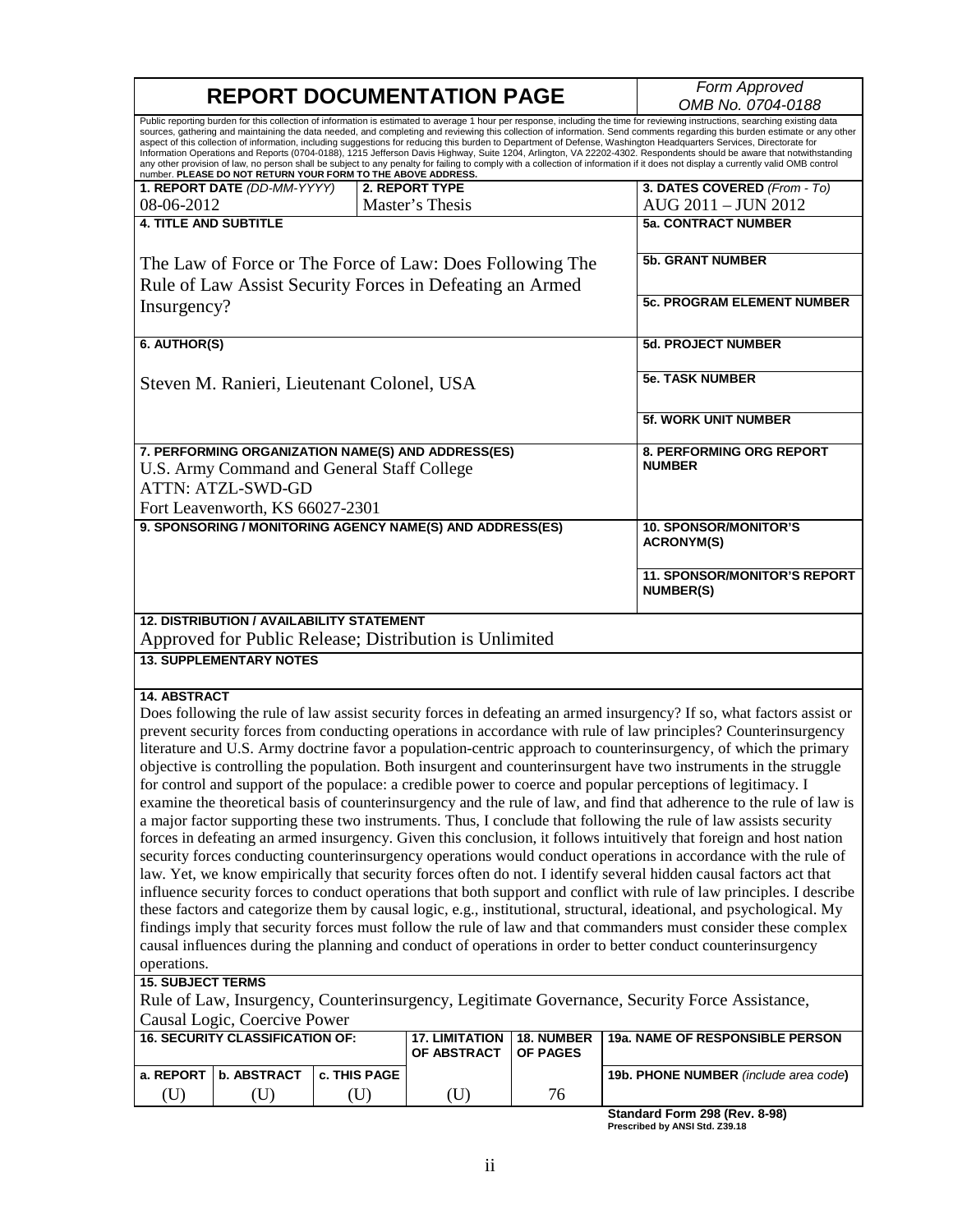# REPORT DOCUMENTATION PAGE

*Form Approved*
*OMB No. 0704-0188*

Public reporting burden for this collection of information is estimated to average 1 hour per response, including the time for reviewing instructions, searching existing data sources, gathering and maintaining the data needed, and completing and reviewing this collection of information. Send comments regarding this burden estimate or any other aspect of this collection of information, including suggestions for reducing this burden to Department of Defense, Washington Headquarters Services, Directorate for Information Operations and Reports (0704-0188), 1215 Jefferson Davis Highway, Suite 1204, Arlington, VA 22202-4302. Respondents should be aware that notwithstanding any other provision of law, no person shall be subject to any penalty for failing to comply with a collection of information if it does not display a currently valid OMB control number. **PLEASE DO NOT RETURN YOUR FORM TO THE ABOVE ADDRESS.**

| 1. REPORT DATE (DD-MM-YYYY) | 2. REPORT TYPE | 3. DATES COVERED (From - To) |
| --- | --- | --- |
| 08-06-2012 | Master's Thesis | AUG 2011 – JUN 2012 |

**4. TITLE AND SUBTITLE**

The Law of Force or The Force of Law: Does Following The Rule of Law Assist Security Forces in Defeating an Armed Insurgency?

**5a. CONTRACT NUMBER**

**5b. GRANT NUMBER**

**5c. PROGRAM ELEMENT NUMBER**

**6. AUTHOR(S)**

Steven M. Ranieri, Lieutenant Colonel, USA

**5d. PROJECT NUMBER**

**5e. TASK NUMBER**

**5f. WORK UNIT NUMBER**

**7. PERFORMING ORGANIZATION NAME(S) AND ADDRESS(ES)**

U.S. Army Command and General Staff College
ATTN: ATZL-SWD-GD
Fort Leavenworth, KS 66027-2301

**8. PERFORMING ORG REPORT NUMBER**

**9. SPONSORING / MONITORING AGENCY NAME(S) AND ADDRESS(ES)**

**10. SPONSOR/MONITOR'S ACRONYM(S)**

**11. SPONSOR/MONITOR'S REPORT NUMBER(S)**

**12. DISTRIBUTION / AVAILABILITY STATEMENT**

Approved for Public Release; Distribution is Unlimited

**13. SUPPLEMENTARY NOTES**

**14. ABSTRACT**

Does following the rule of law assist security forces in defeating an armed insurgency? If so, what factors assist or prevent security forces from conducting operations in accordance with rule of law principles? Counterinsurgency literature and U.S. Army doctrine favor a population-centric approach to counterinsurgency, of which the primary objective is controlling the population. Both insurgent and counterinsurgent have two instruments in the struggle for control and support of the populace: a credible power to coerce and popular perceptions of legitimacy. I examine the theoretical basis of counterinsurgency and the rule of law, and find that adherence to the rule of law is a major factor supporting these two instruments. Thus, I conclude that following the rule of law assists security forces in defeating an armed insurgency. Given this conclusion, it follows intuitively that foreign and host nation security forces conducting counterinsurgency operations would conduct operations in accordance with the rule of law. Yet, we know empirically that security forces often do not. I identify several hidden causal factors act that influence security forces to conduct operations that both support and conflict with rule of law principles. I describe these factors and categorize them by causal logic, e.g., institutional, structural, ideational, and psychological. My findings imply that security forces must follow the rule of law and that commanders must consider these complex causal influences during the planning and conduct of operations in order to better conduct counterinsurgency operations.

**15. SUBJECT TERMS**

Rule of Law, Insurgency, Counterinsurgency, Legitimate Governance, Security Force Assistance, Causal Logic, Coercive Power

| 16. SECURITY CLASSIFICATION OF: | | | 17. LIMITATION OF ABSTRACT | 18. NUMBER OF PAGES | 19a. NAME OF RESPONSIBLE PERSON |
| --- | --- | --- | --- | --- | --- |
| a. REPORT | b. ABSTRACT | c. THIS PAGE | | | 19b. PHONE NUMBER (include area code) |
| (U) | (U) | (U) | (U) | 76 | |

**Standard Form 298 (Rev. 8-98)**
**Prescribed by ANSI Std. Z39.18**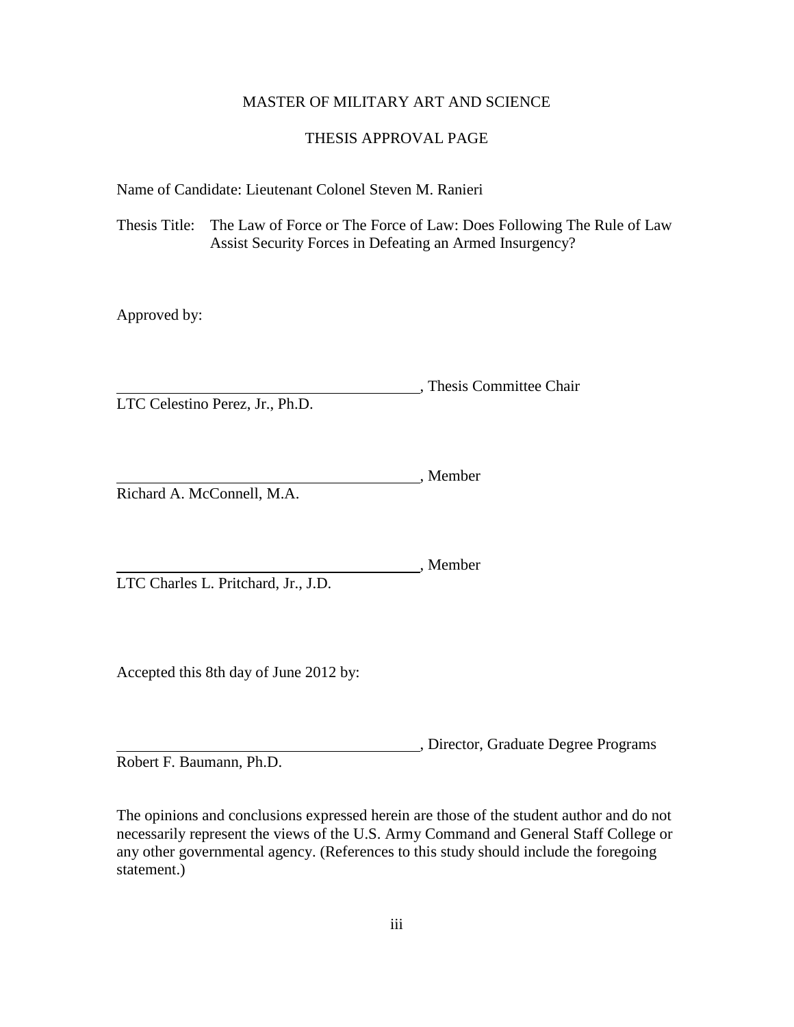MASTER OF MILITARY ART AND SCIENCE

THESIS APPROVAL PAGE

Name of Candidate: Lieutenant Colonel Steven M. Ranieri

Thesis Title: The Law of Force or The Force of Law: Does Following The Rule of Law Assist Security Forces in Defeating an Armed Insurgency?

Approved by:

\_\_\_\_\_\_\_\_\_\_\_\_\_\_\_\_\_\_\_\_\_\_\_\_\_\_\_\_\_\_\_\_\_\_\_\_\_\_, Thesis Committee Chair
LTC Celestino Perez, Jr., Ph.D.

\_\_\_\_\_\_\_\_\_\_\_\_\_\_\_\_\_\_\_\_\_\_\_\_\_\_\_\_\_\_\_\_\_\_\_\_\_\_, Member
Richard A. McConnell, M.A.

\_\_\_\_\_\_\_\_\_\_\_\_\_\_\_\_\_\_\_\_\_\_\_\_\_\_\_\_\_\_\_\_\_\_\_\_\_\_, Member
LTC Charles L. Pritchard, Jr., J.D.

Accepted this 8th day of June 2012 by:

\_\_\_\_\_\_\_\_\_\_\_\_\_\_\_\_\_\_\_\_\_\_\_\_\_\_\_\_\_\_\_\_\_\_\_\_\_\_, Director, Graduate Degree Programs
Robert F. Baumann, Ph.D.

The opinions and conclusions expressed herein are those of the student author and do not necessarily represent the views of the U.S. Army Command and General Staff College or any other governmental agency. (References to this study should include the foregoing statement.)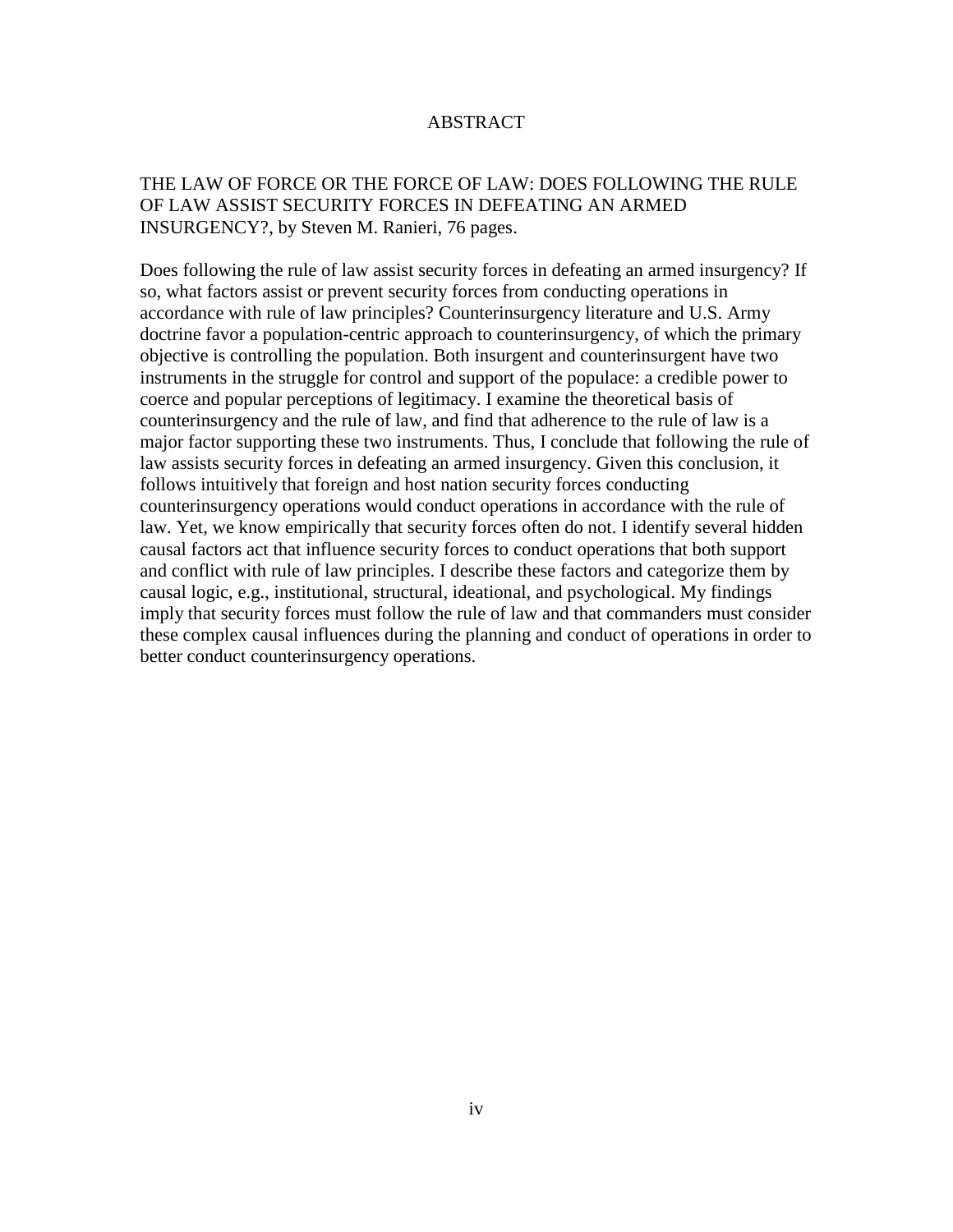# ABSTRACT

THE LAW OF FORCE OR THE FORCE OF LAW: DOES FOLLOWING THE RULE OF LAW ASSIST SECURITY FORCES IN DEFEATING AN ARMED INSURGENCY?, by Steven M. Ranieri, 76 pages.

Does following the rule of law assist security forces in defeating an armed insurgency? If so, what factors assist or prevent security forces from conducting operations in accordance with rule of law principles? Counterinsurgency literature and U.S. Army doctrine favor a population-centric approach to counterinsurgency, of which the primary objective is controlling the population. Both insurgent and counterinsurgent have two instruments in the struggle for control and support of the populace: a credible power to coerce and popular perceptions of legitimacy. I examine the theoretical basis of counterinsurgency and the rule of law, and find that adherence to the rule of law is a major factor supporting these two instruments. Thus, I conclude that following the rule of law assists security forces in defeating an armed insurgency. Given this conclusion, it follows intuitively that foreign and host nation security forces conducting counterinsurgency operations would conduct operations in accordance with the rule of law. Yet, we know empirically that security forces often do not. I identify several hidden causal factors act that influence security forces to conduct operations that both support and conflict with rule of law principles. I describe these factors and categorize them by causal logic, e.g., institutional, structural, ideational, and psychological. My findings imply that security forces must follow the rule of law and that commanders must consider these complex causal influences during the planning and conduct of operations in order to better conduct counterinsurgency operations.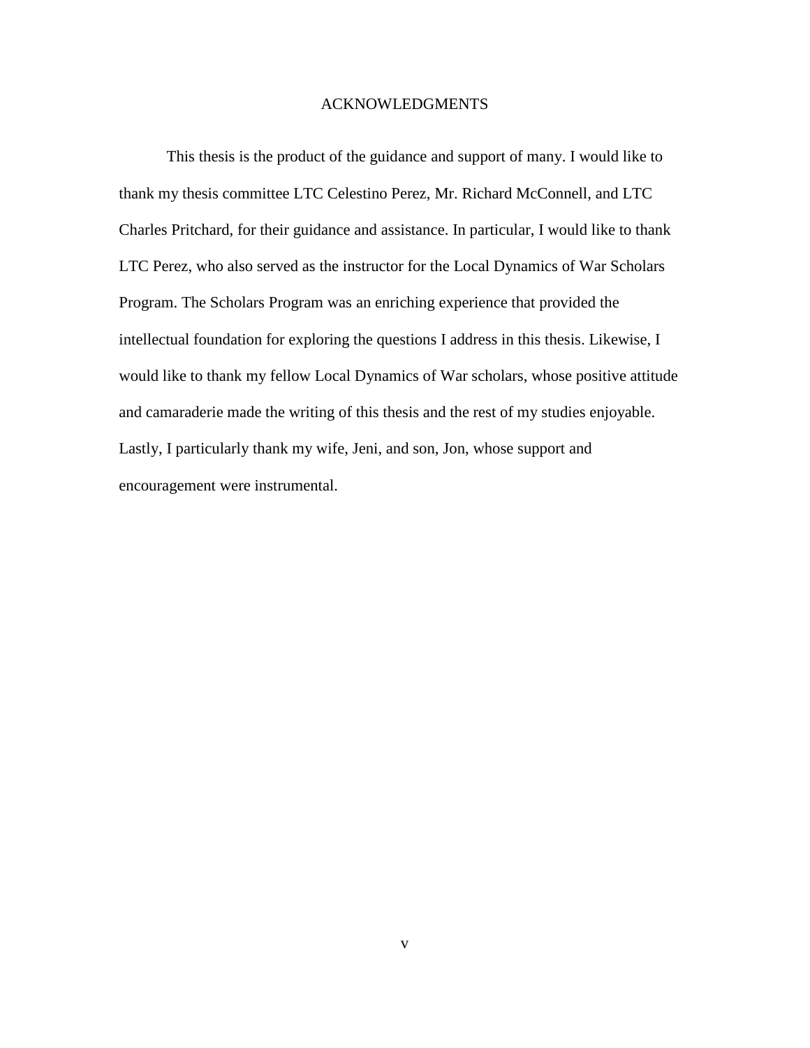# ACKNOWLEDGMENTS

This thesis is the product of the guidance and support of many. I would like to thank my thesis committee LTC Celestino Perez, Mr. Richard McConnell, and LTC Charles Pritchard, for their guidance and assistance. In particular, I would like to thank LTC Perez, who also served as the instructor for the Local Dynamics of War Scholars Program. The Scholars Program was an enriching experience that provided the intellectual foundation for exploring the questions I address in this thesis. Likewise, I would like to thank my fellow Local Dynamics of War scholars, whose positive attitude and camaraderie made the writing of this thesis and the rest of my studies enjoyable. Lastly, I particularly thank my wife, Jeni, and son, Jon, whose support and encouragement were instrumental.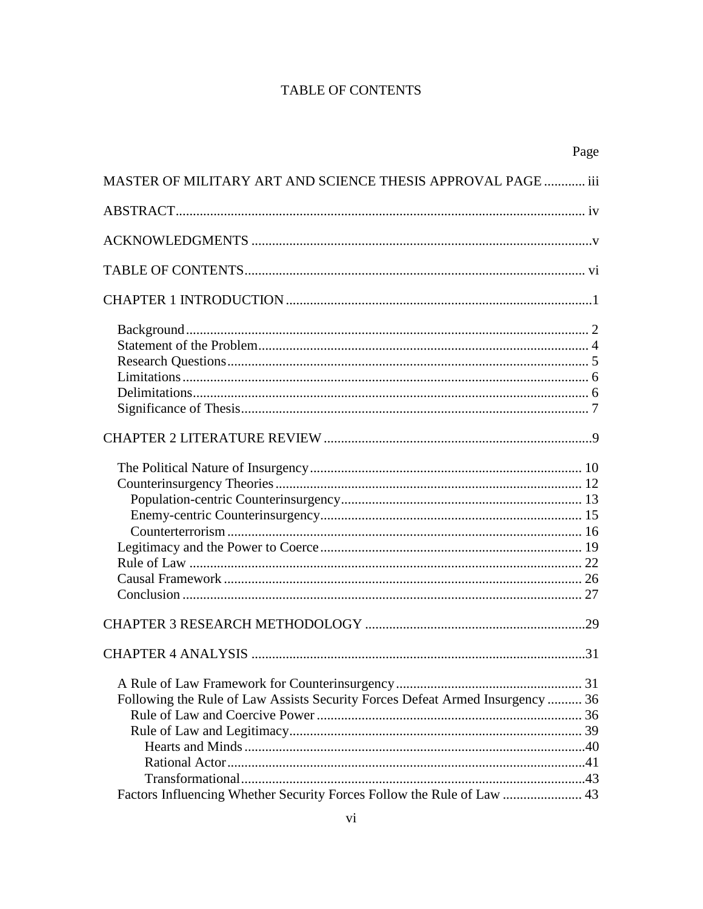# TABLE OF CONTENTS

| | Page |
|---|---|
| MASTER OF MILITARY ART AND SCIENCE THESIS APPROVAL PAGE | iii |
| ABSTRACT | iv |
| ACKNOWLEDGMENTS | v |
| TABLE OF CONTENTS | vi |
| CHAPTER 1 INTRODUCTION | 1 |
| Background | 2 |
| Statement of the Problem | 4 |
| Research Questions | 5 |
| Limitations | 6 |
| Delimitations | 6 |
| Significance of Thesis | 7 |
| CHAPTER 2 LITERATURE REVIEW | 9 |
| The Political Nature of Insurgency | 10 |
| Counterinsurgency Theories | 12 |
| Population-centric Counterinsurgency | 13 |
| Enemy-centric Counterinsurgency | 15 |
| Counterterrorism | 16 |
| Legitimacy and the Power to Coerce | 19 |
| Rule of Law | 22 |
| Causal Framework | 26 |
| Conclusion | 27 |
| CHAPTER 3 RESEARCH METHODOLOGY | 29 |
| CHAPTER 4 ANALYSIS | 31 |
| A Rule of Law Framework for Counterinsurgency | 31 |
| Following the Rule of Law Assists Security Forces Defeat Armed Insurgency | 36 |
| Rule of Law and Coercive Power | 36 |
| Rule of Law and Legitimacy | 39 |
| Hearts and Minds | 40 |
| Rational Actor | 41 |
| Transformational | 43 |
| Factors Influencing Whether Security Forces Follow the Rule of Law | 43 |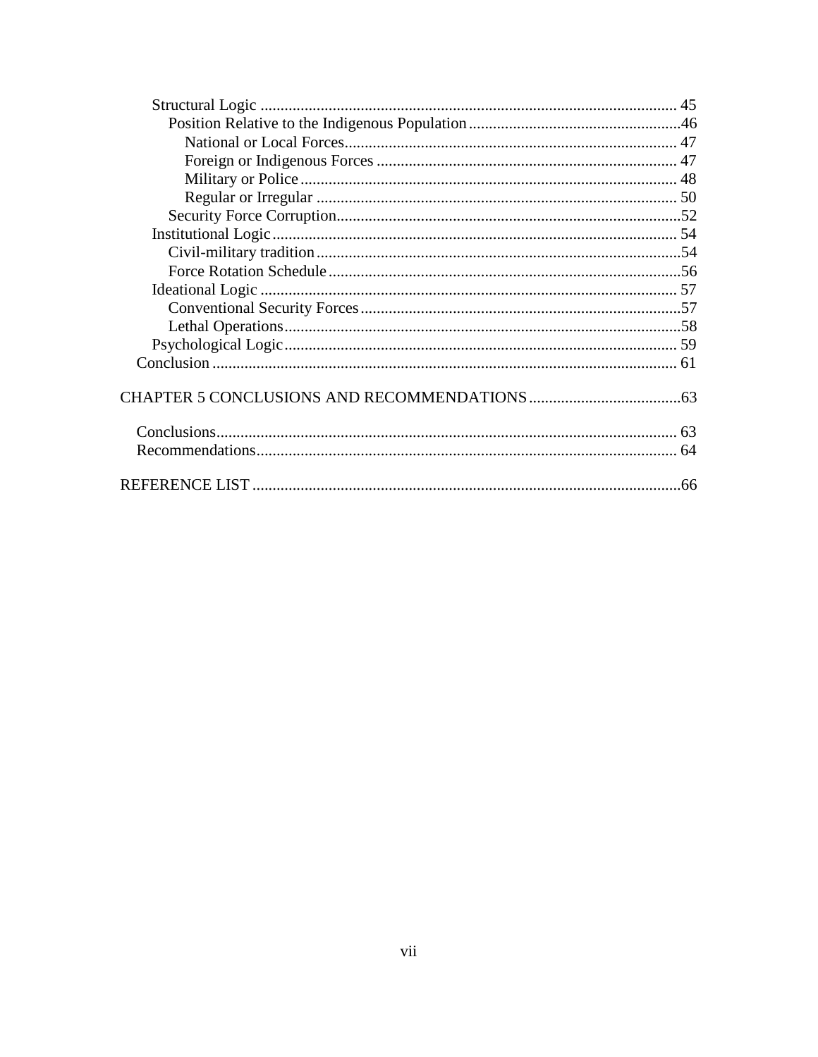Structural Logic ........................................................................................................ 45
Position Relative to the Indigenous Population.....................................................46
National or Local Forces.................................................................................. 47
Foreign or Indigenous Forces .......................................................................... 47
Military or Police ............................................................................................. 48
Regular or Irregular ......................................................................................... 50
Security Force Corruption.....................................................................................52
Institutional Logic .................................................................................................... 54
Civil-military tradition..........................................................................................54
Force Rotation Schedule.......................................................................................56
Ideational Logic ....................................................................................................... 57
Conventional Security Forces...............................................................................57
Lethal Operations.................................................................................................58
Psychological Logic................................................................................................. 59
Conclusion .................................................................................................................. 61

CHAPTER 5 CONCLUSIONS AND RECOMMENDATIONS......................................63

Conclusions................................................................................................................. 63
Recommendations........................................................................................................ 64

REFERENCE LIST .........................................................................................................66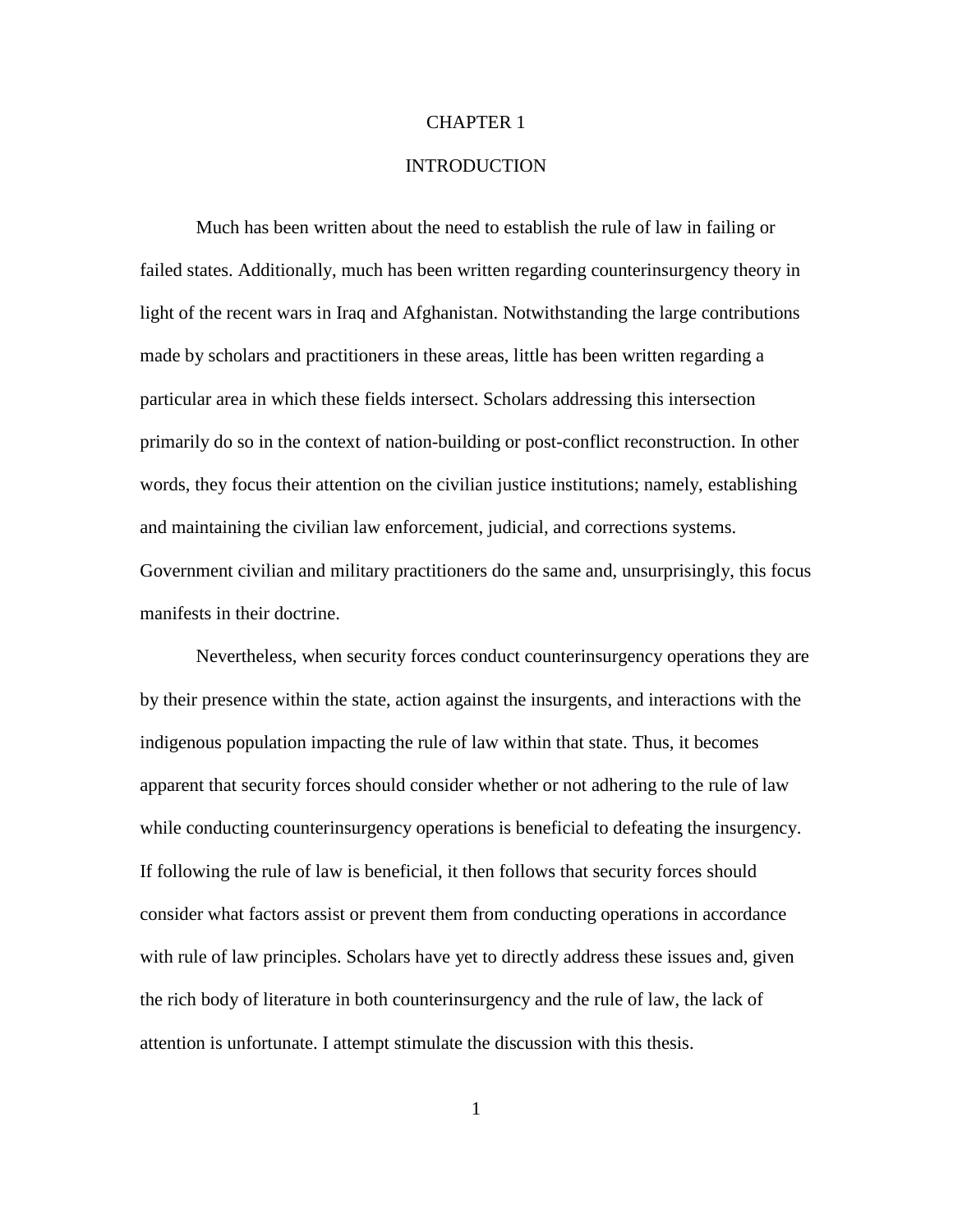# CHAPTER 1

# INTRODUCTION

Much has been written about the need to establish the rule of law in failing or failed states. Additionally, much has been written regarding counterinsurgency theory in light of the recent wars in Iraq and Afghanistan. Notwithstanding the large contributions made by scholars and practitioners in these areas, little has been written regarding a particular area in which these fields intersect. Scholars addressing this intersection primarily do so in the context of nation-building or post-conflict reconstruction. In other words, they focus their attention on the civilian justice institutions; namely, establishing and maintaining the civilian law enforcement, judicial, and corrections systems. Government civilian and military practitioners do the same and, unsurprisingly, this focus manifests in their doctrine.

Nevertheless, when security forces conduct counterinsurgency operations they are by their presence within the state, action against the insurgents, and interactions with the indigenous population impacting the rule of law within that state. Thus, it becomes apparent that security forces should consider whether or not adhering to the rule of law while conducting counterinsurgency operations is beneficial to defeating the insurgency. If following the rule of law is beneficial, it then follows that security forces should consider what factors assist or prevent them from conducting operations in accordance with rule of law principles. Scholars have yet to directly address these issues and, given the rich body of literature in both counterinsurgency and the rule of law, the lack of attention is unfortunate. I attempt stimulate the discussion with this thesis.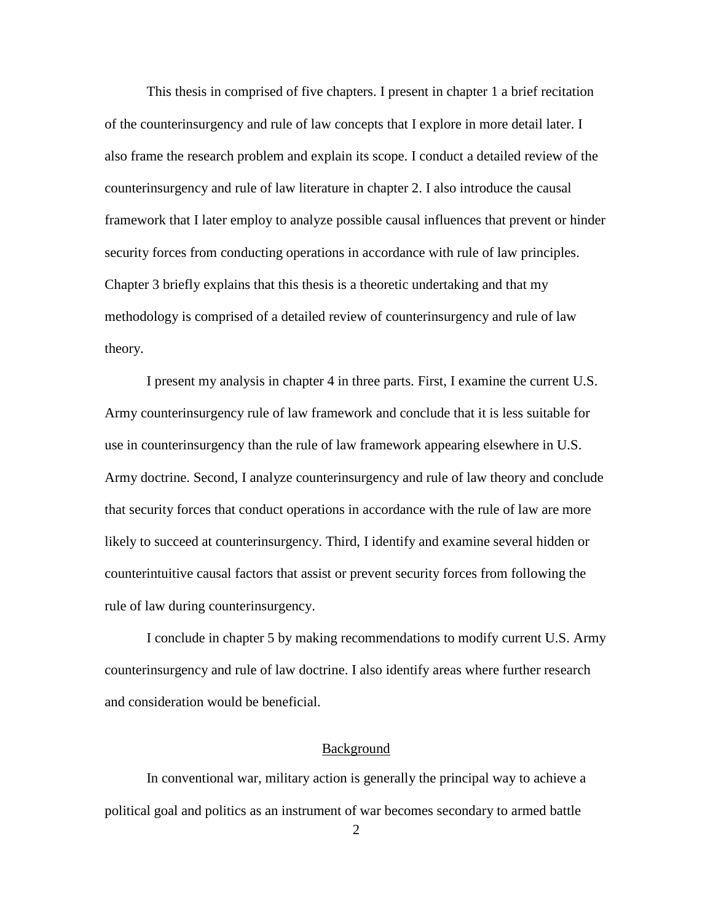This thesis in comprised of five chapters. I present in chapter 1 a brief recitation of the counterinsurgency and rule of law concepts that I explore in more detail later. I also frame the research problem and explain its scope. I conduct a detailed review of the counterinsurgency and rule of law literature in chapter 2. I also introduce the causal framework that I later employ to analyze possible causal influences that prevent or hinder security forces from conducting operations in accordance with rule of law principles. Chapter 3 briefly explains that this thesis is a theoretic undertaking and that my methodology is comprised of a detailed review of counterinsurgency and rule of law theory.

I present my analysis in chapter 4 in three parts. First, I examine the current U.S. Army counterinsurgency rule of law framework and conclude that it is less suitable for use in counterinsurgency than the rule of law framework appearing elsewhere in U.S. Army doctrine. Second, I analyze counterinsurgency and rule of law theory and conclude that security forces that conduct operations in accordance with the rule of law are more likely to succeed at counterinsurgency. Third, I identify and examine several hidden or counterintuitive causal factors that assist or prevent security forces from following the rule of law during counterinsurgency.

I conclude in chapter 5 by making recommendations to modify current U.S. Army counterinsurgency and rule of law doctrine. I also identify areas where further research and consideration would be beneficial.

## Background

In conventional war, military action is generally the principal way to achieve a political goal and politics as an instrument of war becomes secondary to armed battle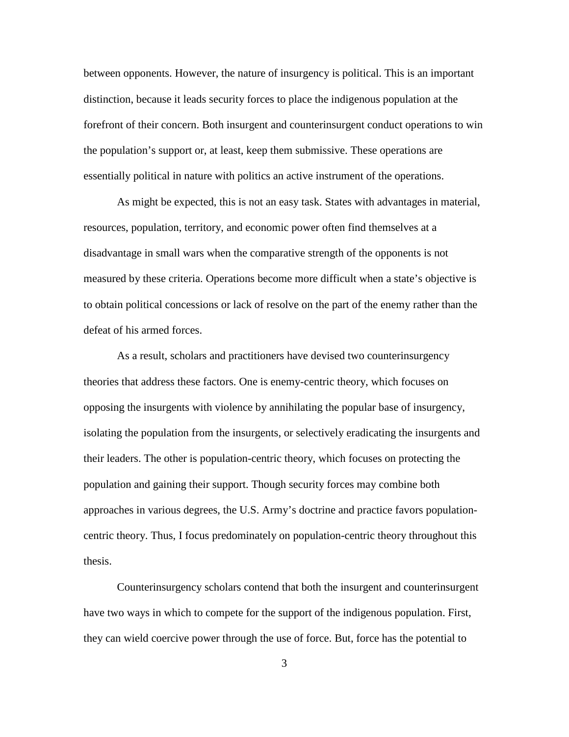between opponents. However, the nature of insurgency is political. This is an important distinction, because it leads security forces to place the indigenous population at the forefront of their concern. Both insurgent and counterinsurgent conduct operations to win the population's support or, at least, keep them submissive. These operations are essentially political in nature with politics an active instrument of the operations.

As might be expected, this is not an easy task. States with advantages in material, resources, population, territory, and economic power often find themselves at a disadvantage in small wars when the comparative strength of the opponents is not measured by these criteria. Operations become more difficult when a state's objective is to obtain political concessions or lack of resolve on the part of the enemy rather than the defeat of his armed forces.

As a result, scholars and practitioners have devised two counterinsurgency theories that address these factors. One is enemy-centric theory, which focuses on opposing the insurgents with violence by annihilating the popular base of insurgency, isolating the population from the insurgents, or selectively eradicating the insurgents and their leaders. The other is population-centric theory, which focuses on protecting the population and gaining their support. Though security forces may combine both approaches in various degrees, the U.S. Army's doctrine and practice favors population-centric theory. Thus, I focus predominately on population-centric theory throughout this thesis.

Counterinsurgency scholars contend that both the insurgent and counterinsurgent have two ways in which to compete for the support of the indigenous population. First, they can wield coercive power through the use of force. But, force has the potential to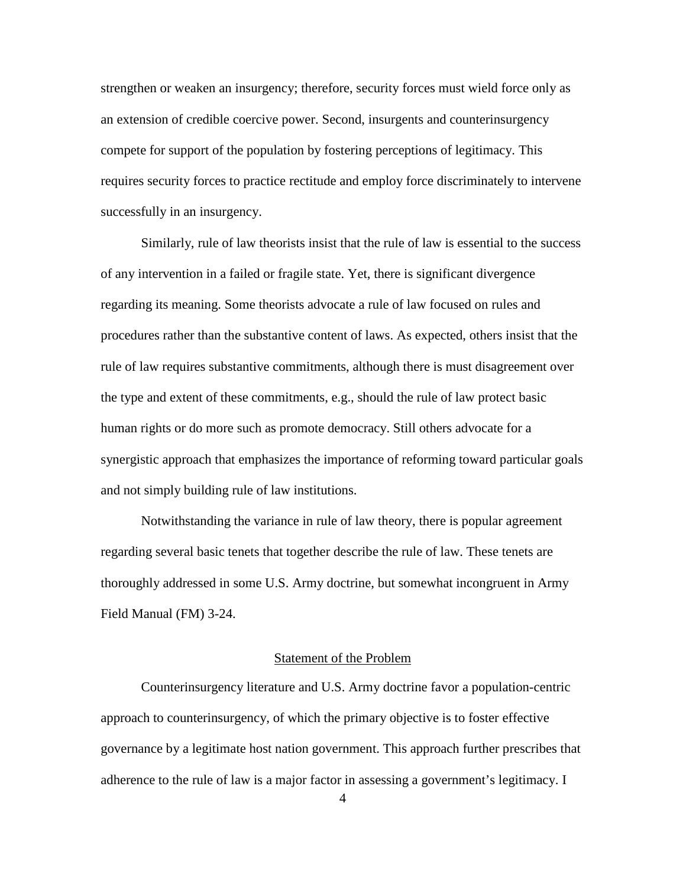strengthen or weaken an insurgency; therefore, security forces must wield force only as an extension of credible coercive power. Second, insurgents and counterinsurgency compete for support of the population by fostering perceptions of legitimacy. This requires security forces to practice rectitude and employ force discriminately to intervene successfully in an insurgency.

Similarly, rule of law theorists insist that the rule of law is essential to the success of any intervention in a failed or fragile state. Yet, there is significant divergence regarding its meaning. Some theorists advocate a rule of law focused on rules and procedures rather than the substantive content of laws. As expected, others insist that the rule of law requires substantive commitments, although there is must disagreement over the type and extent of these commitments, e.g., should the rule of law protect basic human rights or do more such as promote democracy. Still others advocate for a synergistic approach that emphasizes the importance of reforming toward particular goals and not simply building rule of law institutions.

Notwithstanding the variance in rule of law theory, there is popular agreement regarding several basic tenets that together describe the rule of law. These tenets are thoroughly addressed in some U.S. Army doctrine, but somewhat incongruent in Army Field Manual (FM) 3-24.

## Statement of the Problem

Counterinsurgency literature and U.S. Army doctrine favor a population-centric approach to counterinsurgency, of which the primary objective is to foster effective governance by a legitimate host nation government. This approach further prescribes that adherence to the rule of law is a major factor in assessing a government's legitimacy. I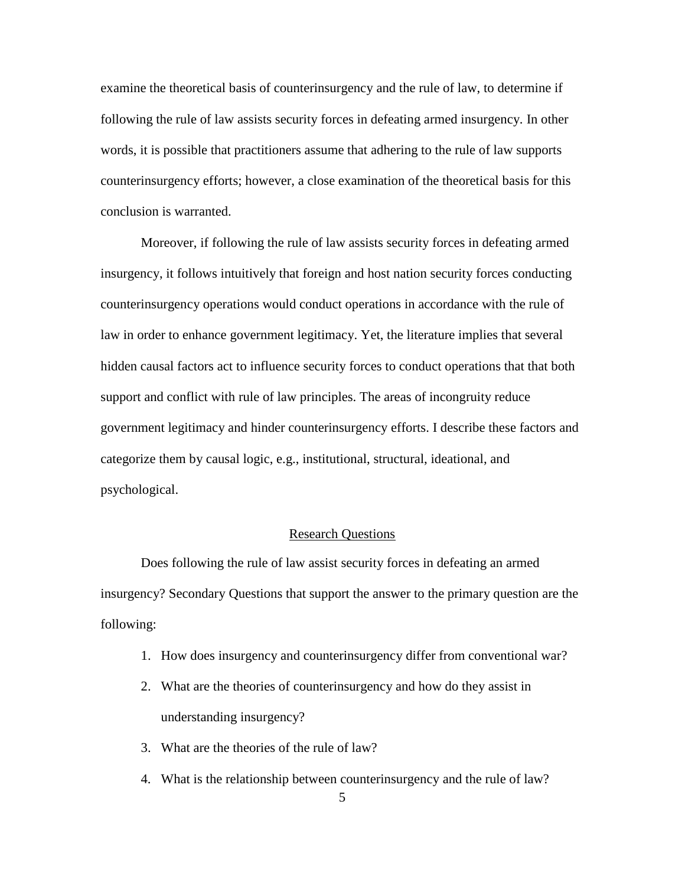examine the theoretical basis of counterinsurgency and the rule of law, to determine if following the rule of law assists security forces in defeating armed insurgency. In other words, it is possible that practitioners assume that adhering to the rule of law supports counterinsurgency efforts; however, a close examination of the theoretical basis for this conclusion is warranted.

Moreover, if following the rule of law assists security forces in defeating armed insurgency, it follows intuitively that foreign and host nation security forces conducting counterinsurgency operations would conduct operations in accordance with the rule of law in order to enhance government legitimacy. Yet, the literature implies that several hidden causal factors act to influence security forces to conduct operations that that both support and conflict with rule of law principles. The areas of incongruity reduce government legitimacy and hinder counterinsurgency efforts. I describe these factors and categorize them by causal logic, e.g., institutional, structural, ideational, and psychological.

## Research Questions

Does following the rule of law assist security forces in defeating an armed insurgency? Secondary Questions that support the answer to the primary question are the following:

1. How does insurgency and counterinsurgency differ from conventional war?
2. What are the theories of counterinsurgency and how do they assist in understanding insurgency?
3. What are the theories of the rule of law?
4. What is the relationship between counterinsurgency and the rule of law?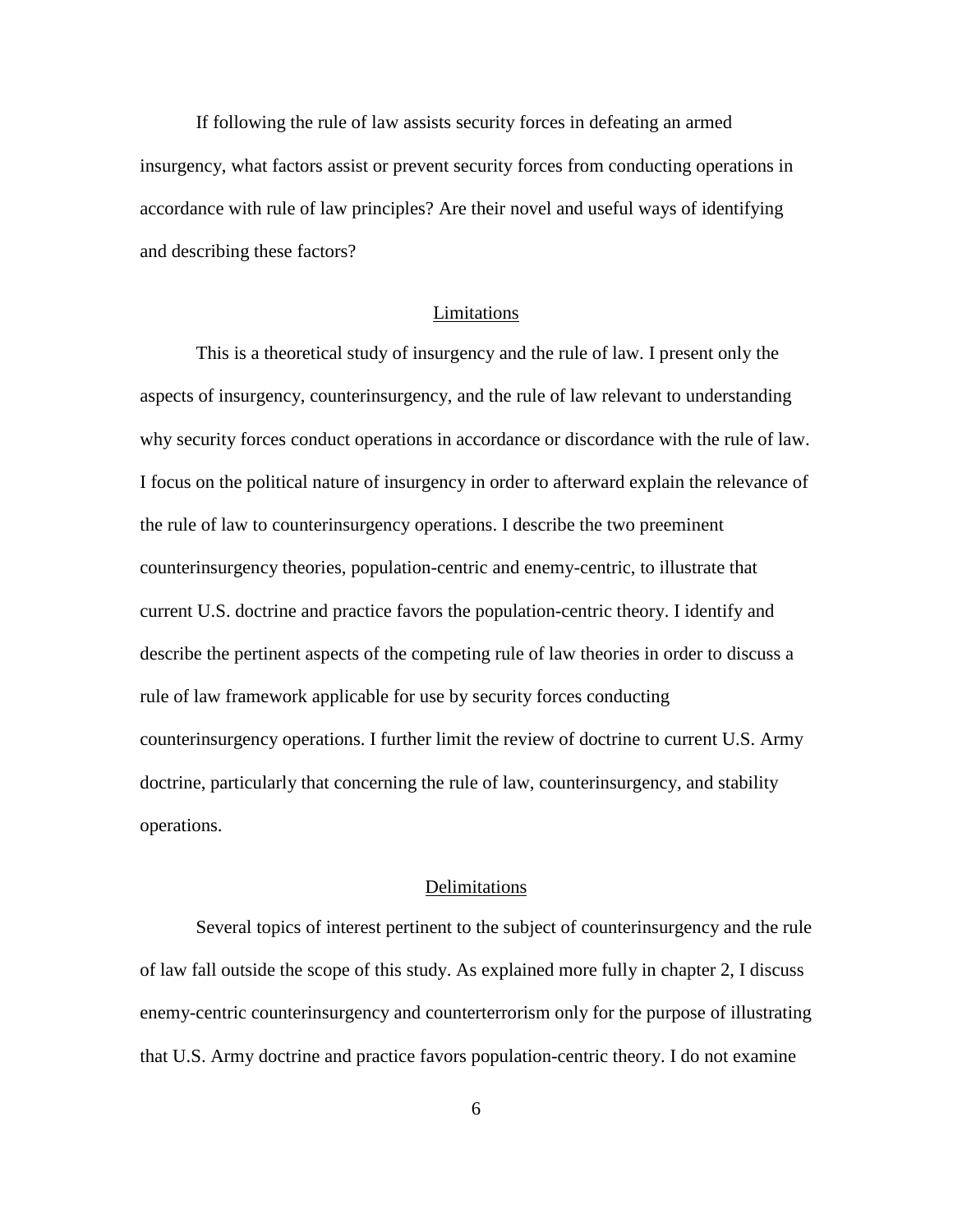If following the rule of law assists security forces in defeating an armed insurgency, what factors assist or prevent security forces from conducting operations in accordance with rule of law principles? Are their novel and useful ways of identifying and describing these factors?

## Limitations

This is a theoretical study of insurgency and the rule of law. I present only the aspects of insurgency, counterinsurgency, and the rule of law relevant to understanding why security forces conduct operations in accordance or discordance with the rule of law. I focus on the political nature of insurgency in order to afterward explain the relevance of the rule of law to counterinsurgency operations. I describe the two preeminent counterinsurgency theories, population-centric and enemy-centric, to illustrate that current U.S. doctrine and practice favors the population-centric theory. I identify and describe the pertinent aspects of the competing rule of law theories in order to discuss a rule of law framework applicable for use by security forces conducting counterinsurgency operations. I further limit the review of doctrine to current U.S. Army doctrine, particularly that concerning the rule of law, counterinsurgency, and stability operations.

## Delimitations

Several topics of interest pertinent to the subject of counterinsurgency and the rule of law fall outside the scope of this study. As explained more fully in chapter 2, I discuss enemy-centric counterinsurgency and counterterrorism only for the purpose of illustrating that U.S. Army doctrine and practice favors population-centric theory. I do not examine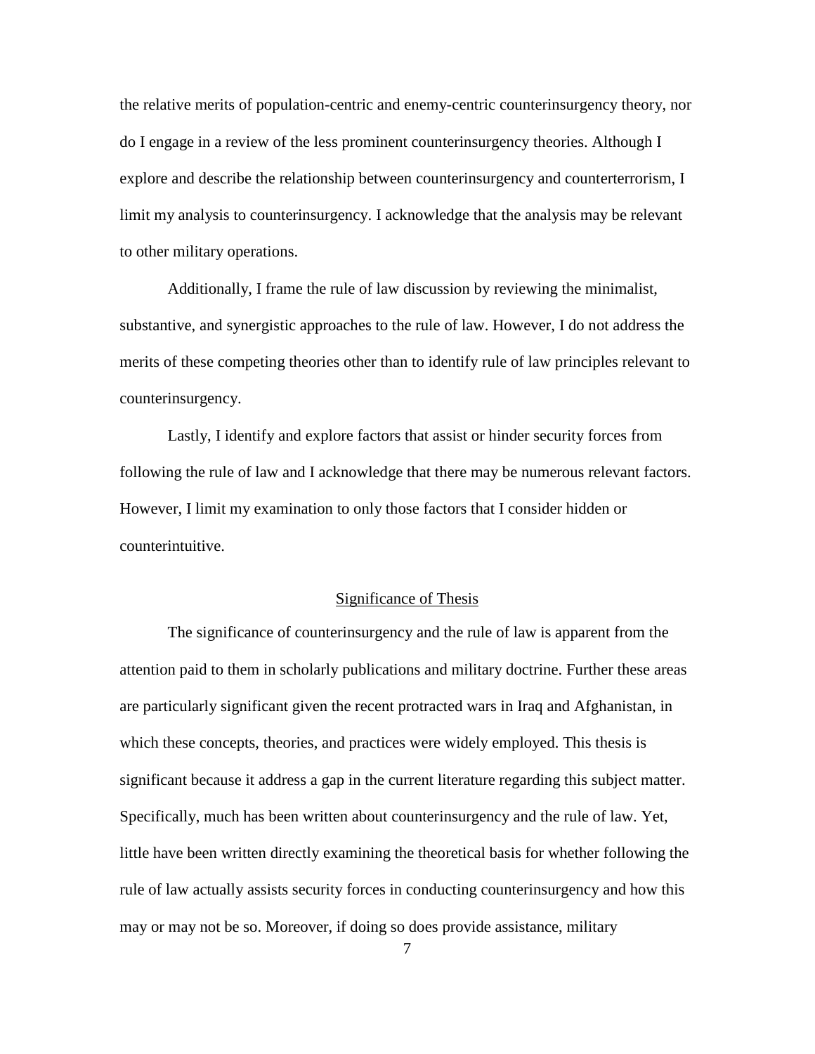the relative merits of population-centric and enemy-centric counterinsurgency theory, nor do I engage in a review of the less prominent counterinsurgency theories. Although I explore and describe the relationship between counterinsurgency and counterterrorism, I limit my analysis to counterinsurgency. I acknowledge that the analysis may be relevant to other military operations.

Additionally, I frame the rule of law discussion by reviewing the minimalist, substantive, and synergistic approaches to the rule of law. However, I do not address the merits of these competing theories other than to identify rule of law principles relevant to counterinsurgency.

Lastly, I identify and explore factors that assist or hinder security forces from following the rule of law and I acknowledge that there may be numerous relevant factors. However, I limit my examination to only those factors that I consider hidden or counterintuitive.

## Significance of Thesis

The significance of counterinsurgency and the rule of law is apparent from the attention paid to them in scholarly publications and military doctrine. Further these areas are particularly significant given the recent protracted wars in Iraq and Afghanistan, in which these concepts, theories, and practices were widely employed. This thesis is significant because it address a gap in the current literature regarding this subject matter. Specifically, much has been written about counterinsurgency and the rule of law. Yet, little have been written directly examining the theoretical basis for whether following the rule of law actually assists security forces in conducting counterinsurgency and how this may or may not be so. Moreover, if doing so does provide assistance, military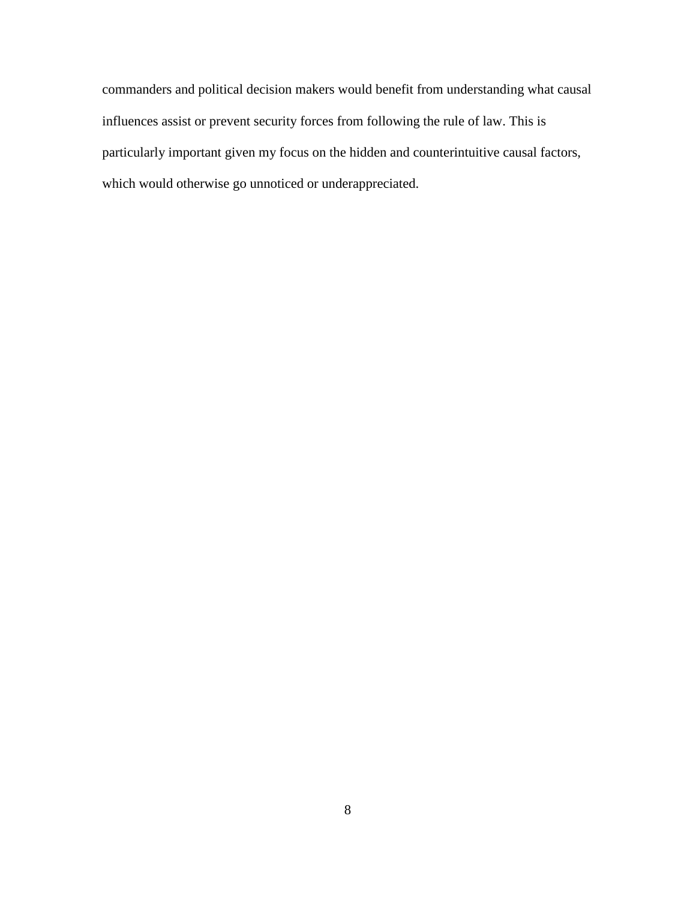commanders and political decision makers would benefit from understanding what causal influences assist or prevent security forces from following the rule of law. This is particularly important given my focus on the hidden and counterintuitive causal factors, which would otherwise go unnoticed or underappreciated.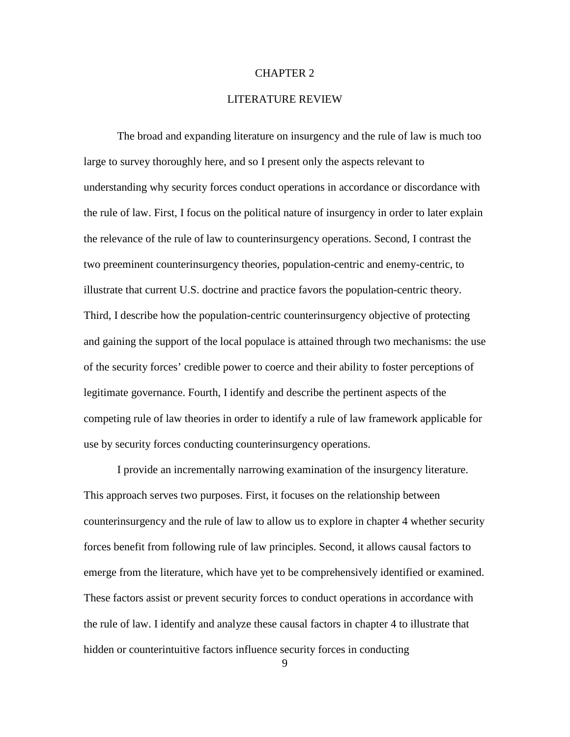# CHAPTER 2

## LITERATURE REVIEW

The broad and expanding literature on insurgency and the rule of law is much too large to survey thoroughly here, and so I present only the aspects relevant to understanding why security forces conduct operations in accordance or discordance with the rule of law. First, I focus on the political nature of insurgency in order to later explain the relevance of the rule of law to counterinsurgency operations. Second, I contrast the two preeminent counterinsurgency theories, population-centric and enemy-centric, to illustrate that current U.S. doctrine and practice favors the population-centric theory. Third, I describe how the population-centric counterinsurgency objective of protecting and gaining the support of the local populace is attained through two mechanisms: the use of the security forces' credible power to coerce and their ability to foster perceptions of legitimate governance. Fourth, I identify and describe the pertinent aspects of the competing rule of law theories in order to identify a rule of law framework applicable for use by security forces conducting counterinsurgency operations.

I provide an incrementally narrowing examination of the insurgency literature. This approach serves two purposes. First, it focuses on the relationship between counterinsurgency and the rule of law to allow us to explore in chapter 4 whether security forces benefit from following rule of law principles. Second, it allows causal factors to emerge from the literature, which have yet to be comprehensively identified or examined. These factors assist or prevent security forces to conduct operations in accordance with the rule of law. I identify and analyze these causal factors in chapter 4 to illustrate that hidden or counterintuitive factors influence security forces in conducting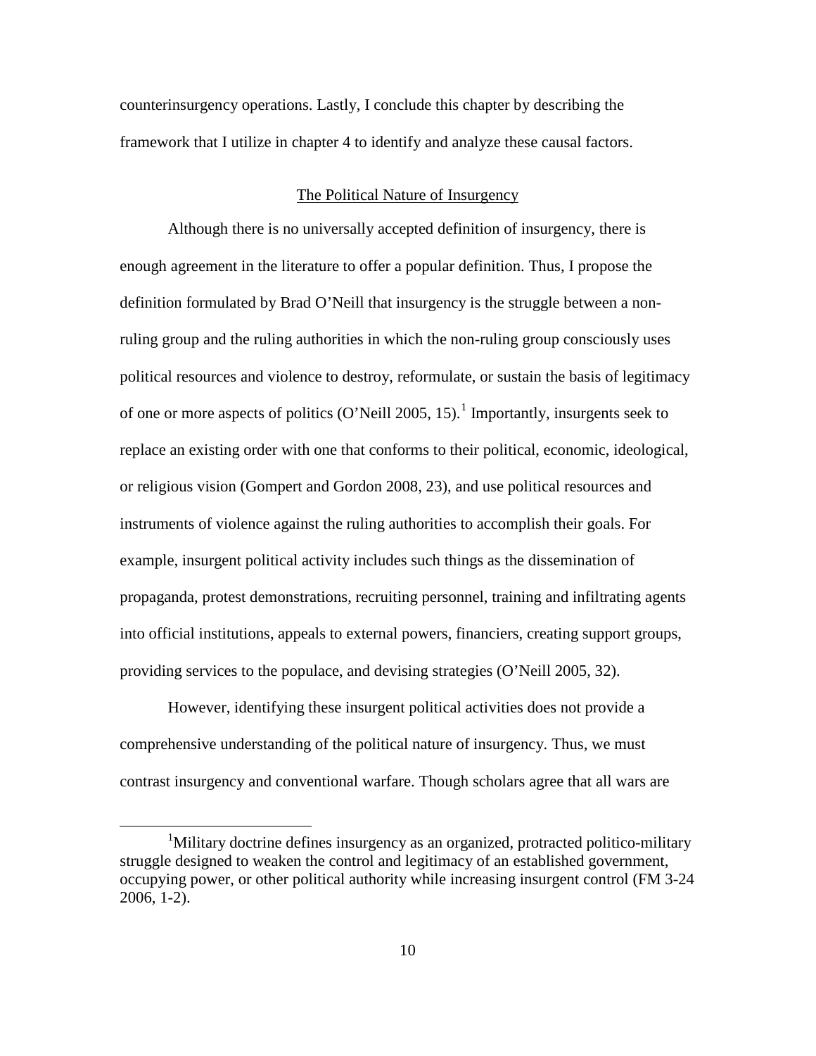counterinsurgency operations. Lastly, I conclude this chapter by describing the framework that I utilize in chapter 4 to identify and analyze these causal factors.

## The Political Nature of Insurgency

Although there is no universally accepted definition of insurgency, there is enough agreement in the literature to offer a popular definition. Thus, I propose the definition formulated by Brad O'Neill that insurgency is the struggle between a non-ruling group and the ruling authorities in which the non-ruling group consciously uses political resources and violence to destroy, reformulate, or sustain the basis of legitimacy of one or more aspects of politics (O'Neill 2005, 15).[1] Importantly, insurgents seek to replace an existing order with one that conforms to their political, economic, ideological, or religious vision (Gompert and Gordon 2008, 23), and use political resources and instruments of violence against the ruling authorities to accomplish their goals. For example, insurgent political activity includes such things as the dissemination of propaganda, protest demonstrations, recruiting personnel, training and infiltrating agents into official institutions, appeals to external powers, financiers, creating support groups, providing services to the populace, and devising strategies (O'Neill 2005, 32).

However, identifying these insurgent political activities does not provide a comprehensive understanding of the political nature of insurgency. Thus, we must contrast insurgency and conventional warfare. Though scholars agree that all wars are

[1] Military doctrine defines insurgency as an organized, protracted politico-military struggle designed to weaken the control and legitimacy of an established government, occupying power, or other political authority while increasing insurgent control (FM 3-24 2006, 1-2).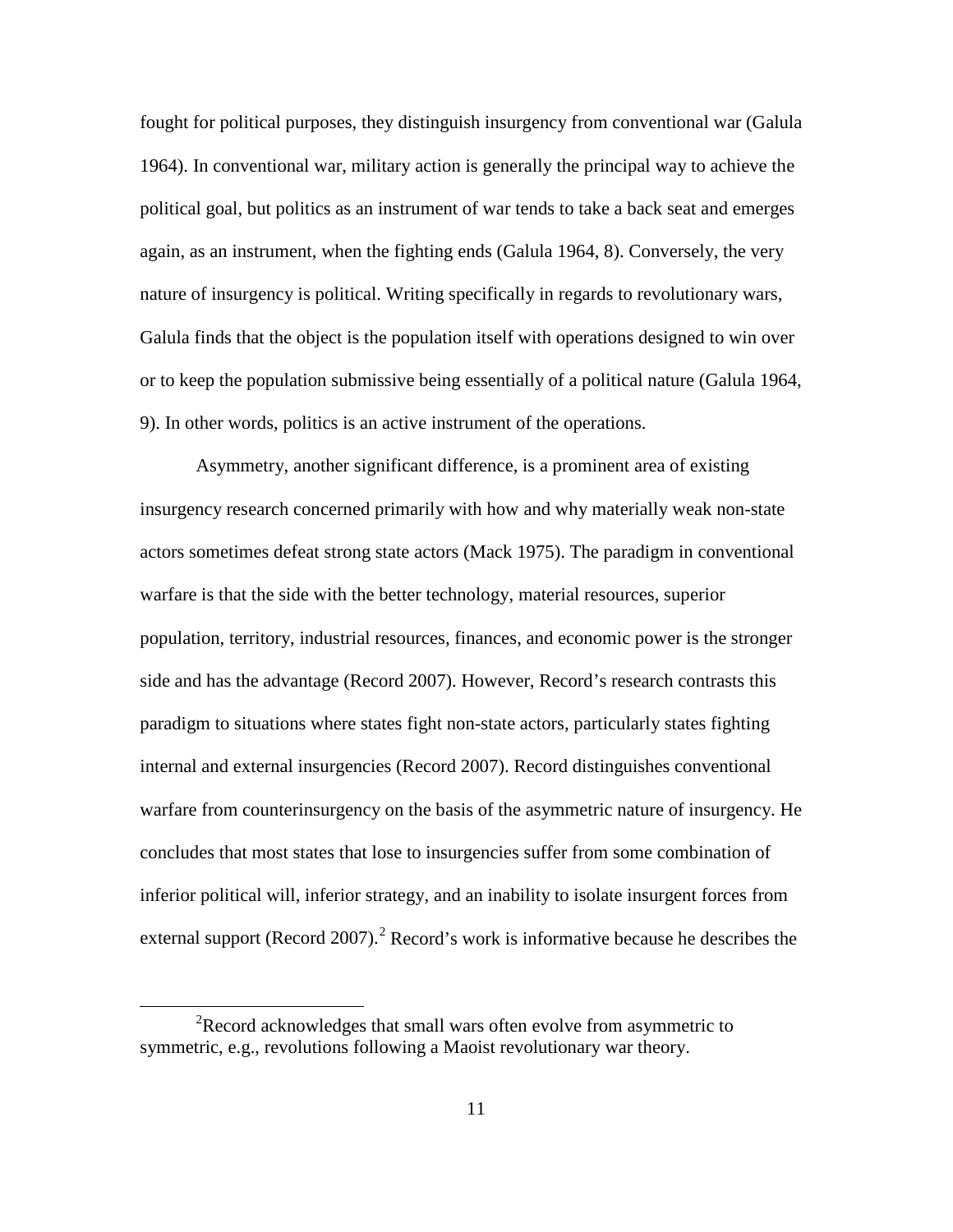fought for political purposes, they distinguish insurgency from conventional war (Galula 1964). In conventional war, military action is generally the principal way to achieve the political goal, but politics as an instrument of war tends to take a back seat and emerges again, as an instrument, when the fighting ends (Galula 1964, 8). Conversely, the very nature of insurgency is political. Writing specifically in regards to revolutionary wars, Galula finds that the object is the population itself with operations designed to win over or to keep the population submissive being essentially of a political nature (Galula 1964, 9). In other words, politics is an active instrument of the operations.

Asymmetry, another significant difference, is a prominent area of existing insurgency research concerned primarily with how and why materially weak non-state actors sometimes defeat strong state actors (Mack 1975). The paradigm in conventional warfare is that the side with the better technology, material resources, superior population, territory, industrial resources, finances, and economic power is the stronger side and has the advantage (Record 2007). However, Record's research contrasts this paradigm to situations where states fight non-state actors, particularly states fighting internal and external insurgencies (Record 2007). Record distinguishes conventional warfare from counterinsurgency on the basis of the asymmetric nature of insurgency. He concludes that most states that lose to insurgencies suffer from some combination of inferior political will, inferior strategy, and an inability to isolate insurgent forces from external support (Record 2007).[2] Record's work is informative because he describes the

[2] Record acknowledges that small wars often evolve from asymmetric to symmetric, e.g., revolutions following a Maoist revolutionary war theory.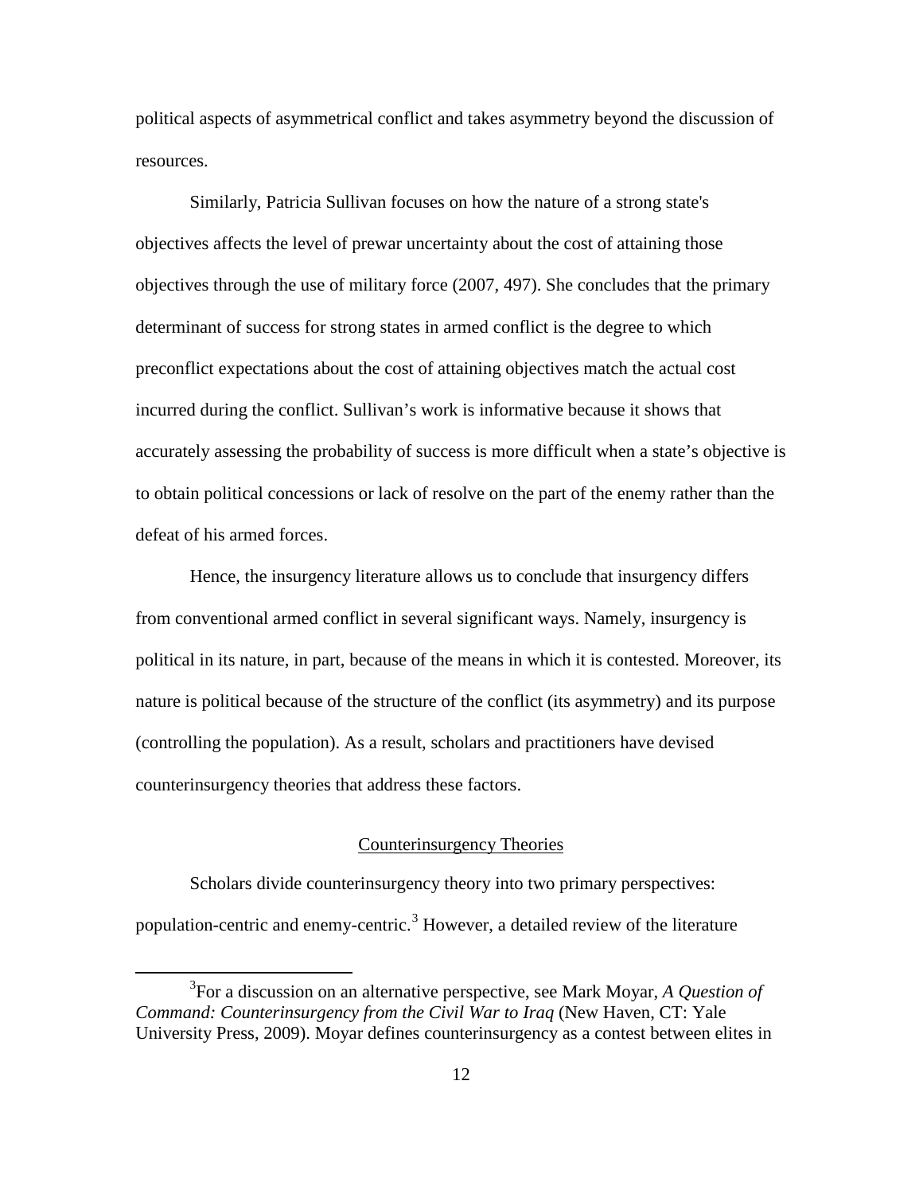political aspects of asymmetrical conflict and takes asymmetry beyond the discussion of resources.

Similarly, Patricia Sullivan focuses on how the nature of a strong state's objectives affects the level of prewar uncertainty about the cost of attaining those objectives through the use of military force (2007, 497). She concludes that the primary determinant of success for strong states in armed conflict is the degree to which preconflict expectations about the cost of attaining objectives match the actual cost incurred during the conflict. Sullivan's work is informative because it shows that accurately assessing the probability of success is more difficult when a state's objective is to obtain political concessions or lack of resolve on the part of the enemy rather than the defeat of his armed forces.

Hence, the insurgency literature allows us to conclude that insurgency differs from conventional armed conflict in several significant ways. Namely, insurgency is political in its nature, in part, because of the means in which it is contested. Moreover, its nature is political because of the structure of the conflict (its asymmetry) and its purpose (controlling the population). As a result, scholars and practitioners have devised counterinsurgency theories that address these factors.

## Counterinsurgency Theories

Scholars divide counterinsurgency theory into two primary perspectives: population-centric and enemy-centric.[3] However, a detailed review of the literature

[3]For a discussion on an alternative perspective, see Mark Moyar, *A Question of Command: Counterinsurgency from the Civil War to Iraq* (New Haven, CT: Yale University Press, 2009). Moyar defines counterinsurgency as a contest between elites in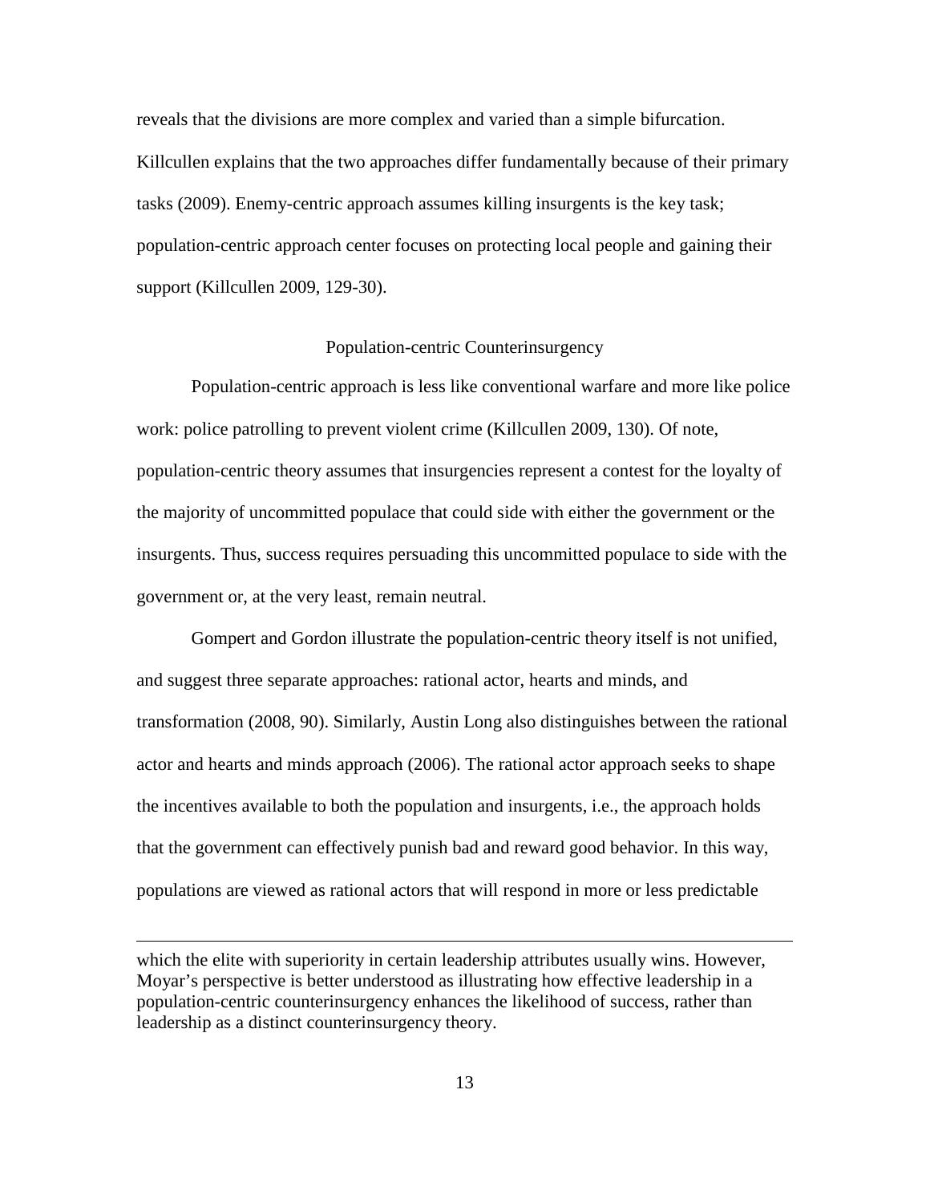reveals that the divisions are more complex and varied than a simple bifurcation. Killcullen explains that the two approaches differ fundamentally because of their primary tasks (2009). Enemy-centric approach assumes killing insurgents is the key task; population-centric approach center focuses on protecting local people and gaining their support (Killcullen 2009, 129-30).

## Population-centric Counterinsurgency

Population-centric approach is less like conventional warfare and more like police work: police patrolling to prevent violent crime (Killcullen 2009, 130). Of note, population-centric theory assumes that insurgencies represent a contest for the loyalty of the majority of uncommitted populace that could side with either the government or the insurgents. Thus, success requires persuading this uncommitted populace to side with the government or, at the very least, remain neutral.

Gompert and Gordon illustrate the population-centric theory itself is not unified, and suggest three separate approaches: rational actor, hearts and minds, and transformation (2008, 90). Similarly, Austin Long also distinguishes between the rational actor and hearts and minds approach (2006). The rational actor approach seeks to shape the incentives available to both the population and insurgents, i.e., the approach holds that the government can effectively punish bad and reward good behavior. In this way, populations are viewed as rational actors that will respond in more or less predictable

---

which the elite with superiority in certain leadership attributes usually wins. However, Moyar's perspective is better understood as illustrating how effective leadership in a population-centric counterinsurgency enhances the likelihood of success, rather than leadership as a distinct counterinsurgency theory.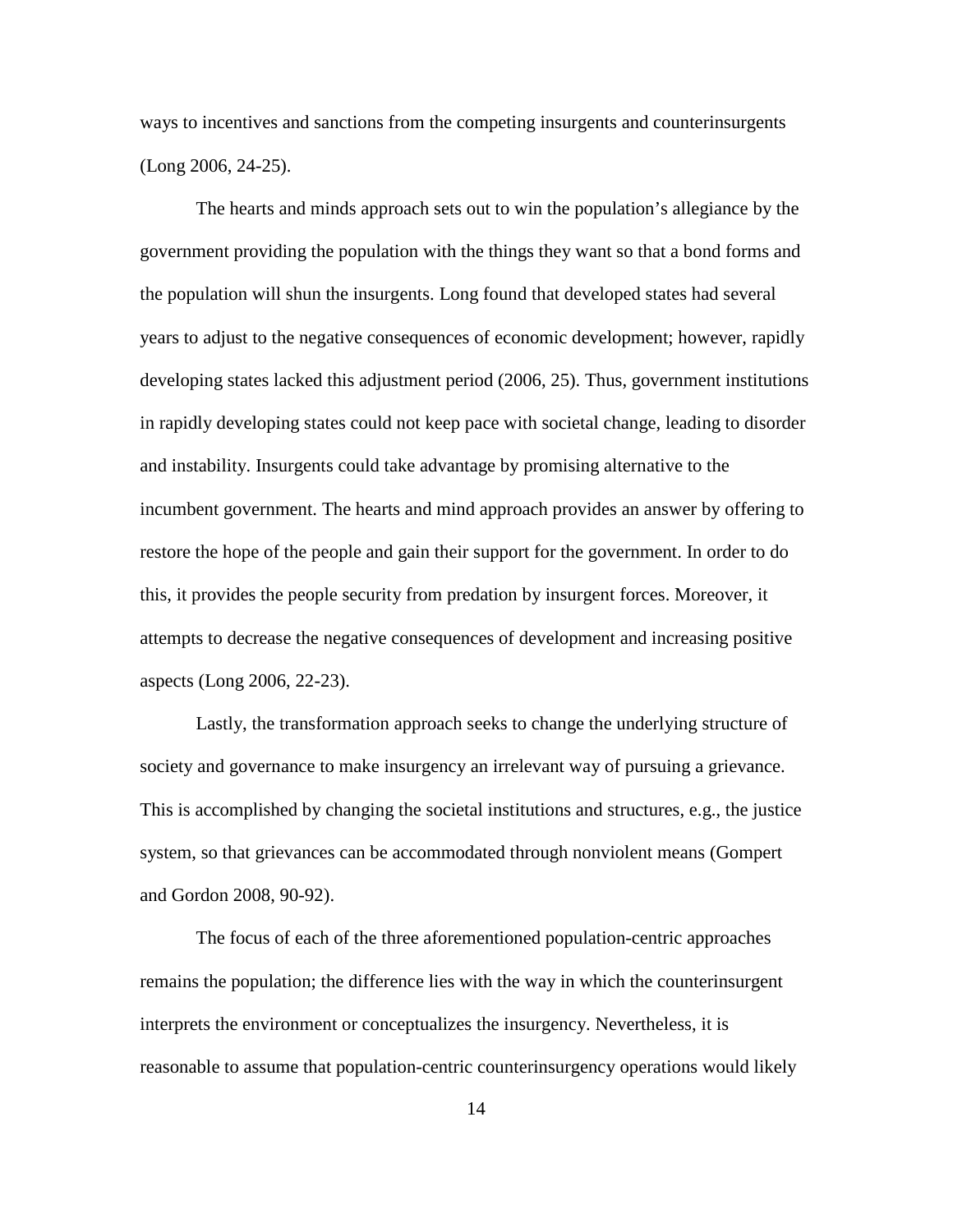ways to incentives and sanctions from the competing insurgents and counterinsurgents (Long 2006, 24-25).

The hearts and minds approach sets out to win the population's allegiance by the government providing the population with the things they want so that a bond forms and the population will shun the insurgents. Long found that developed states had several years to adjust to the negative consequences of economic development; however, rapidly developing states lacked this adjustment period (2006, 25). Thus, government institutions in rapidly developing states could not keep pace with societal change, leading to disorder and instability. Insurgents could take advantage by promising alternative to the incumbent government. The hearts and mind approach provides an answer by offering to restore the hope of the people and gain their support for the government. In order to do this, it provides the people security from predation by insurgent forces. Moreover, it attempts to decrease the negative consequences of development and increasing positive aspects (Long 2006, 22-23).

Lastly, the transformation approach seeks to change the underlying structure of society and governance to make insurgency an irrelevant way of pursuing a grievance. This is accomplished by changing the societal institutions and structures, e.g., the justice system, so that grievances can be accommodated through nonviolent means (Gompert and Gordon 2008, 90-92).

The focus of each of the three aforementioned population-centric approaches remains the population; the difference lies with the way in which the counterinsurgent interprets the environment or conceptualizes the insurgency. Nevertheless, it is reasonable to assume that population-centric counterinsurgency operations would likely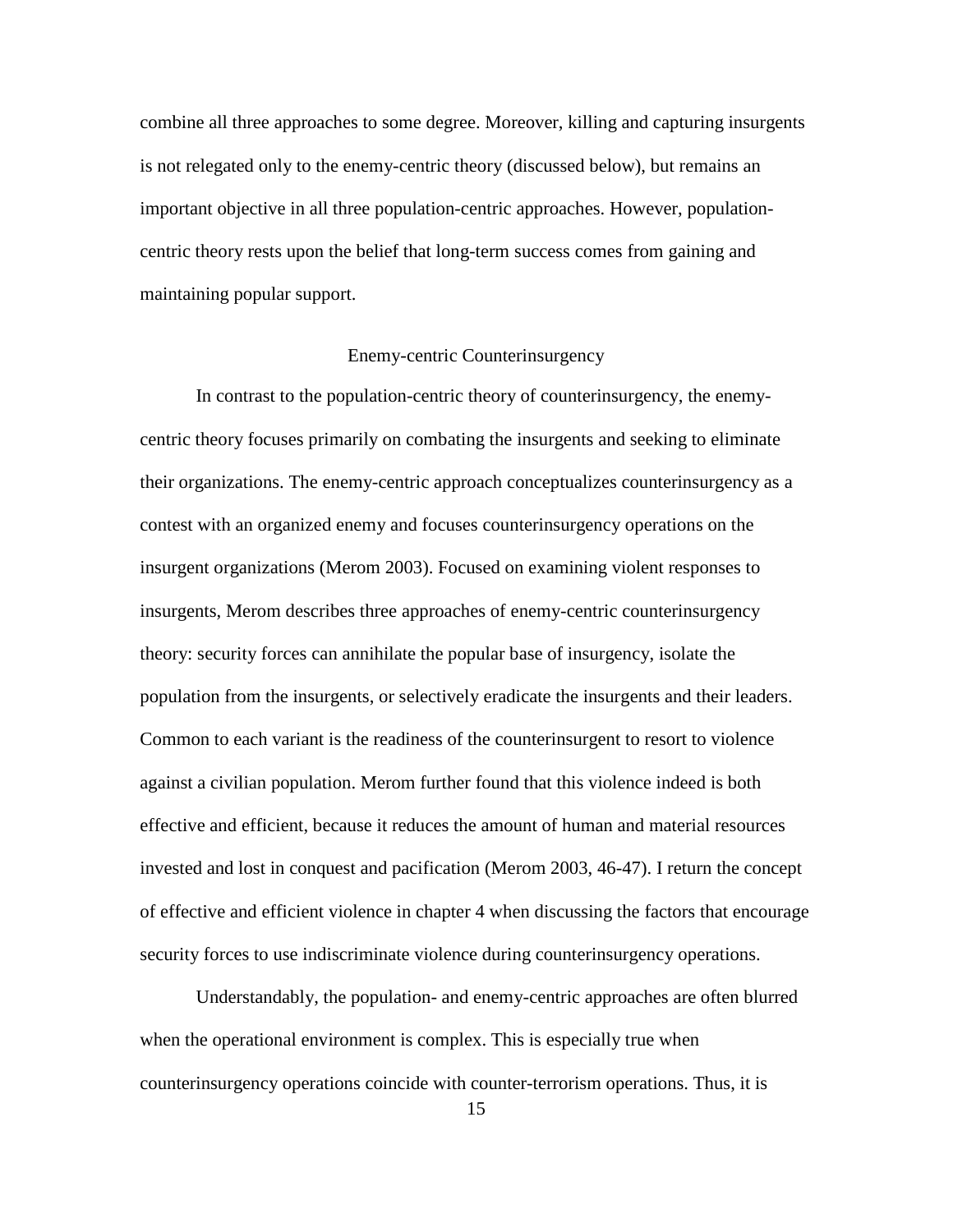combine all three approaches to some degree. Moreover, killing and capturing insurgents is not relegated only to the enemy-centric theory (discussed below), but remains an important objective in all three population-centric approaches. However, population-centric theory rests upon the belief that long-term success comes from gaining and maintaining popular support.

### Enemy-centric Counterinsurgency

In contrast to the population-centric theory of counterinsurgency, the enemy-centric theory focuses primarily on combating the insurgents and seeking to eliminate their organizations. The enemy-centric approach conceptualizes counterinsurgency as a contest with an organized enemy and focuses counterinsurgency operations on the insurgent organizations (Merom 2003). Focused on examining violent responses to insurgents, Merom describes three approaches of enemy-centric counterinsurgency theory: security forces can annihilate the popular base of insurgency, isolate the population from the insurgents, or selectively eradicate the insurgents and their leaders. Common to each variant is the readiness of the counterinsurgent to resort to violence against a civilian population. Merom further found that this violence indeed is both effective and efficient, because it reduces the amount of human and material resources invested and lost in conquest and pacification (Merom 2003, 46-47). I return the concept of effective and efficient violence in chapter 4 when discussing the factors that encourage security forces to use indiscriminate violence during counterinsurgency operations.

Understandably, the population- and enemy-centric approaches are often blurred when the operational environment is complex. This is especially true when counterinsurgency operations coincide with counter-terrorism operations. Thus, it is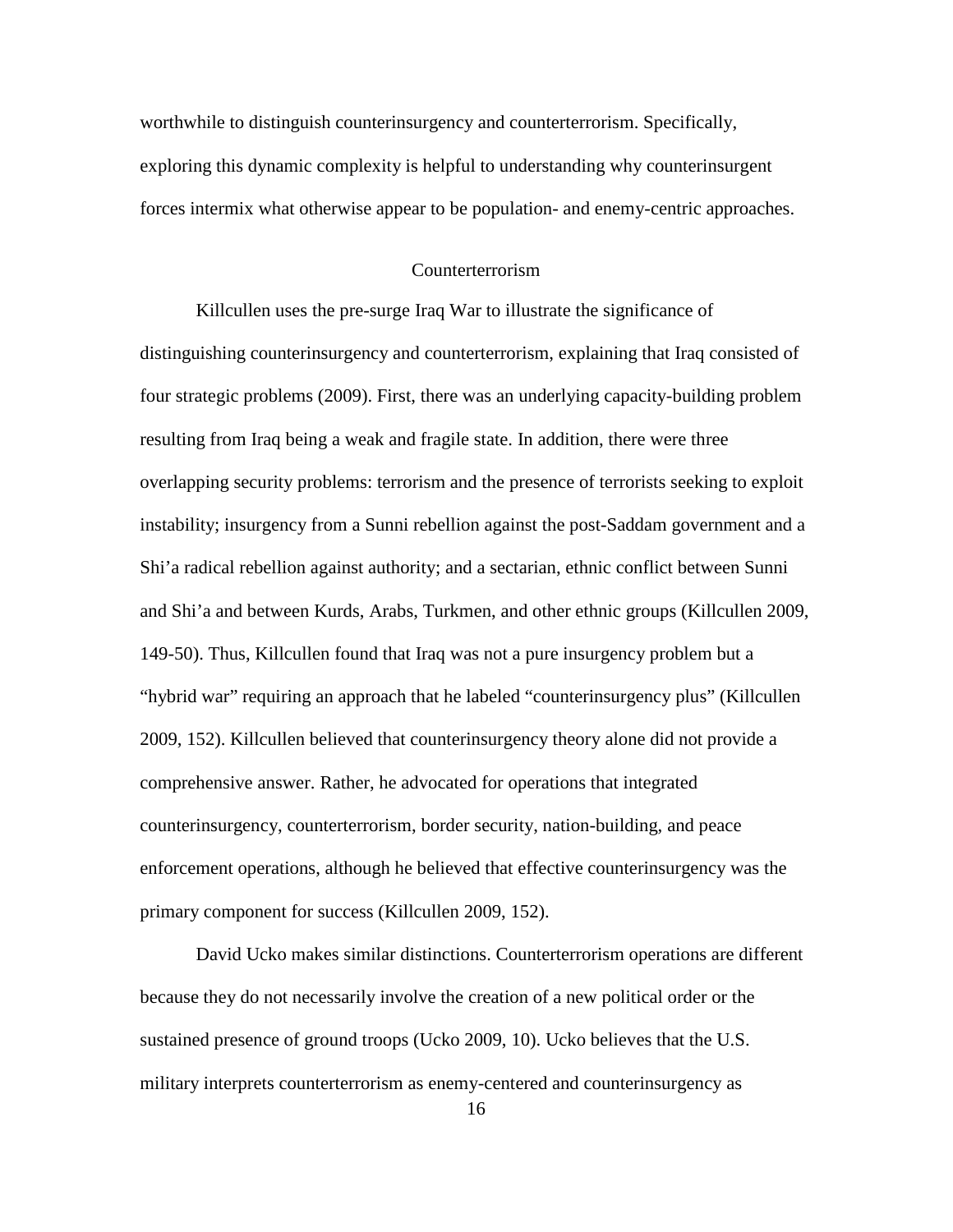worthwhile to distinguish counterinsurgency and counterterrorism. Specifically, exploring this dynamic complexity is helpful to understanding why counterinsurgent forces intermix what otherwise appear to be population- and enemy-centric approaches.

## Counterterrorism

Killcullen uses the pre-surge Iraq War to illustrate the significance of distinguishing counterinsurgency and counterterrorism, explaining that Iraq consisted of four strategic problems (2009). First, there was an underlying capacity-building problem resulting from Iraq being a weak and fragile state. In addition, there were three overlapping security problems: terrorism and the presence of terrorists seeking to exploit instability; insurgency from a Sunni rebellion against the post-Saddam government and a Shi'a radical rebellion against authority; and a sectarian, ethnic conflict between Sunni and Shi'a and between Kurds, Arabs, Turkmen, and other ethnic groups (Killcullen 2009, 149-50). Thus, Killcullen found that Iraq was not a pure insurgency problem but a "hybrid war" requiring an approach that he labeled "counterinsurgency plus" (Killcullen 2009, 152). Killcullen believed that counterinsurgency theory alone did not provide a comprehensive answer. Rather, he advocated for operations that integrated counterinsurgency, counterterrorism, border security, nation-building, and peace enforcement operations, although he believed that effective counterinsurgency was the primary component for success (Killcullen 2009, 152).

David Ucko makes similar distinctions. Counterterrorism operations are different because they do not necessarily involve the creation of a new political order or the sustained presence of ground troops (Ucko 2009, 10). Ucko believes that the U.S. military interprets counterterrorism as enemy-centered and counterinsurgency as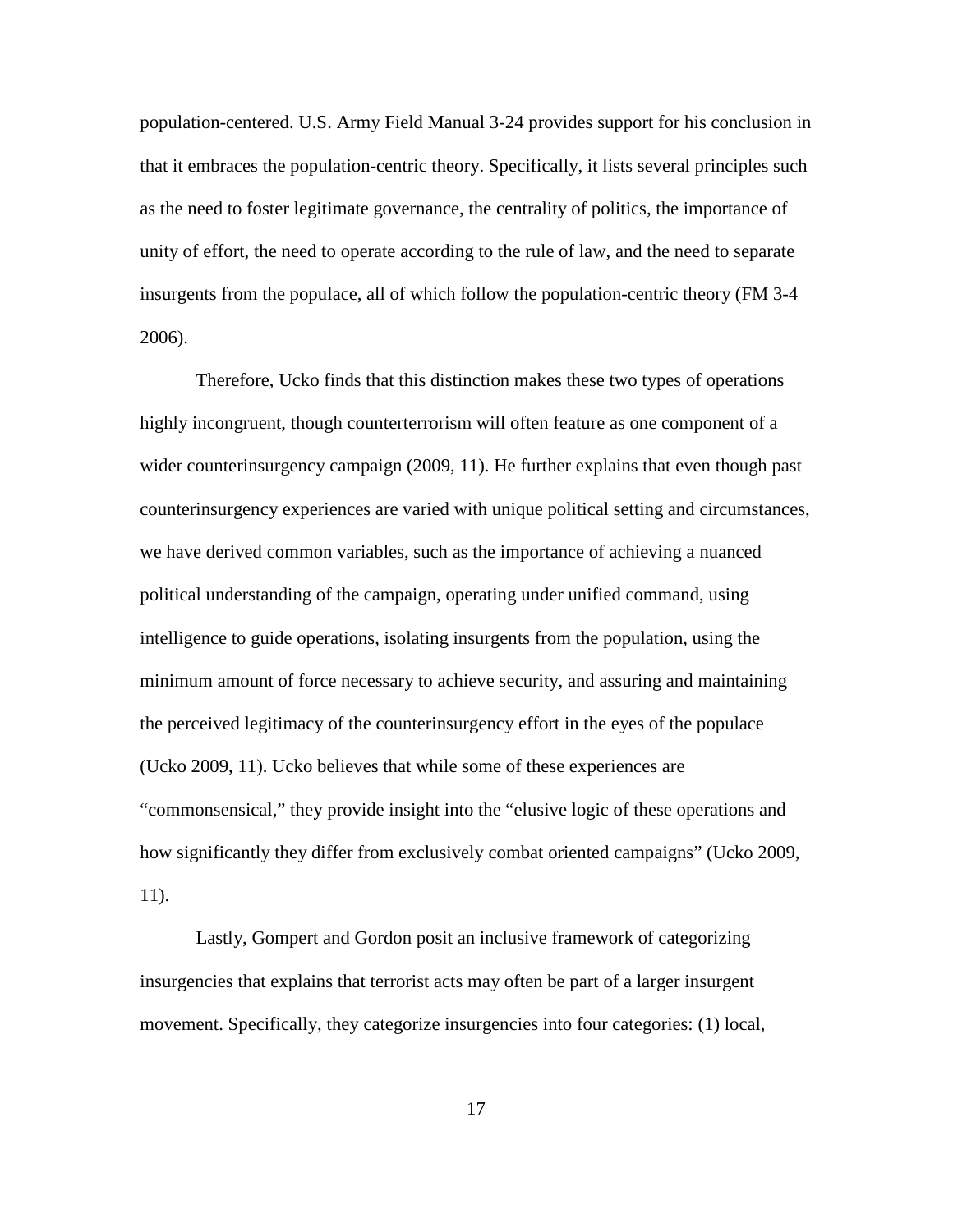population-centered. U.S. Army Field Manual 3-24 provides support for his conclusion in that it embraces the population-centric theory. Specifically, it lists several principles such as the need to foster legitimate governance, the centrality of politics, the importance of unity of effort, the need to operate according to the rule of law, and the need to separate insurgents from the populace, all of which follow the population-centric theory (FM 3-4 2006).

Therefore, Ucko finds that this distinction makes these two types of operations highly incongruent, though counterterrorism will often feature as one component of a wider counterinsurgency campaign (2009, 11). He further explains that even though past counterinsurgency experiences are varied with unique political setting and circumstances, we have derived common variables, such as the importance of achieving a nuanced political understanding of the campaign, operating under unified command, using intelligence to guide operations, isolating insurgents from the population, using the minimum amount of force necessary to achieve security, and assuring and maintaining the perceived legitimacy of the counterinsurgency effort in the eyes of the populace (Ucko 2009, 11). Ucko believes that while some of these experiences are "commonsensical," they provide insight into the "elusive logic of these operations and how significantly they differ from exclusively combat oriented campaigns" (Ucko 2009, 11).

Lastly, Gompert and Gordon posit an inclusive framework of categorizing insurgencies that explains that terrorist acts may often be part of a larger insurgent movement. Specifically, they categorize insurgencies into four categories: (1) local,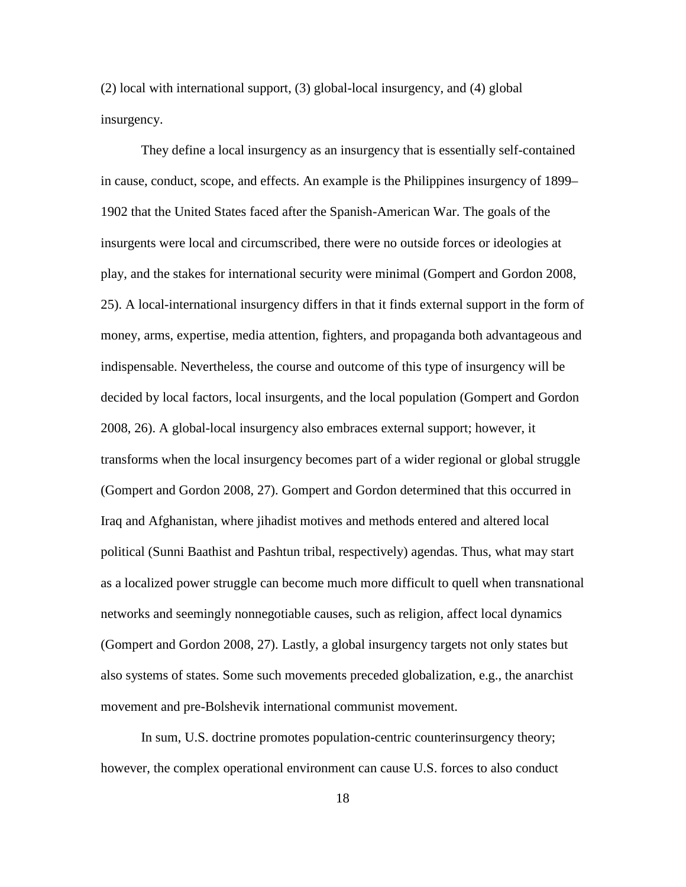(2) local with international support, (3) global-local insurgency, and (4) global insurgency.

They define a local insurgency as an insurgency that is essentially self-contained in cause, conduct, scope, and effects. An example is the Philippines insurgency of 1899–1902 that the United States faced after the Spanish-American War. The goals of the insurgents were local and circumscribed, there were no outside forces or ideologies at play, and the stakes for international security were minimal (Gompert and Gordon 2008, 25). A local-international insurgency differs in that it finds external support in the form of money, arms, expertise, media attention, fighters, and propaganda both advantageous and indispensable. Nevertheless, the course and outcome of this type of insurgency will be decided by local factors, local insurgents, and the local population (Gompert and Gordon 2008, 26). A global-local insurgency also embraces external support; however, it transforms when the local insurgency becomes part of a wider regional or global struggle (Gompert and Gordon 2008, 27). Gompert and Gordon determined that this occurred in Iraq and Afghanistan, where jihadist motives and methods entered and altered local political (Sunni Baathist and Pashtun tribal, respectively) agendas. Thus, what may start as a localized power struggle can become much more difficult to quell when transnational networks and seemingly nonnegotiable causes, such as religion, affect local dynamics (Gompert and Gordon 2008, 27). Lastly, a global insurgency targets not only states but also systems of states. Some such movements preceded globalization, e.g., the anarchist movement and pre-Bolshevik international communist movement.

In sum, U.S. doctrine promotes population-centric counterinsurgency theory; however, the complex operational environment can cause U.S. forces to also conduct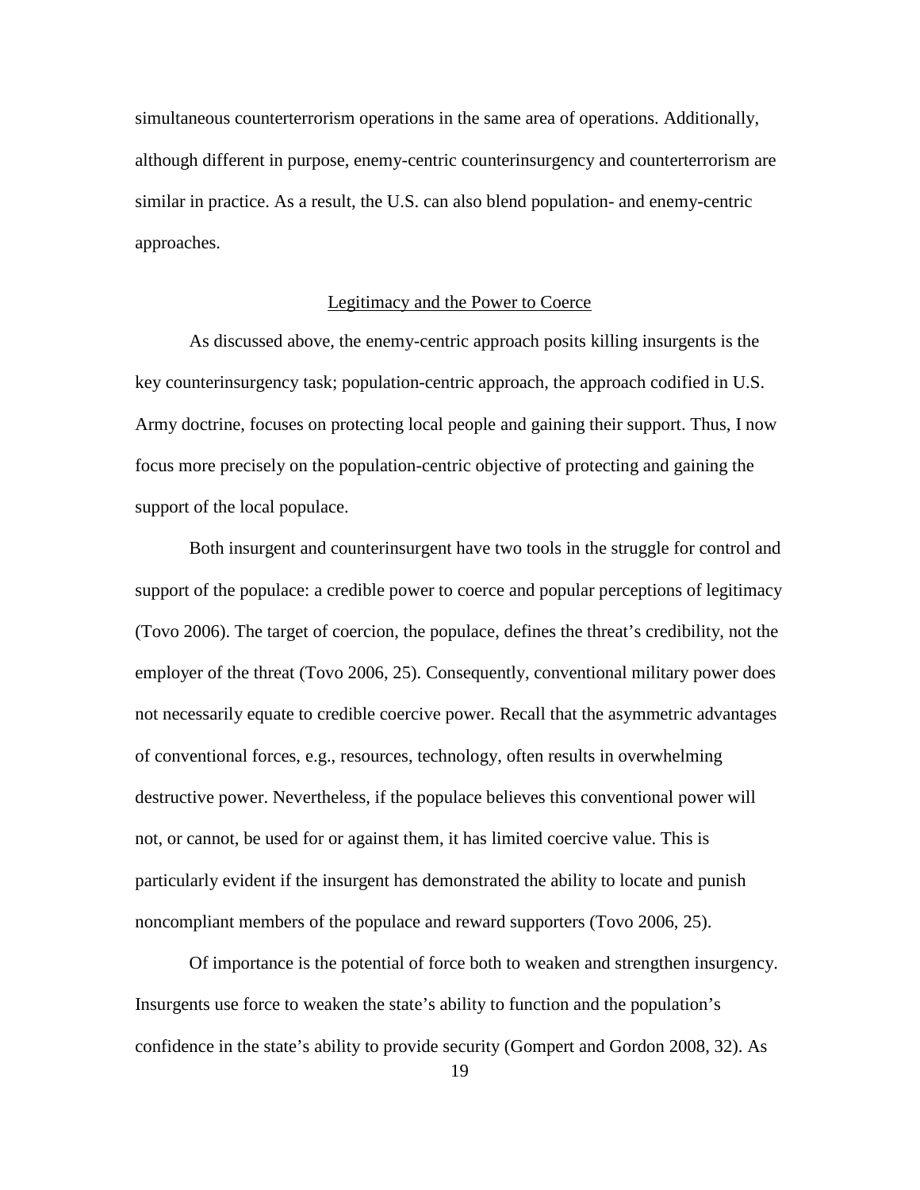simultaneous counterterrorism operations in the same area of operations. Additionally, although different in purpose, enemy-centric counterinsurgency and counterterrorism are similar in practice. As a result, the U.S. can also blend population- and enemy-centric approaches.

## Legitimacy and the Power to Coerce

As discussed above, the enemy-centric approach posits killing insurgents is the key counterinsurgency task; population-centric approach, the approach codified in U.S. Army doctrine, focuses on protecting local people and gaining their support. Thus, I now focus more precisely on the population-centric objective of protecting and gaining the support of the local populace.

Both insurgent and counterinsurgent have two tools in the struggle for control and support of the populace: a credible power to coerce and popular perceptions of legitimacy (Tovo 2006). The target of coercion, the populace, defines the threat's credibility, not the employer of the threat (Tovo 2006, 25). Consequently, conventional military power does not necessarily equate to credible coercive power. Recall that the asymmetric advantages of conventional forces, e.g., resources, technology, often results in overwhelming destructive power. Nevertheless, if the populace believes this conventional power will not, or cannot, be used for or against them, it has limited coercive value. This is particularly evident if the insurgent has demonstrated the ability to locate and punish noncompliant members of the populace and reward supporters (Tovo 2006, 25).

Of importance is the potential of force both to weaken and strengthen insurgency. Insurgents use force to weaken the state's ability to function and the population's confidence in the state's ability to provide security (Gompert and Gordon 2008, 32). As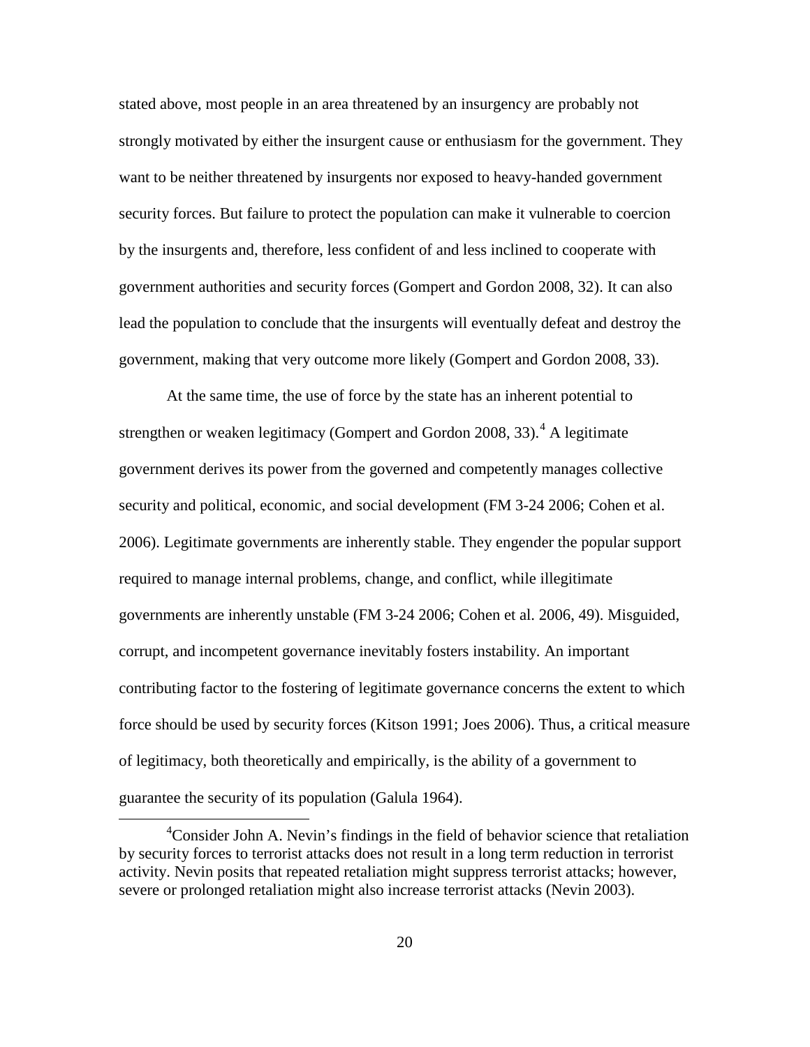stated above, most people in an area threatened by an insurgency are probably not strongly motivated by either the insurgent cause or enthusiasm for the government. They want to be neither threatened by insurgents nor exposed to heavy-handed government security forces. But failure to protect the population can make it vulnerable to coercion by the insurgents and, therefore, less confident of and less inclined to cooperate with government authorities and security forces (Gompert and Gordon 2008, 32). It can also lead the population to conclude that the insurgents will eventually defeat and destroy the government, making that very outcome more likely (Gompert and Gordon 2008, 33).

At the same time, the use of force by the state has an inherent potential to strengthen or weaken legitimacy (Gompert and Gordon 2008, 33).[4] A legitimate government derives its power from the governed and competently manages collective security and political, economic, and social development (FM 3-24 2006; Cohen et al. 2006). Legitimate governments are inherently stable. They engender the popular support required to manage internal problems, change, and conflict, while illegitimate governments are inherently unstable (FM 3-24 2006; Cohen et al. 2006, 49). Misguided, corrupt, and incompetent governance inevitably fosters instability. An important contributing factor to the fostering of legitimate governance concerns the extent to which force should be used by security forces (Kitson 1991; Joes 2006). Thus, a critical measure of legitimacy, both theoretically and empirically, is the ability of a government to guarantee the security of its population (Galula 1964).

[4] Consider John A. Nevin's findings in the field of behavior science that retaliation by security forces to terrorist attacks does not result in a long term reduction in terrorist activity. Nevin posits that repeated retaliation might suppress terrorist attacks; however, severe or prolonged retaliation might also increase terrorist attacks (Nevin 2003).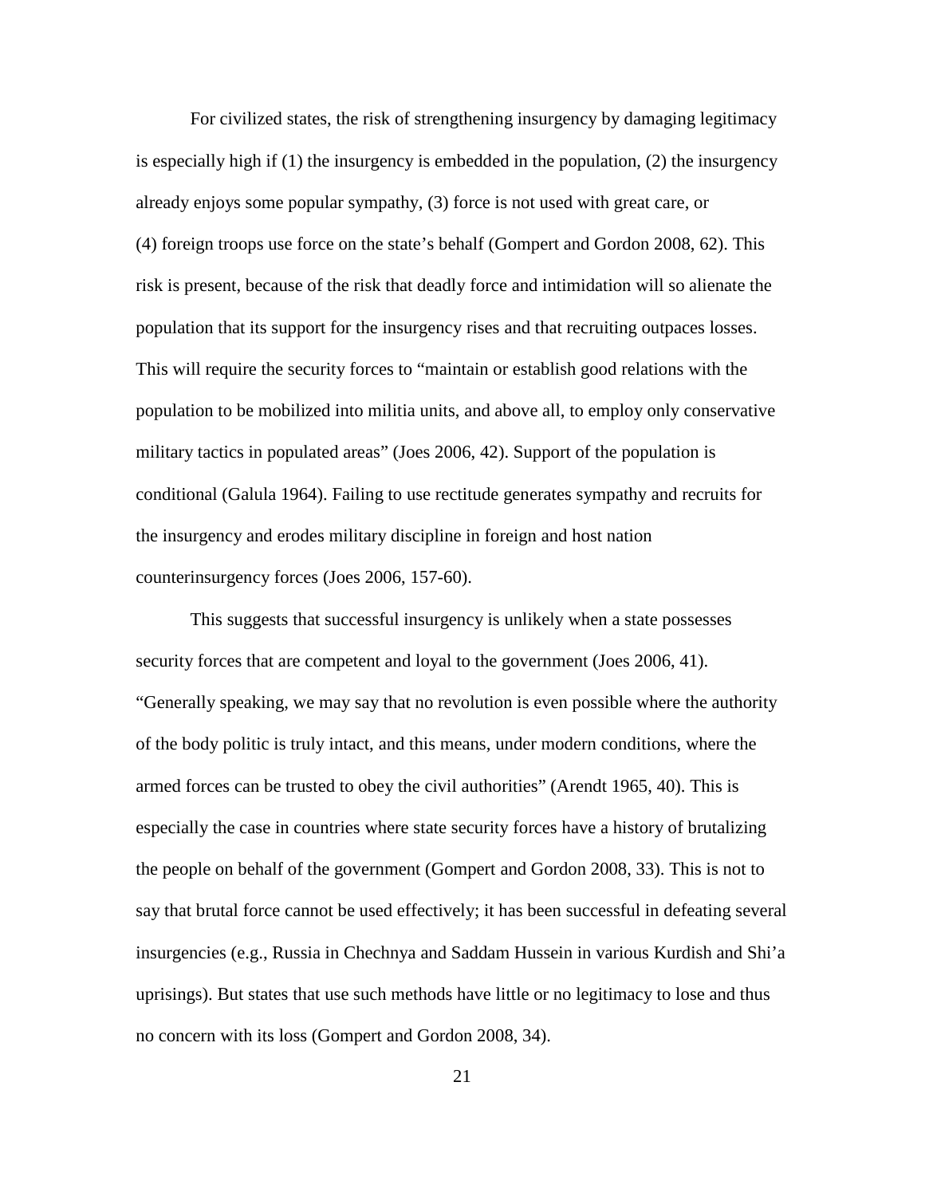For civilized states, the risk of strengthening insurgency by damaging legitimacy is especially high if (1) the insurgency is embedded in the population, (2) the insurgency already enjoys some popular sympathy, (3) force is not used with great care, or (4) foreign troops use force on the state's behalf (Gompert and Gordon 2008, 62). This risk is present, because of the risk that deadly force and intimidation will so alienate the population that its support for the insurgency rises and that recruiting outpaces losses. This will require the security forces to "maintain or establish good relations with the population to be mobilized into militia units, and above all, to employ only conservative military tactics in populated areas" (Joes 2006, 42). Support of the population is conditional (Galula 1964). Failing to use rectitude generates sympathy and recruits for the insurgency and erodes military discipline in foreign and host nation counterinsurgency forces (Joes 2006, 157-60).

This suggests that successful insurgency is unlikely when a state possesses security forces that are competent and loyal to the government (Joes 2006, 41). "Generally speaking, we may say that no revolution is even possible where the authority of the body politic is truly intact, and this means, under modern conditions, where the armed forces can be trusted to obey the civil authorities" (Arendt 1965, 40). This is especially the case in countries where state security forces have a history of brutalizing the people on behalf of the government (Gompert and Gordon 2008, 33). This is not to say that brutal force cannot be used effectively; it has been successful in defeating several insurgencies (e.g., Russia in Chechnya and Saddam Hussein in various Kurdish and Shi'a uprisings). But states that use such methods have little or no legitimacy to lose and thus no concern with its loss (Gompert and Gordon 2008, 34).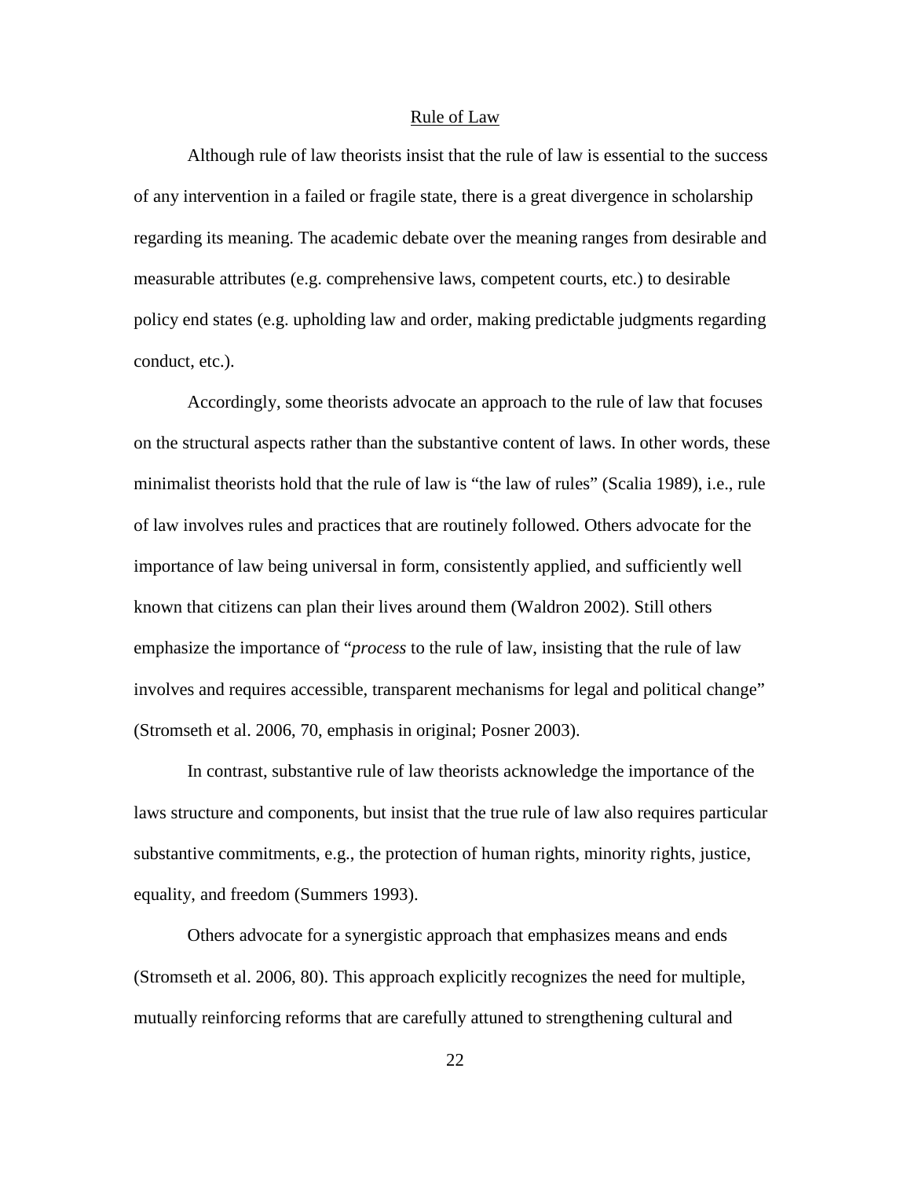## Rule of Law

Although rule of law theorists insist that the rule of law is essential to the success of any intervention in a failed or fragile state, there is a great divergence in scholarship regarding its meaning. The academic debate over the meaning ranges from desirable and measurable attributes (e.g. comprehensive laws, competent courts, etc.) to desirable policy end states (e.g. upholding law and order, making predictable judgments regarding conduct, etc.).

Accordingly, some theorists advocate an approach to the rule of law that focuses on the structural aspects rather than the substantive content of laws. In other words, these minimalist theorists hold that the rule of law is "the law of rules" (Scalia 1989), i.e., rule of law involves rules and practices that are routinely followed. Others advocate for the importance of law being universal in form, consistently applied, and sufficiently well known that citizens can plan their lives around them (Waldron 2002). Still others emphasize the importance of "*process* to the rule of law, insisting that the rule of law involves and requires accessible, transparent mechanisms for legal and political change" (Stromseth et al. 2006, 70, emphasis in original; Posner 2003).

In contrast, substantive rule of law theorists acknowledge the importance of the laws structure and components, but insist that the true rule of law also requires particular substantive commitments, e.g., the protection of human rights, minority rights, justice, equality, and freedom (Summers 1993).

Others advocate for a synergistic approach that emphasizes means and ends (Stromseth et al. 2006, 80). This approach explicitly recognizes the need for multiple, mutually reinforcing reforms that are carefully attuned to strengthening cultural and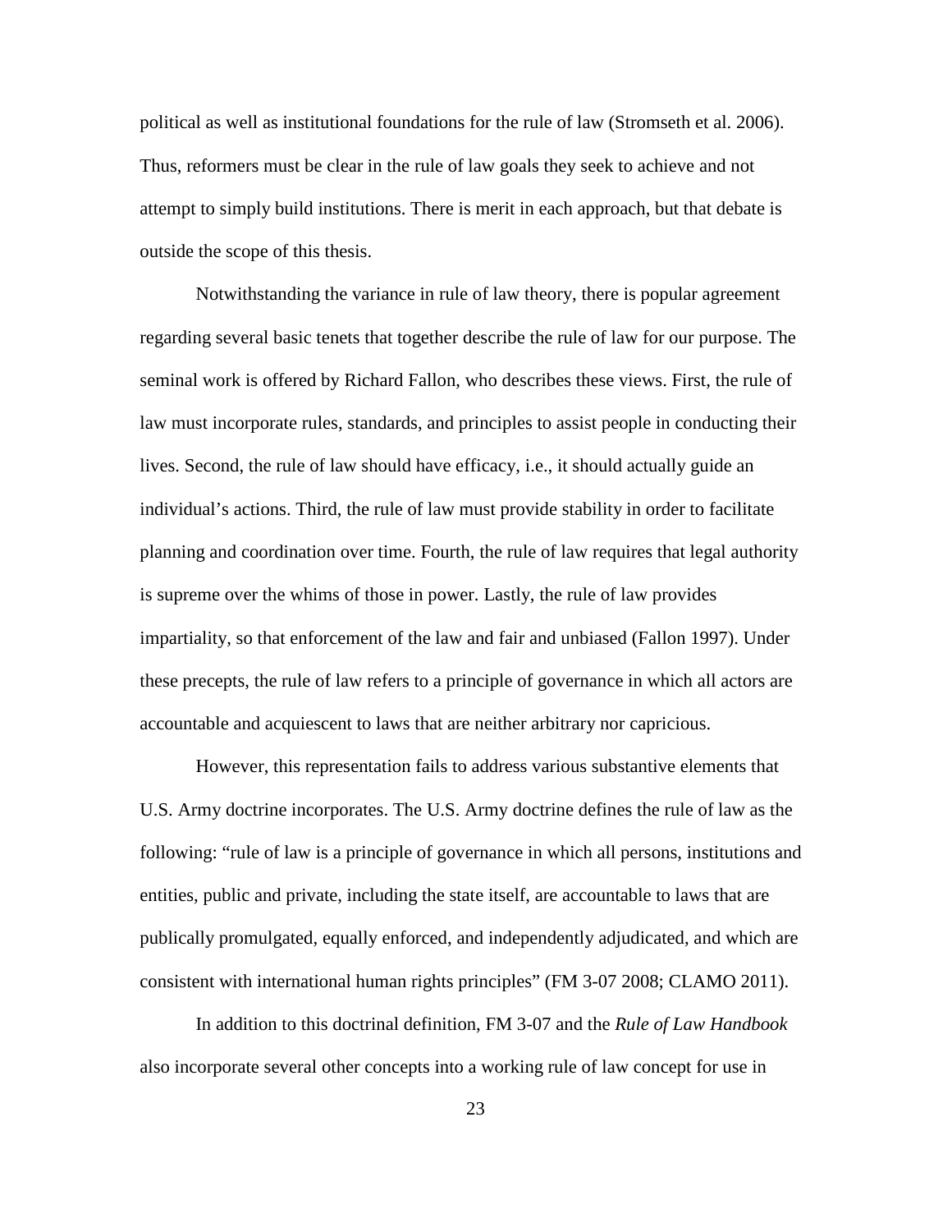political as well as institutional foundations for the rule of law (Stromseth et al. 2006). Thus, reformers must be clear in the rule of law goals they seek to achieve and not attempt to simply build institutions. There is merit in each approach, but that debate is outside the scope of this thesis.

Notwithstanding the variance in rule of law theory, there is popular agreement regarding several basic tenets that together describe the rule of law for our purpose. The seminal work is offered by Richard Fallon, who describes these views. First, the rule of law must incorporate rules, standards, and principles to assist people in conducting their lives. Second, the rule of law should have efficacy, i.e., it should actually guide an individual's actions. Third, the rule of law must provide stability in order to facilitate planning and coordination over time. Fourth, the rule of law requires that legal authority is supreme over the whims of those in power. Lastly, the rule of law provides impartiality, so that enforcement of the law and fair and unbiased (Fallon 1997). Under these precepts, the rule of law refers to a principle of governance in which all actors are accountable and acquiescent to laws that are neither arbitrary nor capricious.

However, this representation fails to address various substantive elements that U.S. Army doctrine incorporates. The U.S. Army doctrine defines the rule of law as the following: "rule of law is a principle of governance in which all persons, institutions and entities, public and private, including the state itself, are accountable to laws that are publically promulgated, equally enforced, and independently adjudicated, and which are consistent with international human rights principles" (FM 3-07 2008; CLAMO 2011).

In addition to this doctrinal definition, FM 3-07 and the *Rule of Law Handbook* also incorporate several other concepts into a working rule of law concept for use in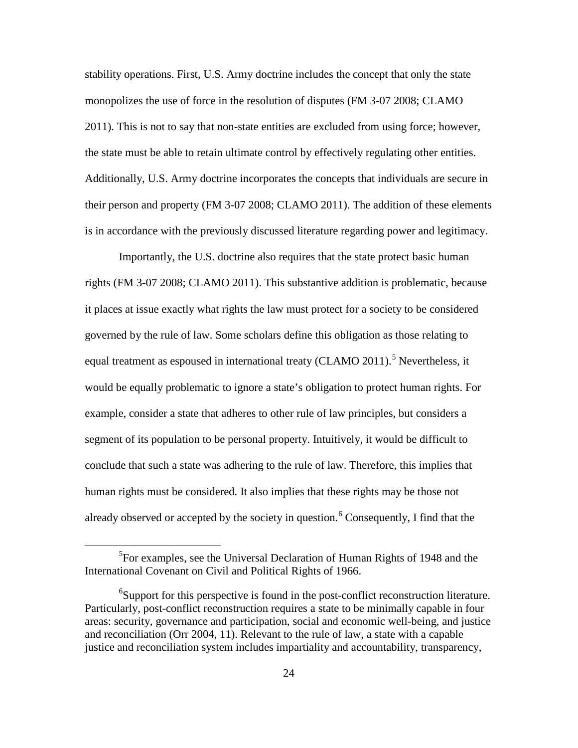stability operations. First, U.S. Army doctrine includes the concept that only the state monopolizes the use of force in the resolution of disputes (FM 3-07 2008; CLAMO 2011). This is not to say that non-state entities are excluded from using force; however, the state must be able to retain ultimate control by effectively regulating other entities. Additionally, U.S. Army doctrine incorporates the concepts that individuals are secure in their person and property (FM 3-07 2008; CLAMO 2011). The addition of these elements is in accordance with the previously discussed literature regarding power and legitimacy.

Importantly, the U.S. doctrine also requires that the state protect basic human rights (FM 3-07 2008; CLAMO 2011). This substantive addition is problematic, because it places at issue exactly what rights the law must protect for a society to be considered governed by the rule of law. Some scholars define this obligation as those relating to equal treatment as espoused in international treaty (CLAMO 2011).[5] Nevertheless, it would be equally problematic to ignore a state's obligation to protect human rights. For example, consider a state that adheres to other rule of law principles, but considers a segment of its population to be personal property. Intuitively, it would be difficult to conclude that such a state was adhering to the rule of law. Therefore, this implies that human rights must be considered. It also implies that these rights may be those not already observed or accepted by the society in question.[6] Consequently, I find that the

---

[5]For examples, see the Universal Declaration of Human Rights of 1948 and the International Covenant on Civil and Political Rights of 1966.

[6]Support for this perspective is found in the post-conflict reconstruction literature. Particularly, post-conflict reconstruction requires a state to be minimally capable in four areas: security, governance and participation, social and economic well-being, and justice and reconciliation (Orr 2004, 11). Relevant to the rule of law, a state with a capable justice and reconciliation system includes impartiality and accountability, transparency,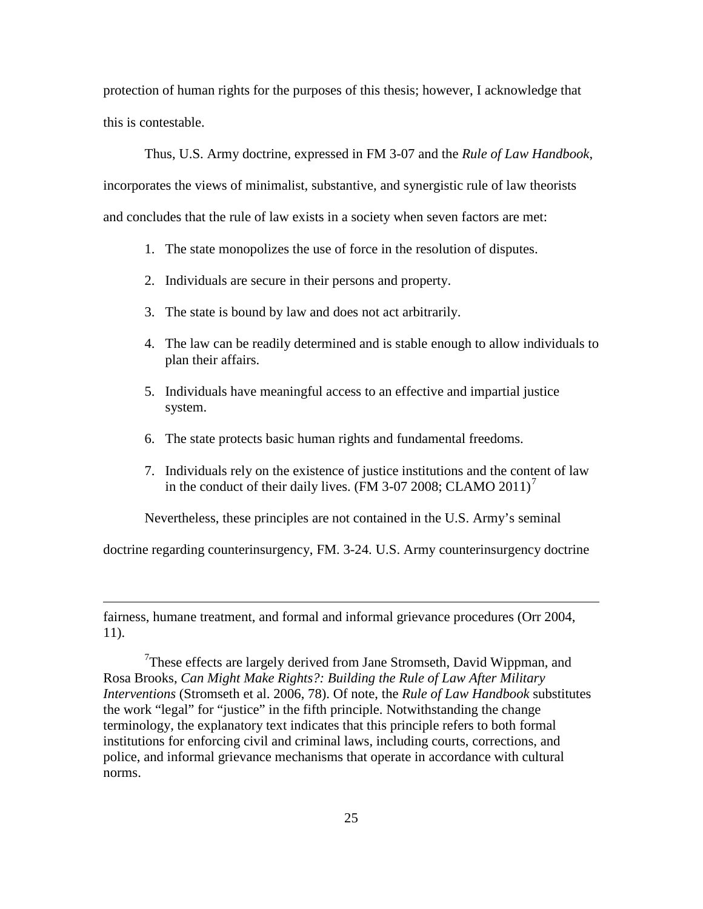protection of human rights for the purposes of this thesis; however, I acknowledge that this is contestable.

Thus, U.S. Army doctrine, expressed in FM 3-07 and the *Rule of Law Handbook*, incorporates the views of minimalist, substantive, and synergistic rule of law theorists and concludes that the rule of law exists in a society when seven factors are met:

1. The state monopolizes the use of force in the resolution of disputes.
2. Individuals are secure in their persons and property.
3. The state is bound by law and does not act arbitrarily.
4. The law can be readily determined and is stable enough to allow individuals to plan their affairs.
5. Individuals have meaningful access to an effective and impartial justice system.
6. The state protects basic human rights and fundamental freedoms.
7. Individuals rely on the existence of justice institutions and the content of law in the conduct of their daily lives. (FM 3-07 2008; CLAMO 2011)[7]

Nevertheless, these principles are not contained in the U.S. Army's seminal doctrine regarding counterinsurgency, FM. 3-24. U.S. Army counterinsurgency doctrine

---

fairness, humane treatment, and formal and informal grievance procedures (Orr 2004, 11).

[7]These effects are largely derived from Jane Stromseth, David Wippman, and Rosa Brooks, *Can Might Make Rights?: Building the Rule of Law After Military Interventions* (Stromseth et al. 2006, 78). Of note, the *Rule of Law Handbook* substitutes the work "legal" for "justice" in the fifth principle. Notwithstanding the change terminology, the explanatory text indicates that this principle refers to both formal institutions for enforcing civil and criminal laws, including courts, corrections, and police, and informal grievance mechanisms that operate in accordance with cultural norms.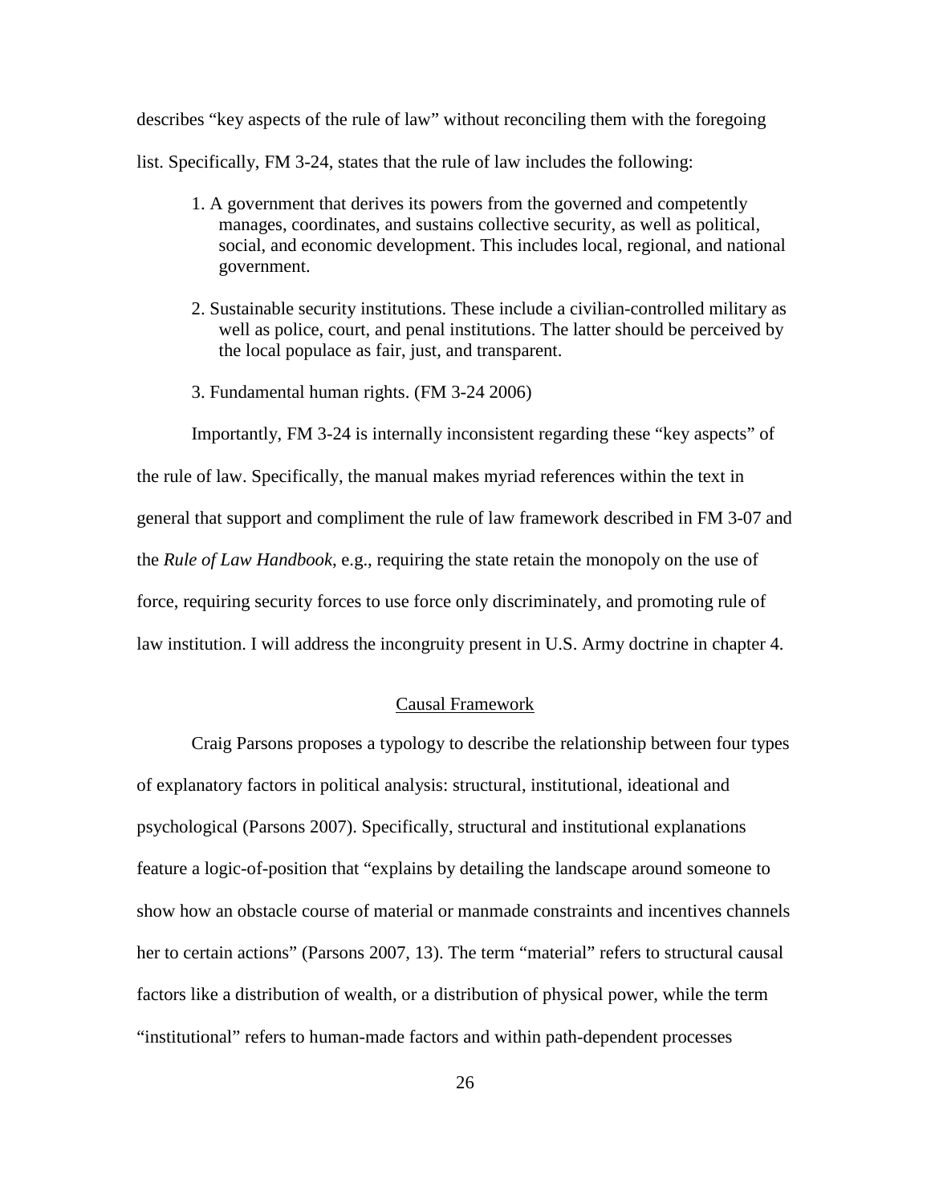describes "key aspects of the rule of law" without reconciling them with the foregoing list. Specifically, FM 3-24, states that the rule of law includes the following:

> 1. A government that derives its powers from the governed and competently manages, coordinates, and sustains collective security, as well as political, social, and economic development. This includes local, regional, and national government.
>
> 2. Sustainable security institutions. These include a civilian-controlled military as well as police, court, and penal institutions. The latter should be perceived by the local populace as fair, just, and transparent.
>
> 3. Fundamental human rights. (FM 3-24 2006)

Importantly, FM 3-24 is internally inconsistent regarding these "key aspects" of the rule of law. Specifically, the manual makes myriad references within the text in general that support and compliment the rule of law framework described in FM 3-07 and the *Rule of Law Handbook*, e.g., requiring the state retain the monopoly on the use of force, requiring security forces to use force only discriminately, and promoting rule of law institution. I will address the incongruity present in U.S. Army doctrine in chapter 4.

## Causal Framework

Craig Parsons proposes a typology to describe the relationship between four types of explanatory factors in political analysis: structural, institutional, ideational and psychological (Parsons 2007). Specifically, structural and institutional explanations feature a logic-of-position that "explains by detailing the landscape around someone to show how an obstacle course of material or manmade constraints and incentives channels her to certain actions" (Parsons 2007, 13). The term "material" refers to structural causal factors like a distribution of wealth, or a distribution of physical power, while the term "institutional" refers to human-made factors and within path-dependent processes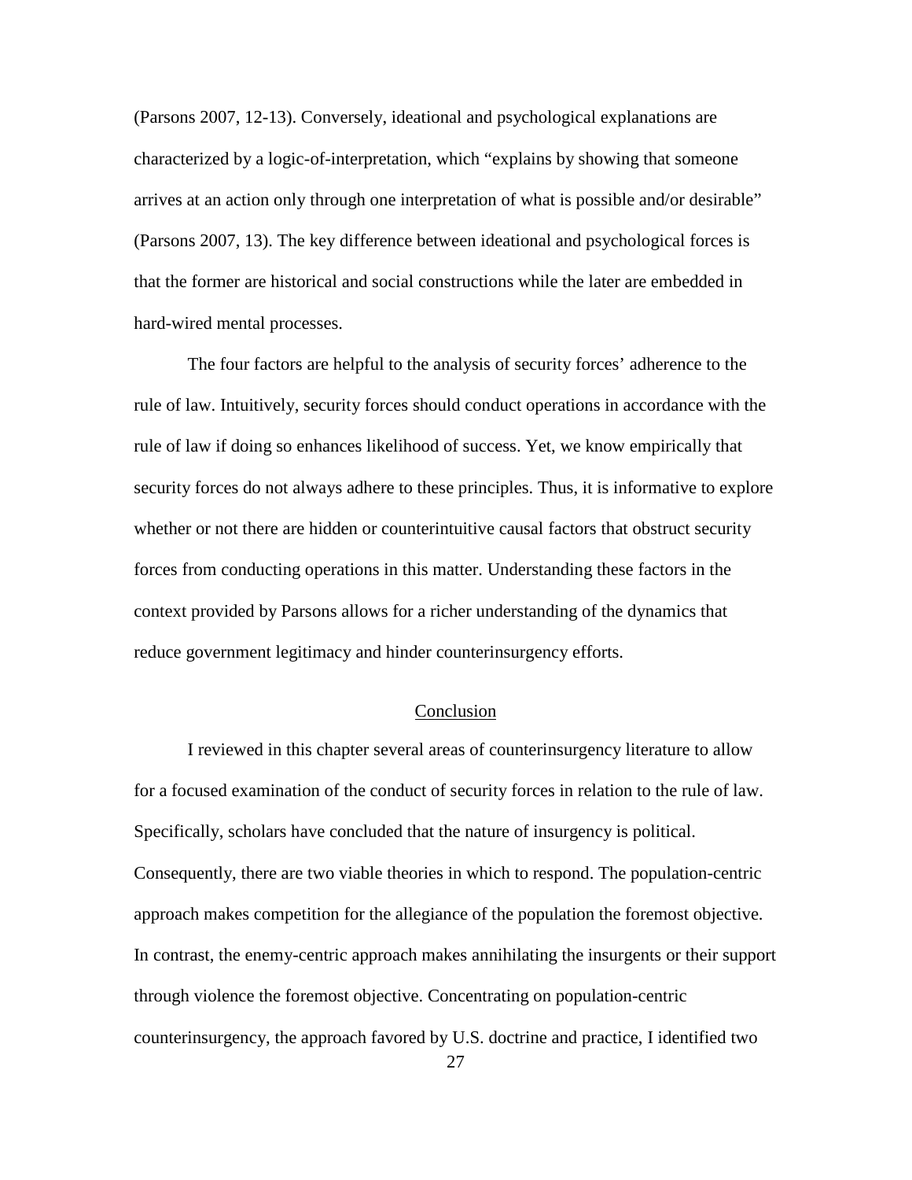(Parsons 2007, 12-13). Conversely, ideational and psychological explanations are characterized by a logic-of-interpretation, which "explains by showing that someone arrives at an action only through one interpretation of what is possible and/or desirable" (Parsons 2007, 13). The key difference between ideational and psychological forces is that the former are historical and social constructions while the later are embedded in hard-wired mental processes.

The four factors are helpful to the analysis of security forces' adherence to the rule of law. Intuitively, security forces should conduct operations in accordance with the rule of law if doing so enhances likelihood of success. Yet, we know empirically that security forces do not always adhere to these principles. Thus, it is informative to explore whether or not there are hidden or counterintuitive causal factors that obstruct security forces from conducting operations in this matter. Understanding these factors in the context provided by Parsons allows for a richer understanding of the dynamics that reduce government legitimacy and hinder counterinsurgency efforts.

## Conclusion

I reviewed in this chapter several areas of counterinsurgency literature to allow for a focused examination of the conduct of security forces in relation to the rule of law. Specifically, scholars have concluded that the nature of insurgency is political. Consequently, there are two viable theories in which to respond. The population-centric approach makes competition for the allegiance of the population the foremost objective. In contrast, the enemy-centric approach makes annihilating the insurgents or their support through violence the foremost objective. Concentrating on population-centric counterinsurgency, the approach favored by U.S. doctrine and practice, I identified two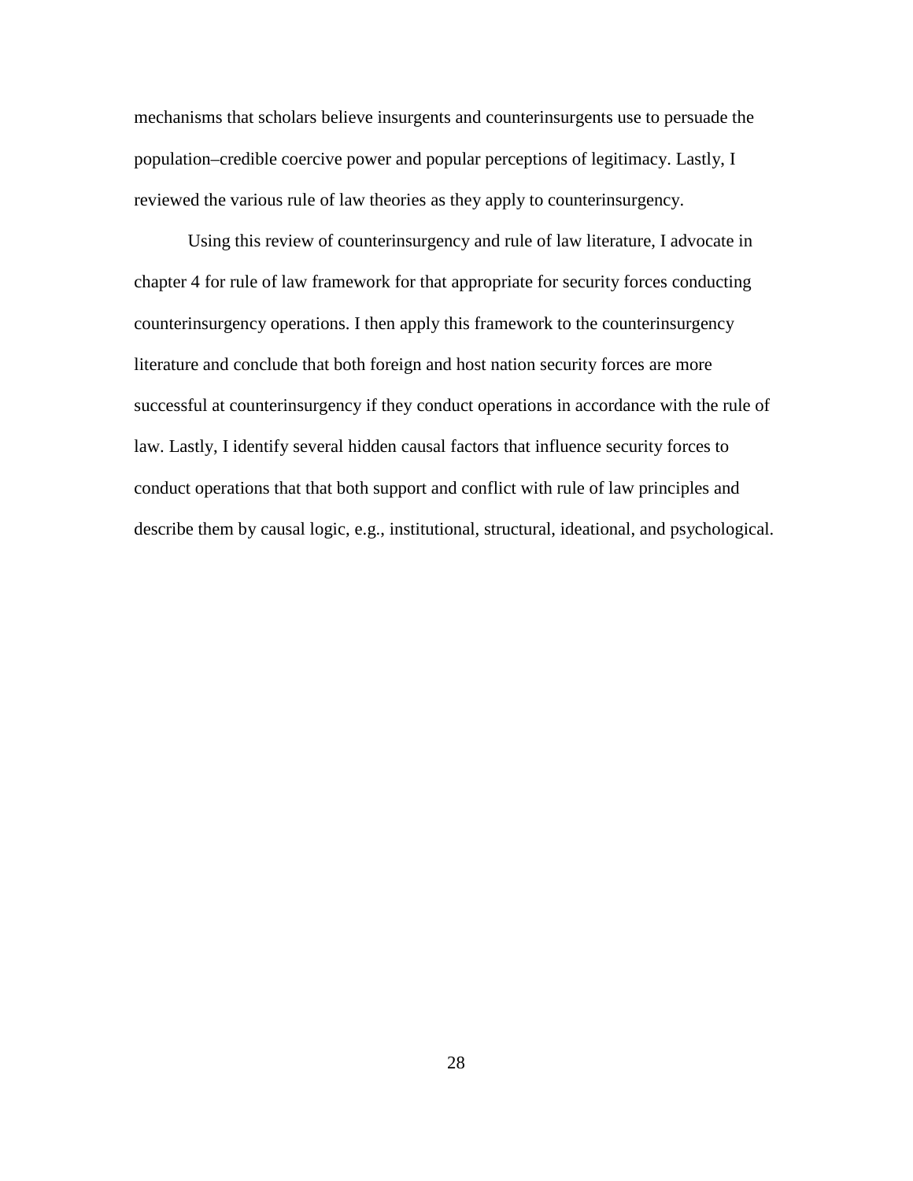mechanisms that scholars believe insurgents and counterinsurgents use to persuade the population–credible coercive power and popular perceptions of legitimacy. Lastly, I reviewed the various rule of law theories as they apply to counterinsurgency.

Using this review of counterinsurgency and rule of law literature, I advocate in chapter 4 for rule of law framework for that appropriate for security forces conducting counterinsurgency operations. I then apply this framework to the counterinsurgency literature and conclude that both foreign and host nation security forces are more successful at counterinsurgency if they conduct operations in accordance with the rule of law. Lastly, I identify several hidden causal factors that influence security forces to conduct operations that that both support and conflict with rule of law principles and describe them by causal logic, e.g., institutional, structural, ideational, and psychological.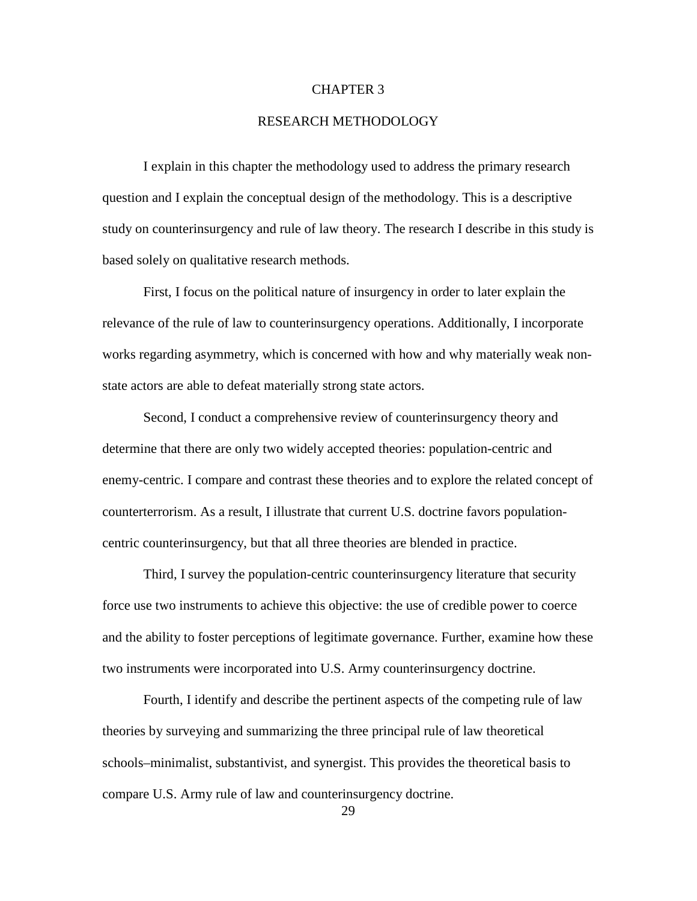# CHAPTER 3

## RESEARCH METHODOLOGY

I explain in this chapter the methodology used to address the primary research question and I explain the conceptual design of the methodology. This is a descriptive study on counterinsurgency and rule of law theory. The research I describe in this study is based solely on qualitative research methods.

First, I focus on the political nature of insurgency in order to later explain the relevance of the rule of law to counterinsurgency operations. Additionally, I incorporate works regarding asymmetry, which is concerned with how and why materially weak non-state actors are able to defeat materially strong state actors.

Second, I conduct a comprehensive review of counterinsurgency theory and determine that there are only two widely accepted theories: population-centric and enemy-centric. I compare and contrast these theories and to explore the related concept of counterterrorism. As a result, I illustrate that current U.S. doctrine favors population-centric counterinsurgency, but that all three theories are blended in practice.

Third, I survey the population-centric counterinsurgency literature that security force use two instruments to achieve this objective: the use of credible power to coerce and the ability to foster perceptions of legitimate governance. Further, examine how these two instruments were incorporated into U.S. Army counterinsurgency doctrine.

Fourth, I identify and describe the pertinent aspects of the competing rule of law theories by surveying and summarizing the three principal rule of law theoretical schools–minimalist, substantivist, and synergist. This provides the theoretical basis to compare U.S. Army rule of law and counterinsurgency doctrine.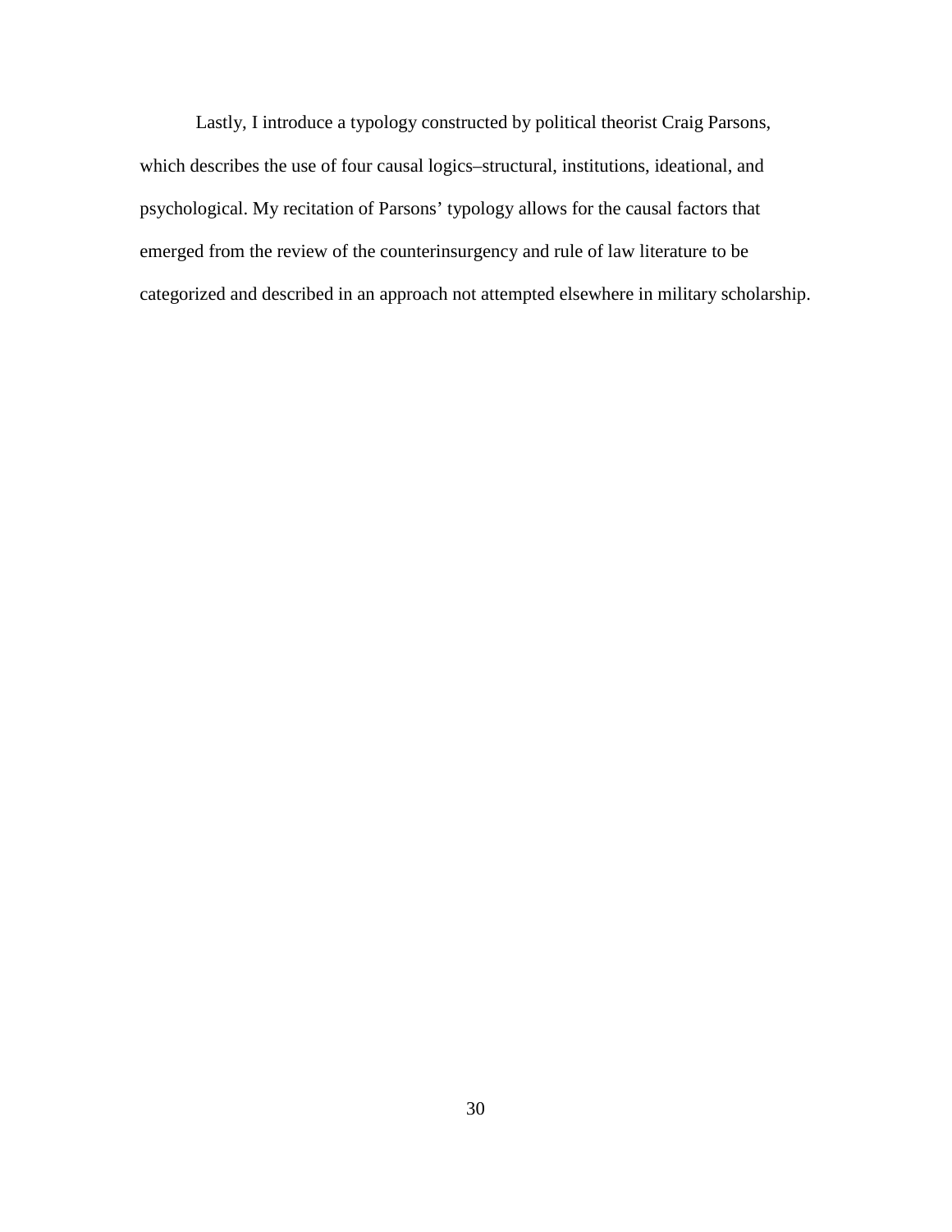Lastly, I introduce a typology constructed by political theorist Craig Parsons, which describes the use of four causal logics–structural, institutions, ideational, and psychological. My recitation of Parsons' typology allows for the causal factors that emerged from the review of the counterinsurgency and rule of law literature to be categorized and described in an approach not attempted elsewhere in military scholarship.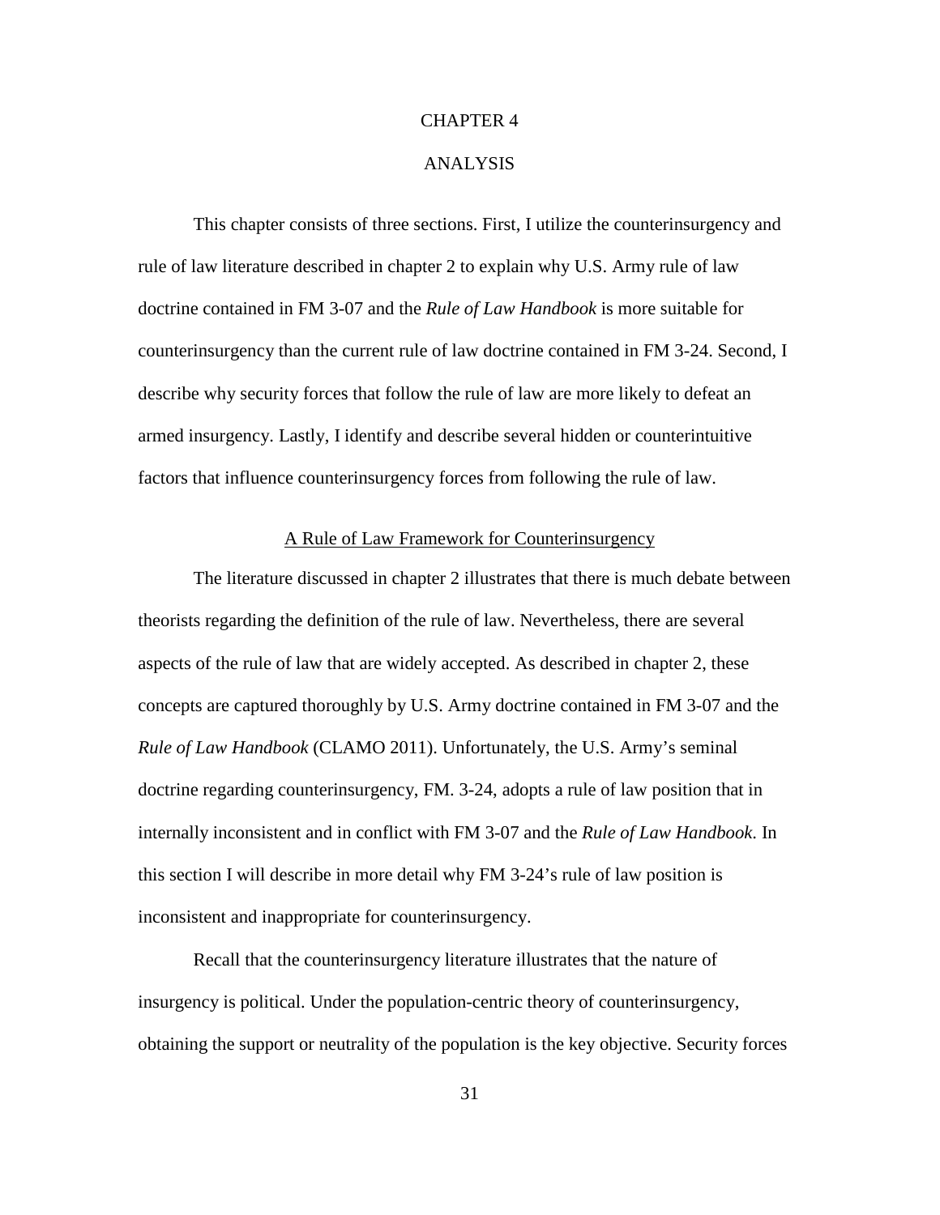# CHAPTER 4

# ANALYSIS

This chapter consists of three sections. First, I utilize the counterinsurgency and rule of law literature described in chapter 2 to explain why U.S. Army rule of law doctrine contained in FM 3-07 and the *Rule of Law Handbook* is more suitable for counterinsurgency than the current rule of law doctrine contained in FM 3-24. Second, I describe why security forces that follow the rule of law are more likely to defeat an armed insurgency. Lastly, I identify and describe several hidden or counterintuitive factors that influence counterinsurgency forces from following the rule of law.

## A Rule of Law Framework for Counterinsurgency

The literature discussed in chapter 2 illustrates that there is much debate between theorists regarding the definition of the rule of law. Nevertheless, there are several aspects of the rule of law that are widely accepted. As described in chapter 2, these concepts are captured thoroughly by U.S. Army doctrine contained in FM 3-07 and the *Rule of Law Handbook* (CLAMO 2011). Unfortunately, the U.S. Army's seminal doctrine regarding counterinsurgency, FM. 3-24, adopts a rule of law position that in internally inconsistent and in conflict with FM 3-07 and the *Rule of Law Handbook*. In this section I will describe in more detail why FM 3-24's rule of law position is inconsistent and inappropriate for counterinsurgency.

Recall that the counterinsurgency literature illustrates that the nature of insurgency is political. Under the population-centric theory of counterinsurgency, obtaining the support or neutrality of the population is the key objective. Security forces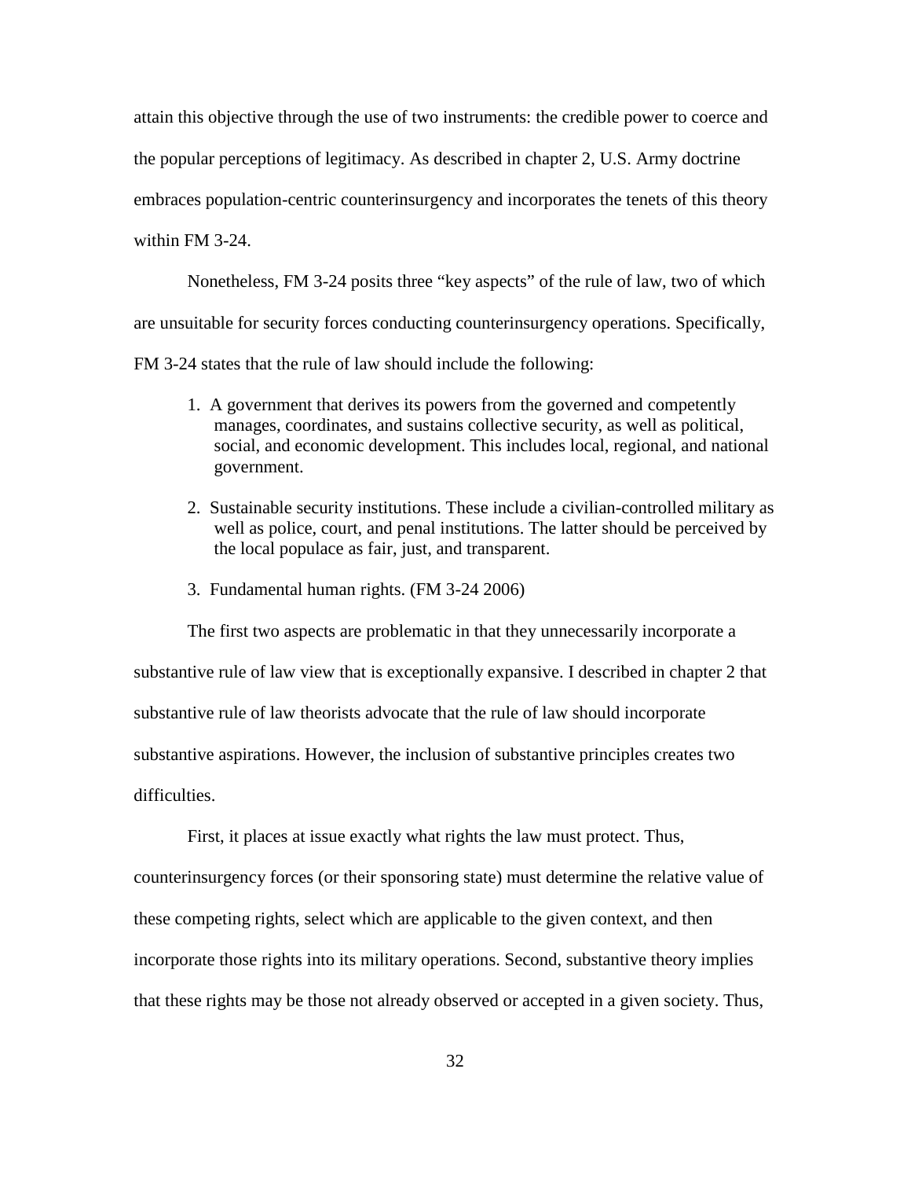attain this objective through the use of two instruments: the credible power to coerce and the popular perceptions of legitimacy. As described in chapter 2, U.S. Army doctrine embraces population-centric counterinsurgency and incorporates the tenets of this theory within FM 3-24.

Nonetheless, FM 3-24 posits three "key aspects" of the rule of law, two of which are unsuitable for security forces conducting counterinsurgency operations. Specifically, FM 3-24 states that the rule of law should include the following:

> 1. A government that derives its powers from the governed and competently manages, coordinates, and sustains collective security, as well as political, social, and economic development. This includes local, regional, and national government.
>
> 2. Sustainable security institutions. These include a civilian-controlled military as well as police, court, and penal institutions. The latter should be perceived by the local populace as fair, just, and transparent.
>
> 3. Fundamental human rights. (FM 3-24 2006)

The first two aspects are problematic in that they unnecessarily incorporate a substantive rule of law view that is exceptionally expansive. I described in chapter 2 that substantive rule of law theorists advocate that the rule of law should incorporate substantive aspirations. However, the inclusion of substantive principles creates two difficulties.

First, it places at issue exactly what rights the law must protect. Thus, counterinsurgency forces (or their sponsoring state) must determine the relative value of these competing rights, select which are applicable to the given context, and then incorporate those rights into its military operations. Second, substantive theory implies that these rights may be those not already observed or accepted in a given society. Thus,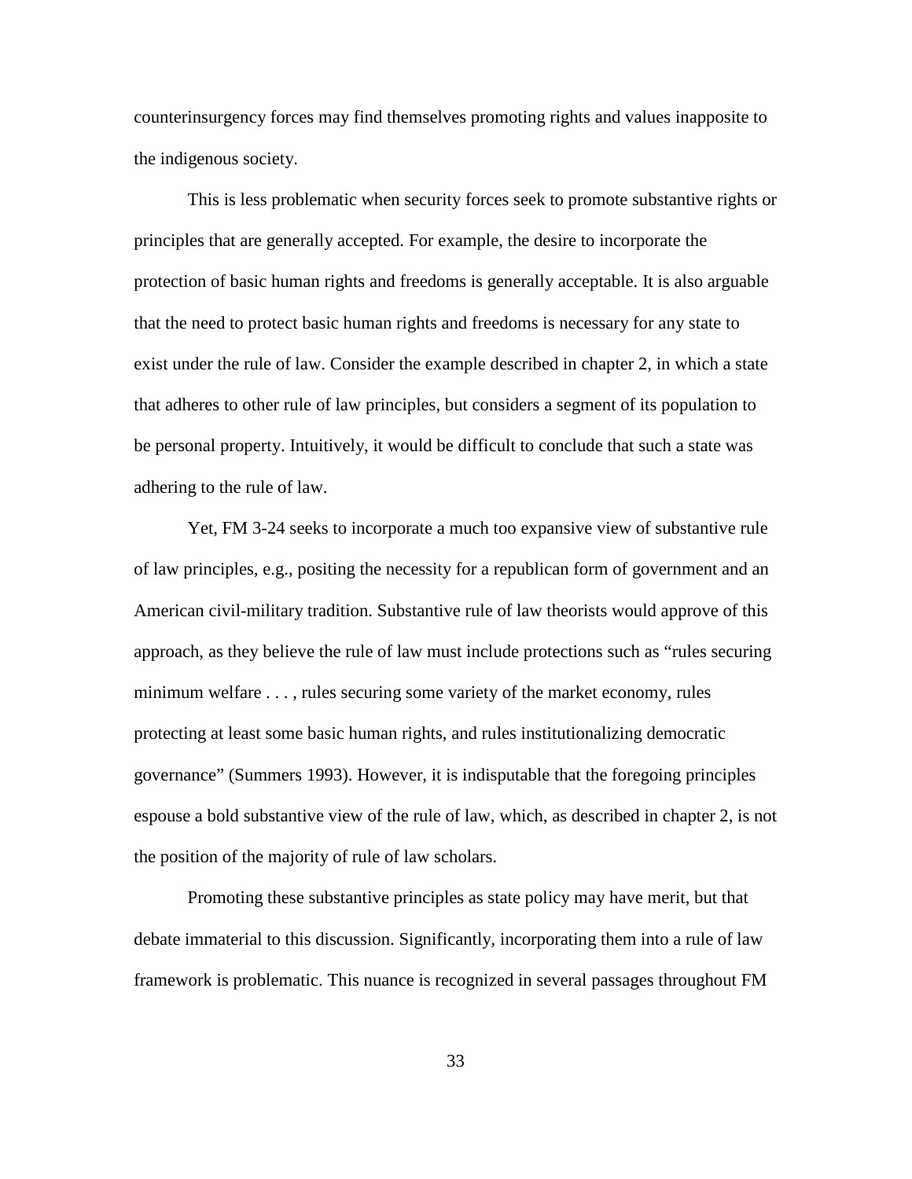counterinsurgency forces may find themselves promoting rights and values inapposite to the indigenous society.

This is less problematic when security forces seek to promote substantive rights or principles that are generally accepted. For example, the desire to incorporate the protection of basic human rights and freedoms is generally acceptable. It is also arguable that the need to protect basic human rights and freedoms is necessary for any state to exist under the rule of law. Consider the example described in chapter 2, in which a state that adheres to other rule of law principles, but considers a segment of its population to be personal property. Intuitively, it would be difficult to conclude that such a state was adhering to the rule of law.

Yet, FM 3-24 seeks to incorporate a much too expansive view of substantive rule of law principles, e.g., positing the necessity for a republican form of government and an American civil-military tradition. Substantive rule of law theorists would approve of this approach, as they believe the rule of law must include protections such as "rules securing minimum welfare . . . , rules securing some variety of the market economy, rules protecting at least some basic human rights, and rules institutionalizing democratic governance" (Summers 1993). However, it is indisputable that the foregoing principles espouse a bold substantive view of the rule of law, which, as described in chapter 2, is not the position of the majority of rule of law scholars.

Promoting these substantive principles as state policy may have merit, but that debate immaterial to this discussion. Significantly, incorporating them into a rule of law framework is problematic. This nuance is recognized in several passages throughout FM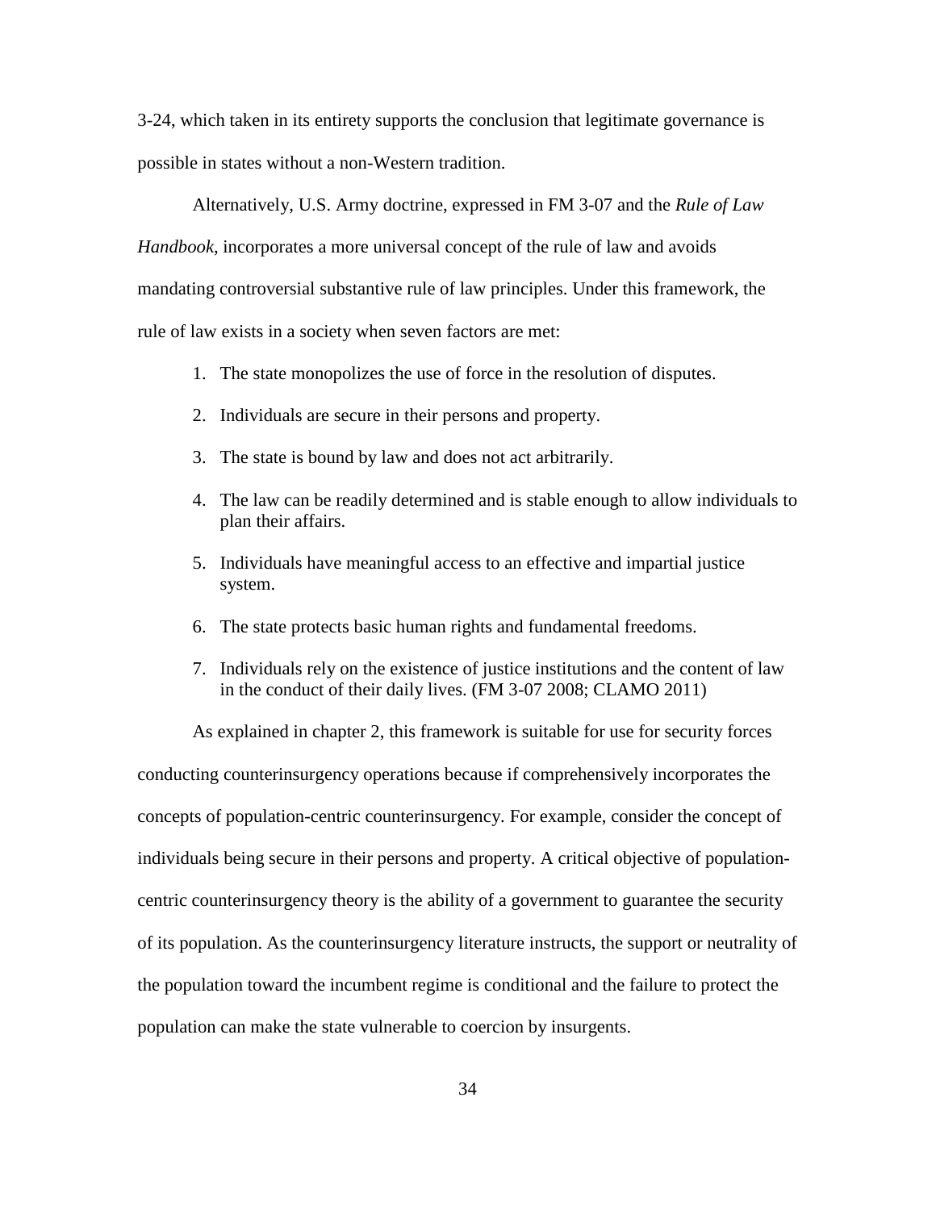3-24, which taken in its entirety supports the conclusion that legitimate governance is possible in states without a non-Western tradition.

Alternatively, U.S. Army doctrine, expressed in FM 3-07 and the *Rule of Law Handbook*, incorporates a more universal concept of the rule of law and avoids mandating controversial substantive rule of law principles. Under this framework, the rule of law exists in a society when seven factors are met:

1. The state monopolizes the use of force in the resolution of disputes.
2. Individuals are secure in their persons and property.
3. The state is bound by law and does not act arbitrarily.
4. The law can be readily determined and is stable enough to allow individuals to plan their affairs.
5. Individuals have meaningful access to an effective and impartial justice system.
6. The state protects basic human rights and fundamental freedoms.
7. Individuals rely on the existence of justice institutions and the content of law in the conduct of their daily lives. (FM 3-07 2008; CLAMO 2011)

As explained in chapter 2, this framework is suitable for use for security forces conducting counterinsurgency operations because if comprehensively incorporates the concepts of population-centric counterinsurgency. For example, consider the concept of individuals being secure in their persons and property. A critical objective of population-centric counterinsurgency theory is the ability of a government to guarantee the security of its population. As the counterinsurgency literature instructs, the support or neutrality of the population toward the incumbent regime is conditional and the failure to protect the population can make the state vulnerable to coercion by insurgents.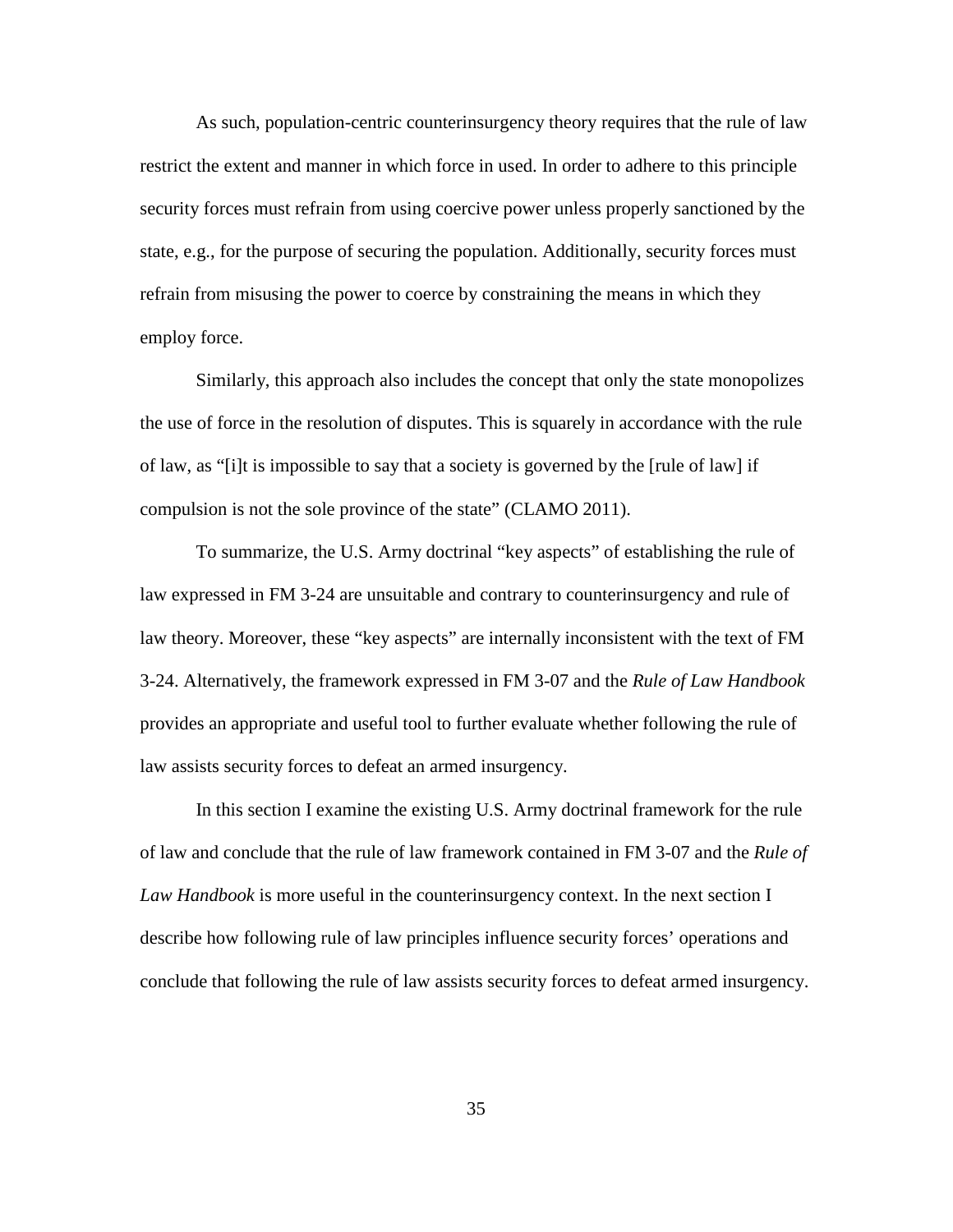As such, population-centric counterinsurgency theory requires that the rule of law restrict the extent and manner in which force in used. In order to adhere to this principle security forces must refrain from using coercive power unless properly sanctioned by the state, e.g., for the purpose of securing the population. Additionally, security forces must refrain from misusing the power to coerce by constraining the means in which they employ force.

Similarly, this approach also includes the concept that only the state monopolizes the use of force in the resolution of disputes. This is squarely in accordance with the rule of law, as "[i]t is impossible to say that a society is governed by the [rule of law] if compulsion is not the sole province of the state" (CLAMO 2011).

To summarize, the U.S. Army doctrinal "key aspects" of establishing the rule of law expressed in FM 3-24 are unsuitable and contrary to counterinsurgency and rule of law theory. Moreover, these "key aspects" are internally inconsistent with the text of FM 3-24. Alternatively, the framework expressed in FM 3-07 and the *Rule of Law Handbook* provides an appropriate and useful tool to further evaluate whether following the rule of law assists security forces to defeat an armed insurgency.

In this section I examine the existing U.S. Army doctrinal framework for the rule of law and conclude that the rule of law framework contained in FM 3-07 and the *Rule of Law Handbook* is more useful in the counterinsurgency context. In the next section I describe how following rule of law principles influence security forces' operations and conclude that following the rule of law assists security forces to defeat armed insurgency.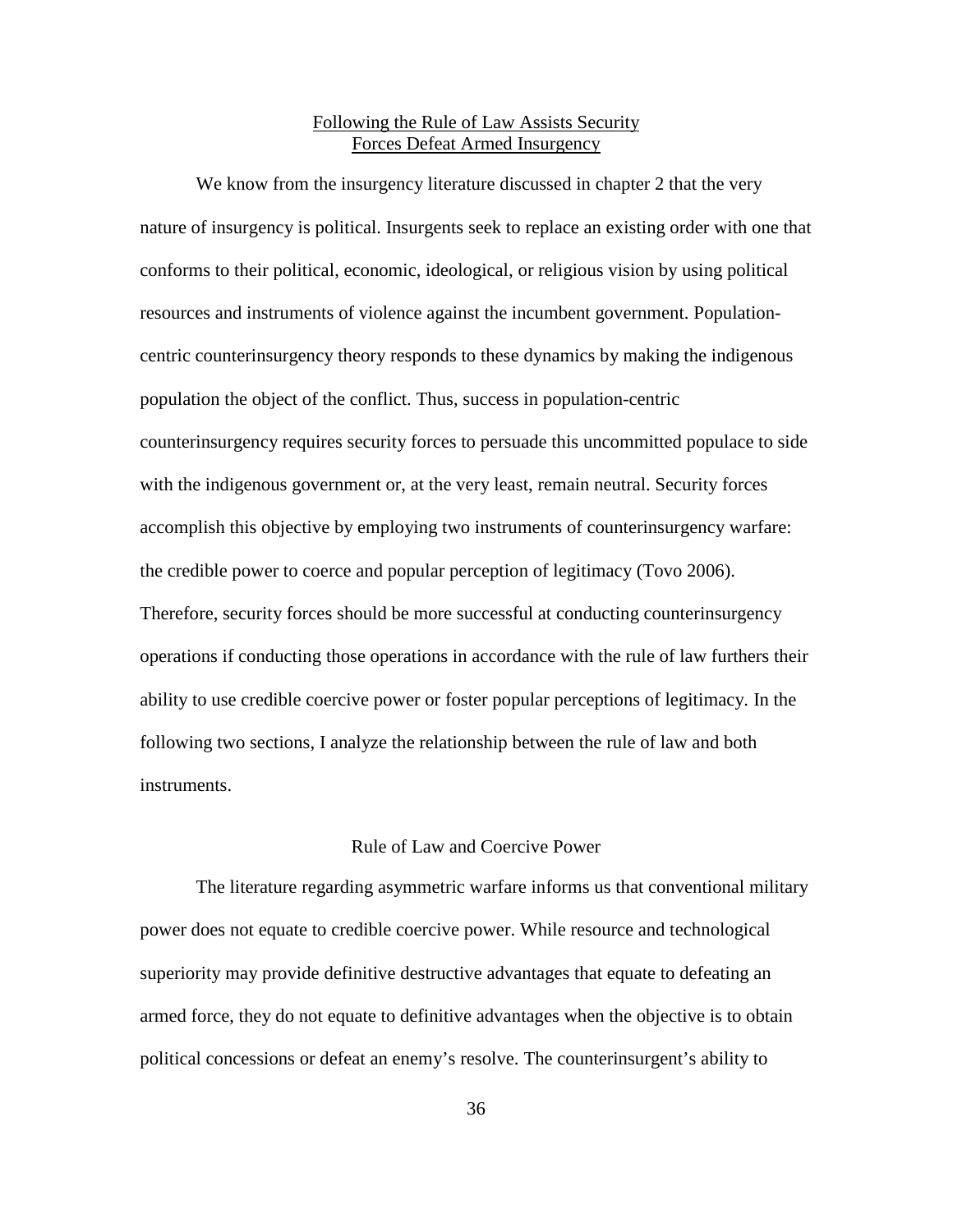## Following the Rule of Law Assists Security Forces Defeat Armed Insurgency

We know from the insurgency literature discussed in chapter 2 that the very nature of insurgency is political. Insurgents seek to replace an existing order with one that conforms to their political, economic, ideological, or religious vision by using political resources and instruments of violence against the incumbent government. Population-centric counterinsurgency theory responds to these dynamics by making the indigenous population the object of the conflict. Thus, success in population-centric counterinsurgency requires security forces to persuade this uncommitted populace to side with the indigenous government or, at the very least, remain neutral. Security forces accomplish this objective by employing two instruments of counterinsurgency warfare: the credible power to coerce and popular perception of legitimacy (Tovo 2006). Therefore, security forces should be more successful at conducting counterinsurgency operations if conducting those operations in accordance with the rule of law furthers their ability to use credible coercive power or foster popular perceptions of legitimacy. In the following two sections, I analyze the relationship between the rule of law and both instruments.

### Rule of Law and Coercive Power

The literature regarding asymmetric warfare informs us that conventional military power does not equate to credible coercive power. While resource and technological superiority may provide definitive destructive advantages that equate to defeating an armed force, they do not equate to definitive advantages when the objective is to obtain political concessions or defeat an enemy's resolve. The counterinsurgent's ability to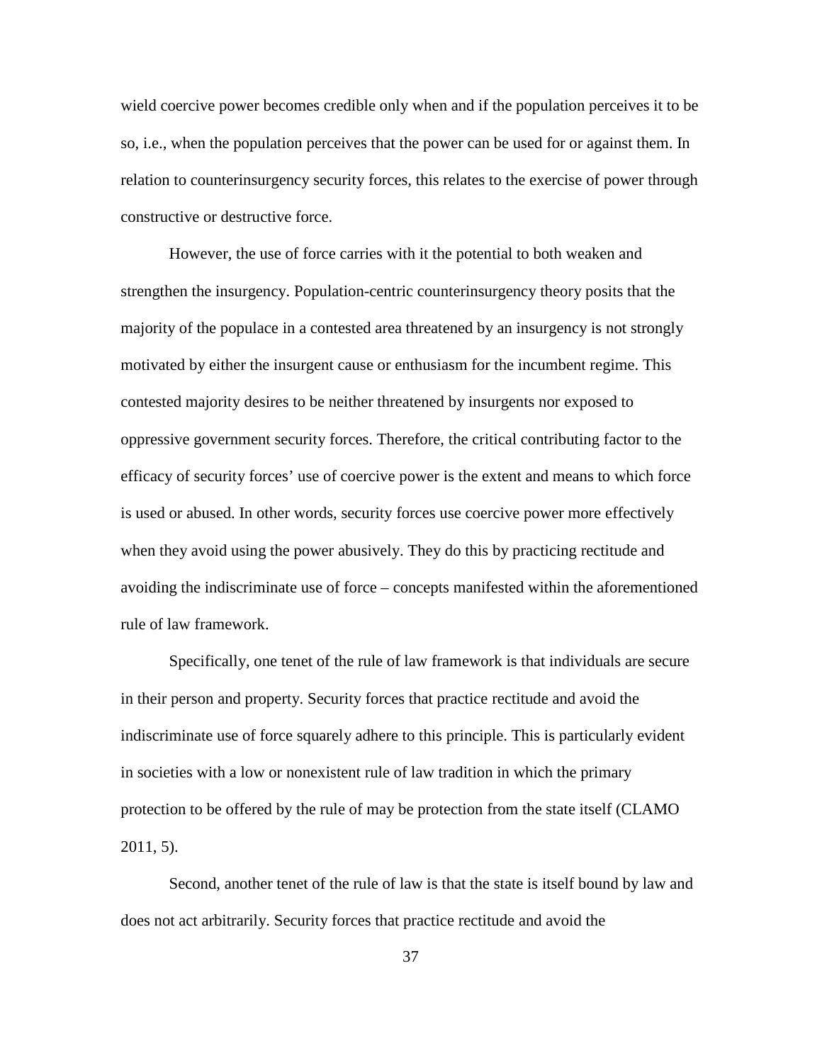wield coercive power becomes credible only when and if the population perceives it to be so, i.e., when the population perceives that the power can be used for or against them. In relation to counterinsurgency security forces, this relates to the exercise of power through constructive or destructive force.

However, the use of force carries with it the potential to both weaken and strengthen the insurgency. Population-centric counterinsurgency theory posits that the majority of the populace in a contested area threatened by an insurgency is not strongly motivated by either the insurgent cause or enthusiasm for the incumbent regime. This contested majority desires to be neither threatened by insurgents nor exposed to oppressive government security forces. Therefore, the critical contributing factor to the efficacy of security forces' use of coercive power is the extent and means to which force is used or abused. In other words, security forces use coercive power more effectively when they avoid using the power abusively. They do this by practicing rectitude and avoiding the indiscriminate use of force – concepts manifested within the aforementioned rule of law framework.

Specifically, one tenet of the rule of law framework is that individuals are secure in their person and property. Security forces that practice rectitude and avoid the indiscriminate use of force squarely adhere to this principle. This is particularly evident in societies with a low or nonexistent rule of law tradition in which the primary protection to be offered by the rule of may be protection from the state itself (CLAMO 2011, 5).

Second, another tenet of the rule of law is that the state is itself bound by law and does not act arbitrarily. Security forces that practice rectitude and avoid the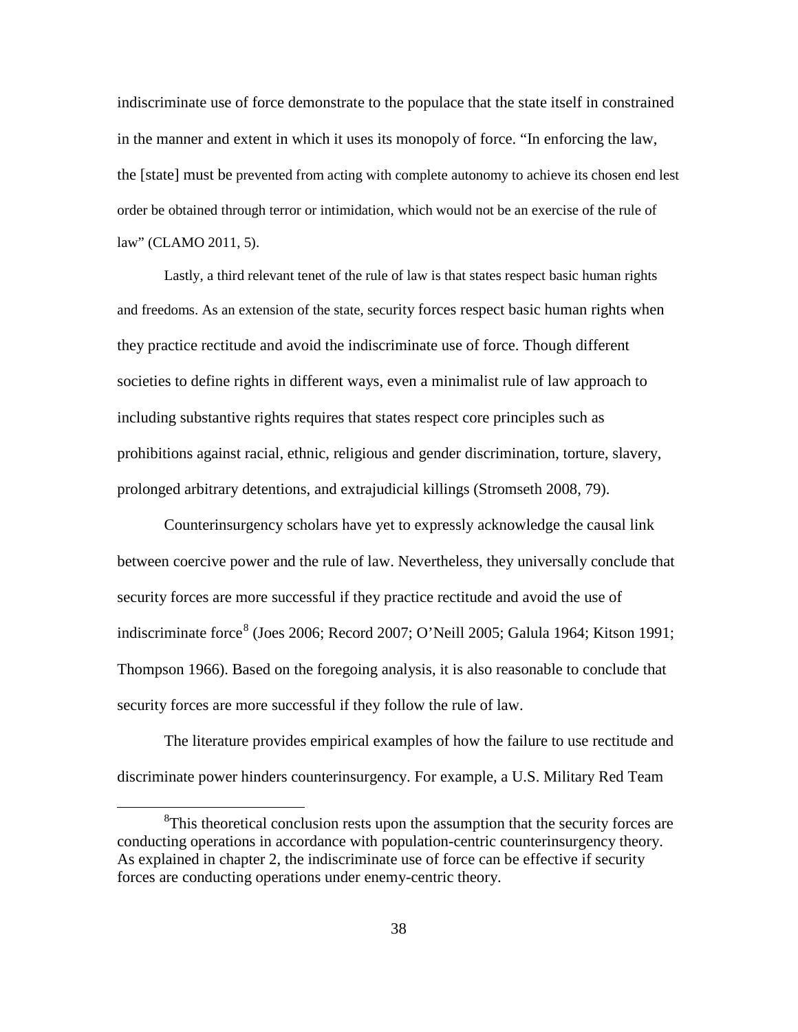indiscriminate use of force demonstrate to the populace that the state itself in constrained in the manner and extent in which it uses its monopoly of force. "In enforcing the law, the [state] must be prevented from acting with complete autonomy to achieve its chosen end lest order be obtained through terror or intimidation, which would not be an exercise of the rule of law" (CLAMO 2011, 5).

Lastly, a third relevant tenet of the rule of law is that states respect basic human rights and freedoms. As an extension of the state, security forces respect basic human rights when they practice rectitude and avoid the indiscriminate use of force. Though different societies to define rights in different ways, even a minimalist rule of law approach to including substantive rights requires that states respect core principles such as prohibitions against racial, ethnic, religious and gender discrimination, torture, slavery, prolonged arbitrary detentions, and extrajudicial killings (Stromseth 2008, 79).

Counterinsurgency scholars have yet to expressly acknowledge the causal link between coercive power and the rule of law. Nevertheless, they universally conclude that security forces are more successful if they practice rectitude and avoid the use of indiscriminate force[8] (Joes 2006; Record 2007; O'Neill 2005; Galula 1964; Kitson 1991; Thompson 1966). Based on the foregoing analysis, it is also reasonable to conclude that security forces are more successful if they follow the rule of law.

The literature provides empirical examples of how the failure to use rectitude and discriminate power hinders counterinsurgency. For example, a U.S. Military Red Team

[8] This theoretical conclusion rests upon the assumption that the security forces are conducting operations in accordance with population-centric counterinsurgency theory. As explained in chapter 2, the indiscriminate use of force can be effective if security forces are conducting operations under enemy-centric theory.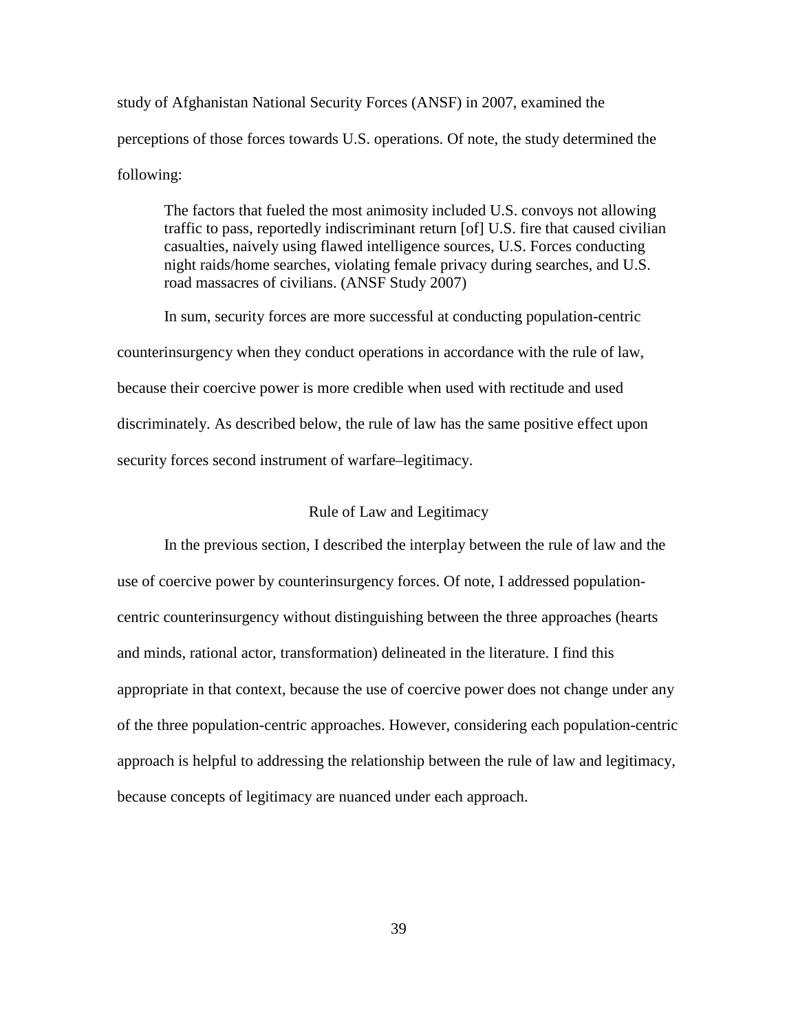study of Afghanistan National Security Forces (ANSF) in 2007, examined the perceptions of those forces towards U.S. operations. Of note, the study determined the following:

> The factors that fueled the most animosity included U.S. convoys not allowing traffic to pass, reportedly indiscriminant return [of] U.S. fire that caused civilian casualties, naively using flawed intelligence sources, U.S. Forces conducting night raids/home searches, violating female privacy during searches, and U.S. road massacres of civilians. (ANSF Study 2007)

In sum, security forces are more successful at conducting population-centric counterinsurgency when they conduct operations in accordance with the rule of law, because their coercive power is more credible when used with rectitude and used discriminately. As described below, the rule of law has the same positive effect upon security forces second instrument of warfare–legitimacy.

## Rule of Law and Legitimacy

In the previous section, I described the interplay between the rule of law and the use of coercive power by counterinsurgency forces. Of note, I addressed population-centric counterinsurgency without distinguishing between the three approaches (hearts and minds, rational actor, transformation) delineated in the literature. I find this appropriate in that context, because the use of coercive power does not change under any of the three population-centric approaches. However, considering each population-centric approach is helpful to addressing the relationship between the rule of law and legitimacy, because concepts of legitimacy are nuanced under each approach.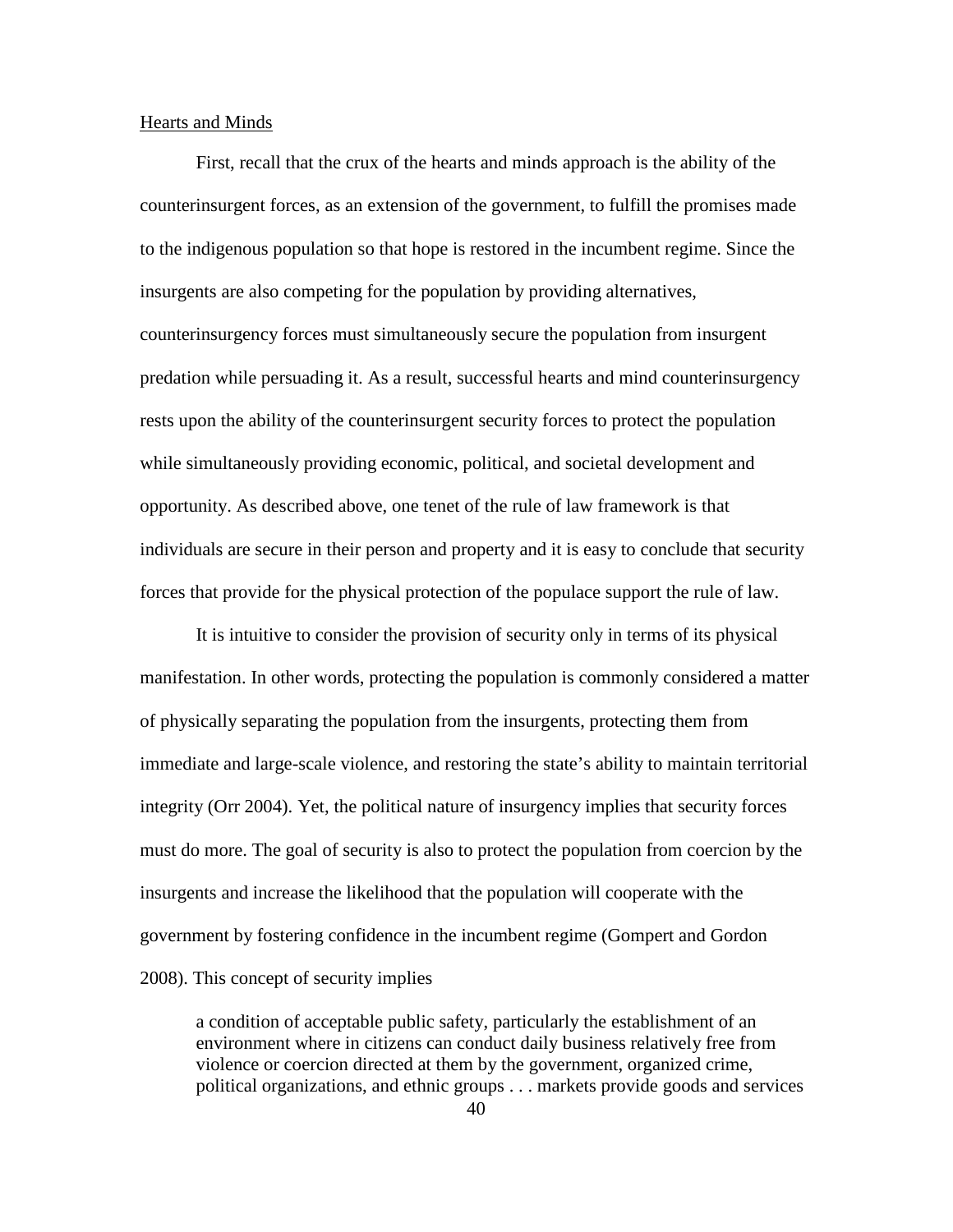Hearts and Minds

First, recall that the crux of the hearts and minds approach is the ability of the counterinsurgent forces, as an extension of the government, to fulfill the promises made to the indigenous population so that hope is restored in the incumbent regime. Since the insurgents are also competing for the population by providing alternatives, counterinsurgency forces must simultaneously secure the population from insurgent predation while persuading it. As a result, successful hearts and mind counterinsurgency rests upon the ability of the counterinsurgent security forces to protect the population while simultaneously providing economic, political, and societal development and opportunity. As described above, one tenet of the rule of law framework is that individuals are secure in their person and property and it is easy to conclude that security forces that provide for the physical protection of the populace support the rule of law.

It is intuitive to consider the provision of security only in terms of its physical manifestation. In other words, protecting the population is commonly considered a matter of physically separating the population from the insurgents, protecting them from immediate and large-scale violence, and restoring the state's ability to maintain territorial integrity (Orr 2004). Yet, the political nature of insurgency implies that security forces must do more. The goal of security is also to protect the population from coercion by the insurgents and increase the likelihood that the population will cooperate with the government by fostering confidence in the incumbent regime (Gompert and Gordon 2008). This concept of security implies

> a condition of acceptable public safety, particularly the establishment of an environment where in citizens can conduct daily business relatively free from violence or coercion directed at them by the government, organized crime, political organizations, and ethnic groups . . . markets provide goods and services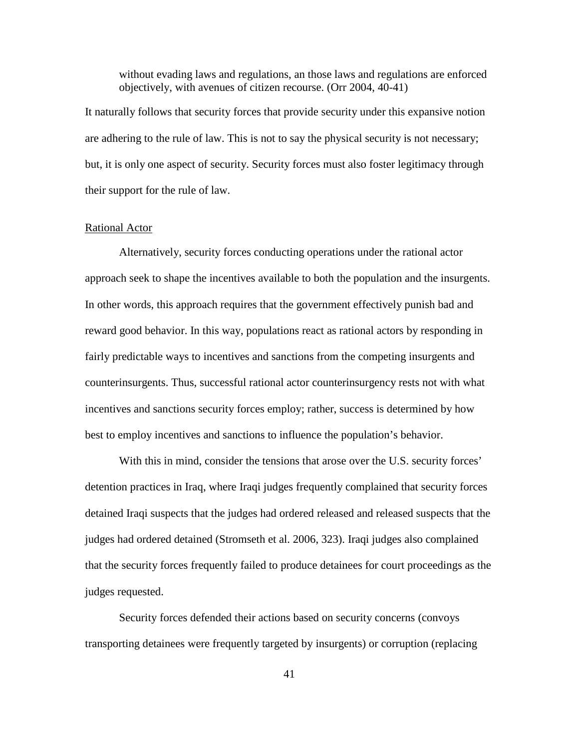> without evading laws and regulations, an those laws and regulations are enforced objectively, with avenues of citizen recourse. (Orr 2004, 40-41)

It naturally follows that security forces that provide security under this expansive notion are adhering to the rule of law. This is not to say the physical security is not necessary; but, it is only one aspect of security. Security forces must also foster legitimacy through their support for the rule of law.

### Rational Actor

Alternatively, security forces conducting operations under the rational actor approach seek to shape the incentives available to both the population and the insurgents. In other words, this approach requires that the government effectively punish bad and reward good behavior. In this way, populations react as rational actors by responding in fairly predictable ways to incentives and sanctions from the competing insurgents and counterinsurgents. Thus, successful rational actor counterinsurgency rests not with what incentives and sanctions security forces employ; rather, success is determined by how best to employ incentives and sanctions to influence the population's behavior.

With this in mind, consider the tensions that arose over the U.S. security forces' detention practices in Iraq, where Iraqi judges frequently complained that security forces detained Iraqi suspects that the judges had ordered released and released suspects that the judges had ordered detained (Stromseth et al. 2006, 323). Iraqi judges also complained that the security forces frequently failed to produce detainees for court proceedings as the judges requested.

Security forces defended their actions based on security concerns (convoys transporting detainees were frequently targeted by insurgents) or corruption (replacing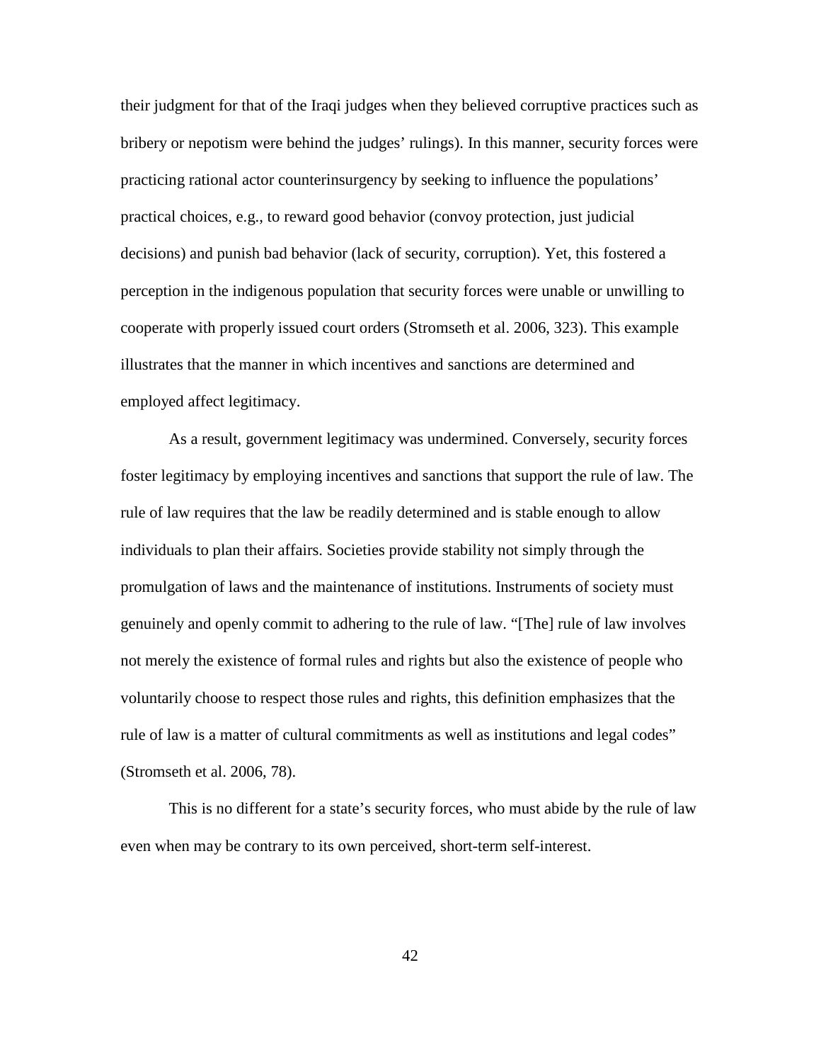their judgment for that of the Iraqi judges when they believed corruptive practices such as bribery or nepotism were behind the judges' rulings). In this manner, security forces were practicing rational actor counterinsurgency by seeking to influence the populations' practical choices, e.g., to reward good behavior (convoy protection, just judicial decisions) and punish bad behavior (lack of security, corruption). Yet, this fostered a perception in the indigenous population that security forces were unable or unwilling to cooperate with properly issued court orders (Stromseth et al. 2006, 323). This example illustrates that the manner in which incentives and sanctions are determined and employed affect legitimacy.

As a result, government legitimacy was undermined. Conversely, security forces foster legitimacy by employing incentives and sanctions that support the rule of law. The rule of law requires that the law be readily determined and is stable enough to allow individuals to plan their affairs. Societies provide stability not simply through the promulgation of laws and the maintenance of institutions. Instruments of society must genuinely and openly commit to adhering to the rule of law. "[The] rule of law involves not merely the existence of formal rules and rights but also the existence of people who voluntarily choose to respect those rules and rights, this definition emphasizes that the rule of law is a matter of cultural commitments as well as institutions and legal codes" (Stromseth et al. 2006, 78).

This is no different for a state's security forces, who must abide by the rule of law even when may be contrary to its own perceived, short-term self-interest.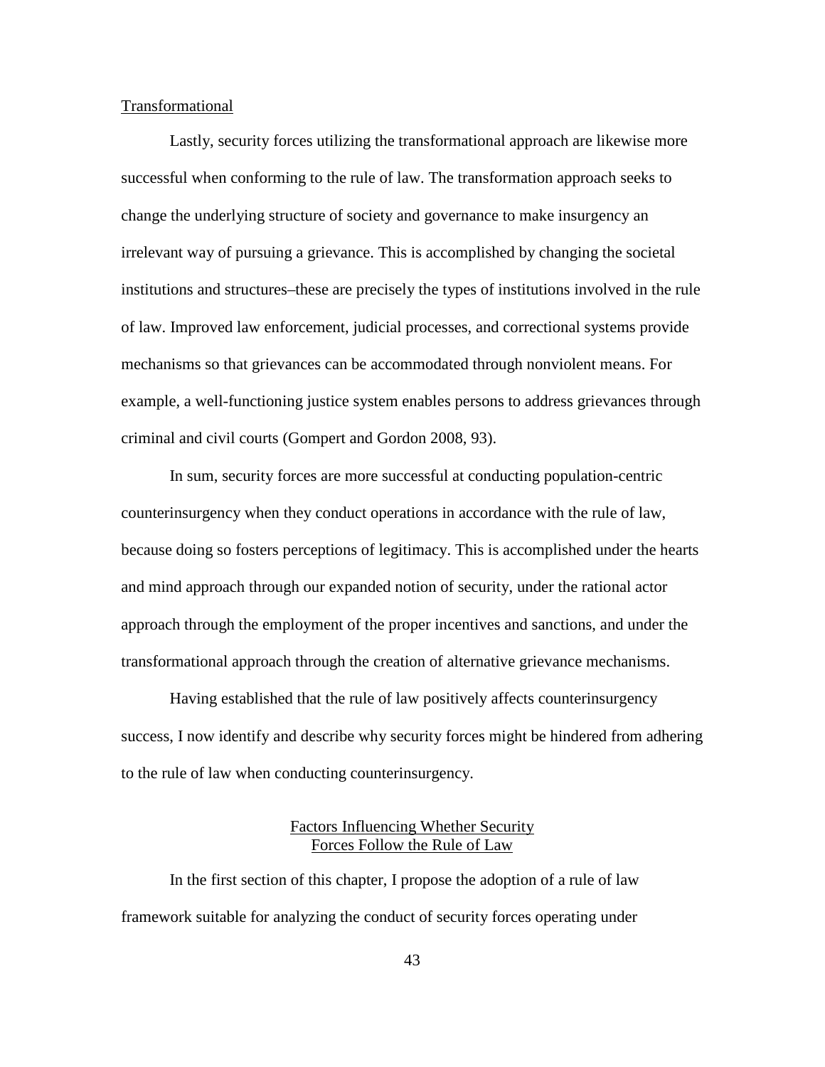Transformational

Lastly, security forces utilizing the transformational approach are likewise more successful when conforming to the rule of law. The transformation approach seeks to change the underlying structure of society and governance to make insurgency an irrelevant way of pursuing a grievance. This is accomplished by changing the societal institutions and structures–these are precisely the types of institutions involved in the rule of law. Improved law enforcement, judicial processes, and correctional systems provide mechanisms so that grievances can be accommodated through nonviolent means. For example, a well-functioning justice system enables persons to address grievances through criminal and civil courts (Gompert and Gordon 2008, 93).

In sum, security forces are more successful at conducting population-centric counterinsurgency when they conduct operations in accordance with the rule of law, because doing so fosters perceptions of legitimacy. This is accomplished under the hearts and mind approach through our expanded notion of security, under the rational actor approach through the employment of the proper incentives and sanctions, and under the transformational approach through the creation of alternative grievance mechanisms.

Having established that the rule of law positively affects counterinsurgency success, I now identify and describe why security forces might be hindered from adhering to the rule of law when conducting counterinsurgency.

## Factors Influencing Whether Security Forces Follow the Rule of Law

In the first section of this chapter, I propose the adoption of a rule of law framework suitable for analyzing the conduct of security forces operating under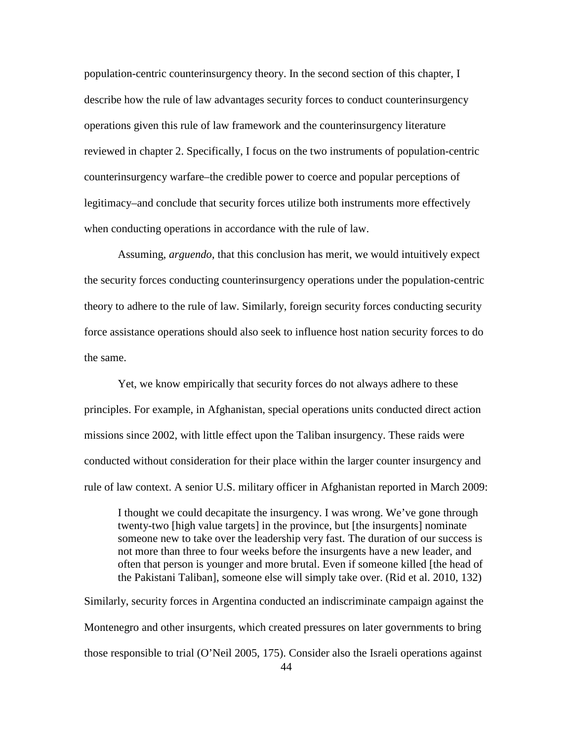population-centric counterinsurgency theory. In the second section of this chapter, I describe how the rule of law advantages security forces to conduct counterinsurgency operations given this rule of law framework and the counterinsurgency literature reviewed in chapter 2. Specifically, I focus on the two instruments of population-centric counterinsurgency warfare–the credible power to coerce and popular perceptions of legitimacy–and conclude that security forces utilize both instruments more effectively when conducting operations in accordance with the rule of law.

Assuming, *arguendo*, that this conclusion has merit, we would intuitively expect the security forces conducting counterinsurgency operations under the population-centric theory to adhere to the rule of law. Similarly, foreign security forces conducting security force assistance operations should also seek to influence host nation security forces to do the same.

Yet, we know empirically that security forces do not always adhere to these principles. For example, in Afghanistan, special operations units conducted direct action missions since 2002, with little effect upon the Taliban insurgency. These raids were conducted without consideration for their place within the larger counter insurgency and rule of law context. A senior U.S. military officer in Afghanistan reported in March 2009:

> I thought we could decapitate the insurgency. I was wrong. We've gone through twenty-two [high value targets] in the province, but [the insurgents] nominate someone new to take over the leadership very fast. The duration of our success is not more than three to four weeks before the insurgents have a new leader, and often that person is younger and more brutal. Even if someone killed [the head of the Pakistani Taliban], someone else will simply take over. (Rid et al. 2010, 132)

Similarly, security forces in Argentina conducted an indiscriminate campaign against the Montenegro and other insurgents, which created pressures on later governments to bring those responsible to trial (O'Neil 2005, 175). Consider also the Israeli operations against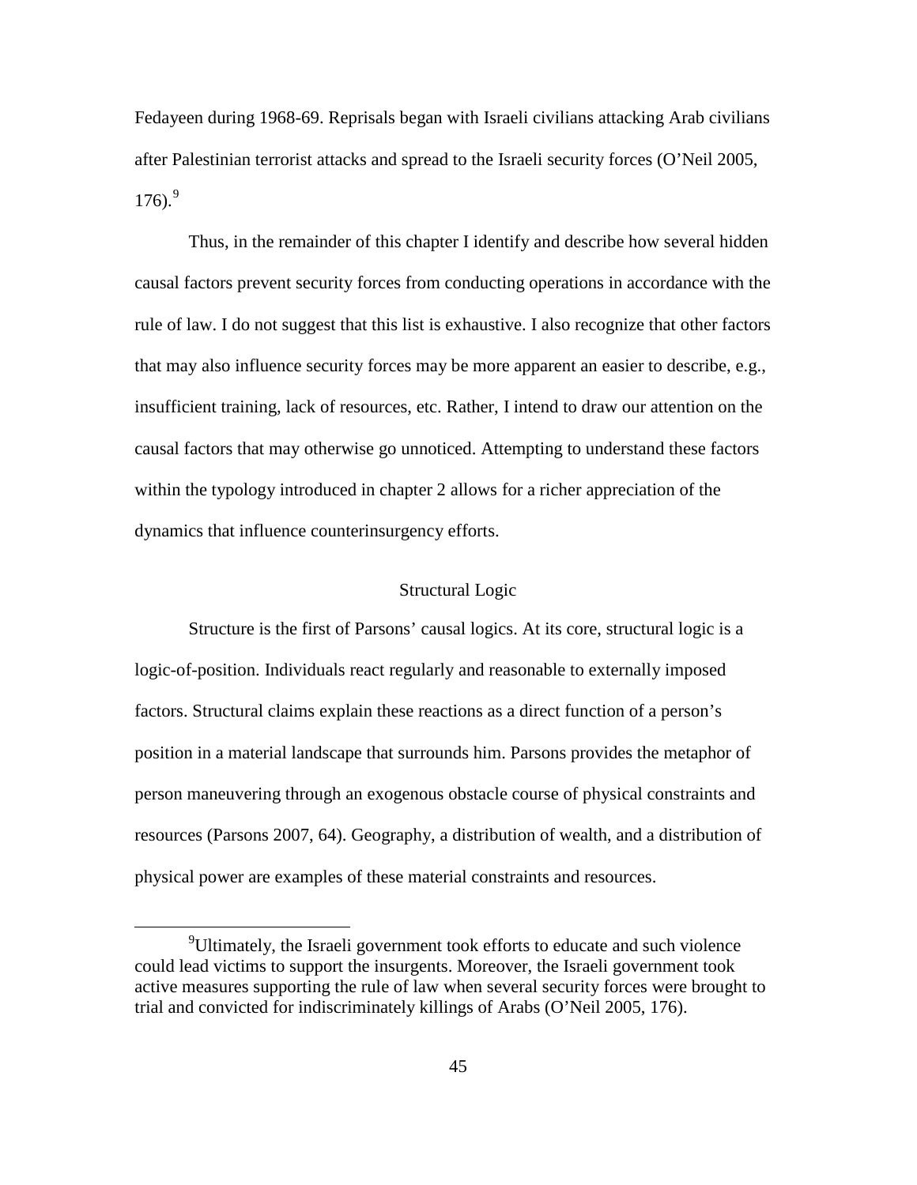Fedayeen during 1968-69. Reprisals began with Israeli civilians attacking Arab civilians after Palestinian terrorist attacks and spread to the Israeli security forces (O'Neil 2005, 176).[9]

Thus, in the remainder of this chapter I identify and describe how several hidden causal factors prevent security forces from conducting operations in accordance with the rule of law. I do not suggest that this list is exhaustive. I also recognize that other factors that may also influence security forces may be more apparent an easier to describe, e.g., insufficient training, lack of resources, etc. Rather, I intend to draw our attention on the causal factors that may otherwise go unnoticed. Attempting to understand these factors within the typology introduced in chapter 2 allows for a richer appreciation of the dynamics that influence counterinsurgency efforts.

## Structural Logic

Structure is the first of Parsons' causal logics. At its core, structural logic is a logic-of-position. Individuals react regularly and reasonable to externally imposed factors. Structural claims explain these reactions as a direct function of a person's position in a material landscape that surrounds him. Parsons provides the metaphor of person maneuvering through an exogenous obstacle course of physical constraints and resources (Parsons 2007, 64). Geography, a distribution of wealth, and a distribution of physical power are examples of these material constraints and resources.

[9] Ultimately, the Israeli government took efforts to educate and such violence could lead victims to support the insurgents. Moreover, the Israeli government took active measures supporting the rule of law when several security forces were brought to trial and convicted for indiscriminately killings of Arabs (O'Neil 2005, 176).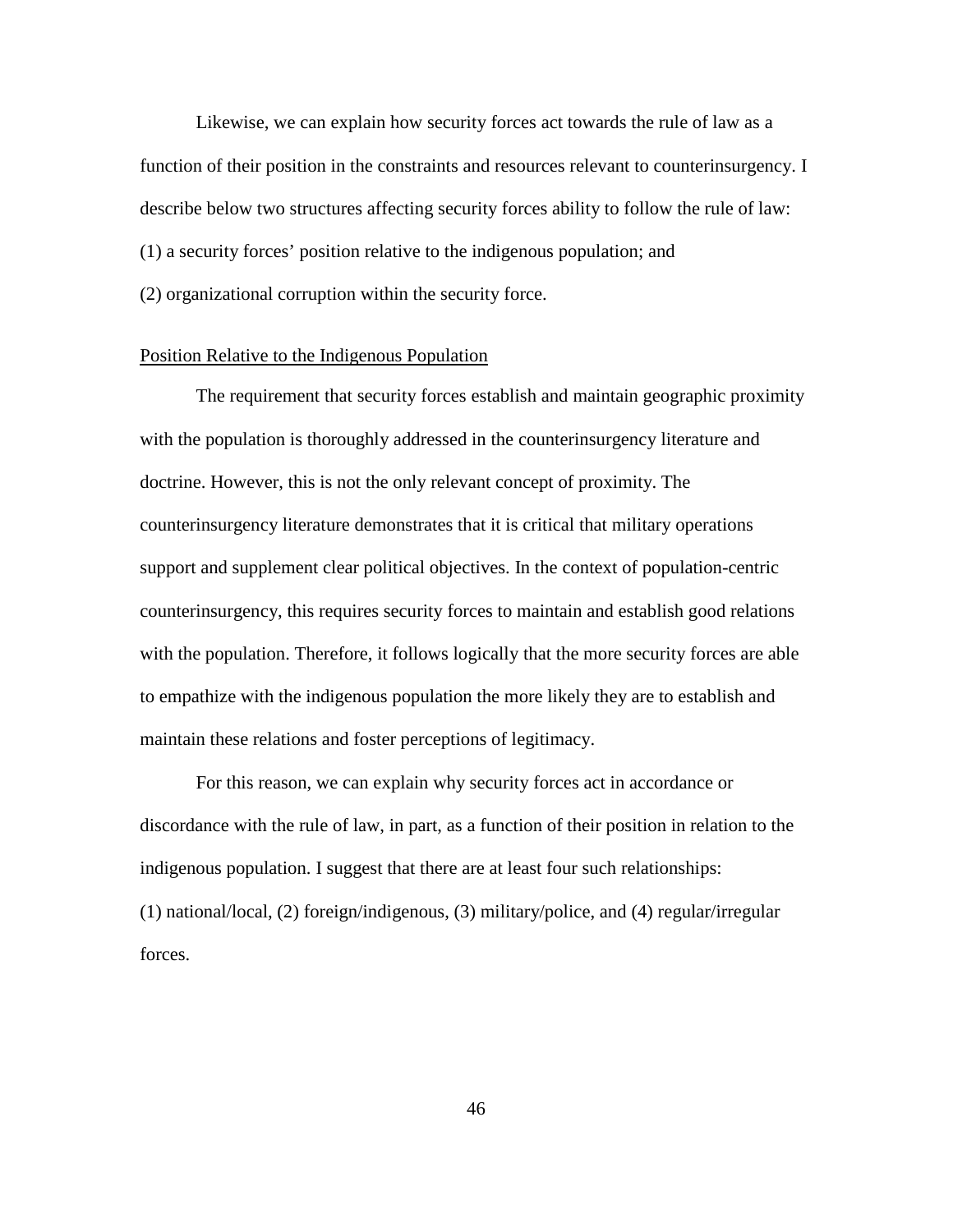Likewise, we can explain how security forces act towards the rule of law as a function of their position in the constraints and resources relevant to counterinsurgency. I describe below two structures affecting security forces ability to follow the rule of law:

(1) a security forces' position relative to the indigenous population; and

(2) organizational corruption within the security force.

<u>Position Relative to the Indigenous Population</u>

The requirement that security forces establish and maintain geographic proximity with the population is thoroughly addressed in the counterinsurgency literature and doctrine. However, this is not the only relevant concept of proximity. The counterinsurgency literature demonstrates that it is critical that military operations support and supplement clear political objectives. In the context of population-centric counterinsurgency, this requires security forces to maintain and establish good relations with the population. Therefore, it follows logically that the more security forces are able to empathize with the indigenous population the more likely they are to establish and maintain these relations and foster perceptions of legitimacy.

For this reason, we can explain why security forces act in accordance or discordance with the rule of law, in part, as a function of their position in relation to the indigenous population. I suggest that there are at least four such relationships: (1) national/local, (2) foreign/indigenous, (3) military/police, and (4) regular/irregular forces.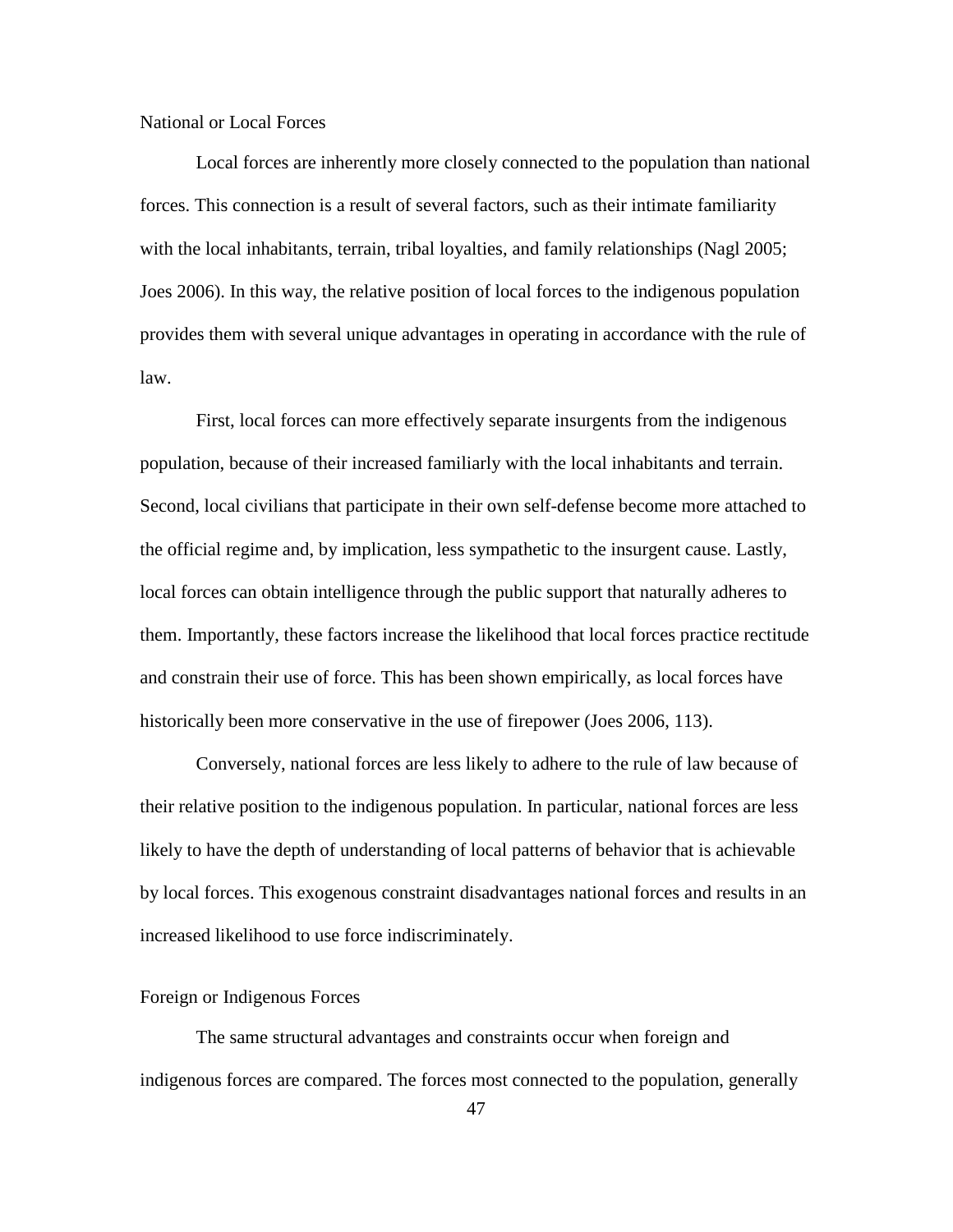## National or Local Forces

Local forces are inherently more closely connected to the population than national forces. This connection is a result of several factors, such as their intimate familiarity with the local inhabitants, terrain, tribal loyalties, and family relationships (Nagl 2005; Joes 2006). In this way, the relative position of local forces to the indigenous population provides them with several unique advantages in operating in accordance with the rule of law.

First, local forces can more effectively separate insurgents from the indigenous population, because of their increased familiarly with the local inhabitants and terrain. Second, local civilians that participate in their own self-defense become more attached to the official regime and, by implication, less sympathetic to the insurgent cause. Lastly, local forces can obtain intelligence through the public support that naturally adheres to them. Importantly, these factors increase the likelihood that local forces practice rectitude and constrain their use of force. This has been shown empirically, as local forces have historically been more conservative in the use of firepower (Joes 2006, 113).

Conversely, national forces are less likely to adhere to the rule of law because of their relative position to the indigenous population. In particular, national forces are less likely to have the depth of understanding of local patterns of behavior that is achievable by local forces. This exogenous constraint disadvantages national forces and results in an increased likelihood to use force indiscriminately.

## Foreign or Indigenous Forces

The same structural advantages and constraints occur when foreign and indigenous forces are compared. The forces most connected to the population, generally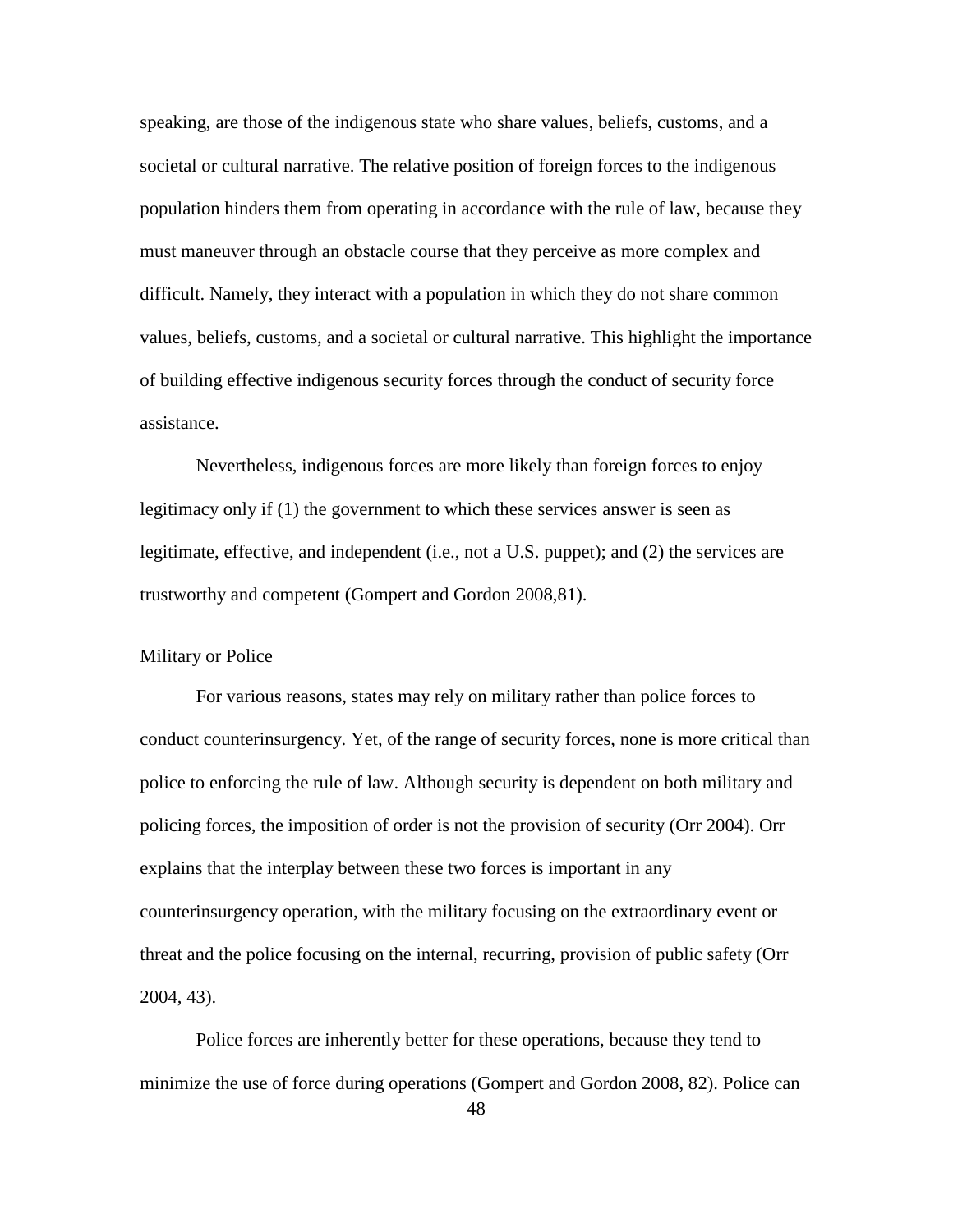speaking, are those of the indigenous state who share values, beliefs, customs, and a societal or cultural narrative. The relative position of foreign forces to the indigenous population hinders them from operating in accordance with the rule of law, because they must maneuver through an obstacle course that they perceive as more complex and difficult. Namely, they interact with a population in which they do not share common values, beliefs, customs, and a societal or cultural narrative. This highlight the importance of building effective indigenous security forces through the conduct of security force assistance.

Nevertheless, indigenous forces are more likely than foreign forces to enjoy legitimacy only if (1) the government to which these services answer is seen as legitimate, effective, and independent (i.e., not a U.S. puppet); and (2) the services are trustworthy and competent (Gompert and Gordon 2008,81).

### Military or Police

For various reasons, states may rely on military rather than police forces to conduct counterinsurgency. Yet, of the range of security forces, none is more critical than police to enforcing the rule of law. Although security is dependent on both military and policing forces, the imposition of order is not the provision of security (Orr 2004). Orr explains that the interplay between these two forces is important in any counterinsurgency operation, with the military focusing on the extraordinary event or threat and the police focusing on the internal, recurring, provision of public safety (Orr 2004, 43).

Police forces are inherently better for these operations, because they tend to minimize the use of force during operations (Gompert and Gordon 2008, 82). Police can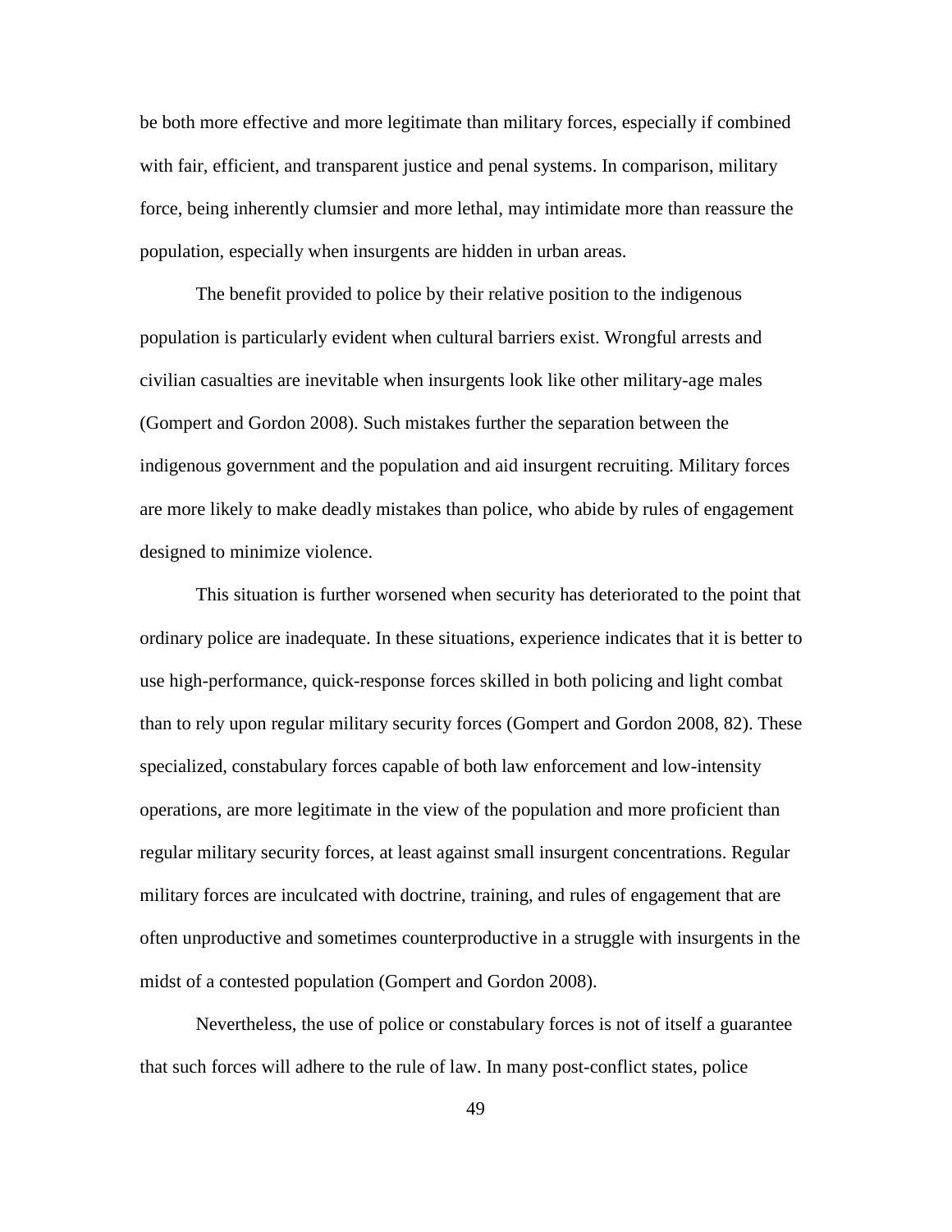be both more effective and more legitimate than military forces, especially if combined with fair, efficient, and transparent justice and penal systems. In comparison, military force, being inherently clumsier and more lethal, may intimidate more than reassure the population, especially when insurgents are hidden in urban areas.

The benefit provided to police by their relative position to the indigenous population is particularly evident when cultural barriers exist. Wrongful arrests and civilian casualties are inevitable when insurgents look like other military-age males (Gompert and Gordon 2008). Such mistakes further the separation between the indigenous government and the population and aid insurgent recruiting. Military forces are more likely to make deadly mistakes than police, who abide by rules of engagement designed to minimize violence.

This situation is further worsened when security has deteriorated to the point that ordinary police are inadequate. In these situations, experience indicates that it is better to use high-performance, quick-response forces skilled in both policing and light combat than to rely upon regular military security forces (Gompert and Gordon 2008, 82). These specialized, constabulary forces capable of both law enforcement and low-intensity operations, are more legitimate in the view of the population and more proficient than regular military security forces, at least against small insurgent concentrations. Regular military forces are inculcated with doctrine, training, and rules of engagement that are often unproductive and sometimes counterproductive in a struggle with insurgents in the midst of a contested population (Gompert and Gordon 2008).

Nevertheless, the use of police or constabulary forces is not of itself a guarantee that such forces will adhere to the rule of law. In many post-conflict states, police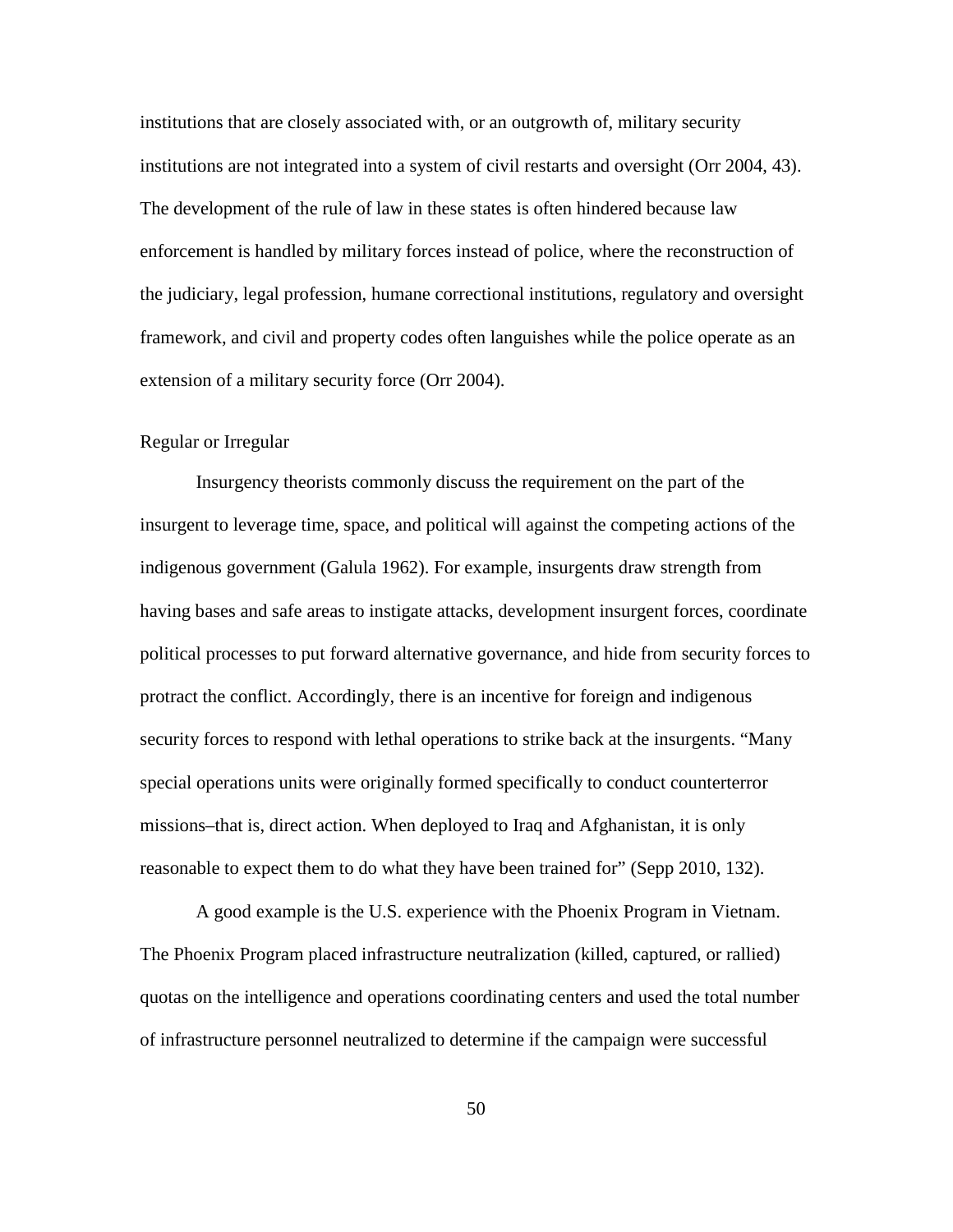institutions that are closely associated with, or an outgrowth of, military security institutions are not integrated into a system of civil restarts and oversight (Orr 2004, 43). The development of the rule of law in these states is often hindered because law enforcement is handled by military forces instead of police, where the reconstruction of the judiciary, legal profession, humane correctional institutions, regulatory and oversight framework, and civil and property codes often languishes while the police operate as an extension of a military security force (Orr 2004).

### Regular or Irregular

Insurgency theorists commonly discuss the requirement on the part of the insurgent to leverage time, space, and political will against the competing actions of the indigenous government (Galula 1962). For example, insurgents draw strength from having bases and safe areas to instigate attacks, development insurgent forces, coordinate political processes to put forward alternative governance, and hide from security forces to protract the conflict. Accordingly, there is an incentive for foreign and indigenous security forces to respond with lethal operations to strike back at the insurgents. "Many special operations units were originally formed specifically to conduct counterterror missions–that is, direct action. When deployed to Iraq and Afghanistan, it is only reasonable to expect them to do what they have been trained for" (Sepp 2010, 132).

A good example is the U.S. experience with the Phoenix Program in Vietnam. The Phoenix Program placed infrastructure neutralization (killed, captured, or rallied) quotas on the intelligence and operations coordinating centers and used the total number of infrastructure personnel neutralized to determine if the campaign were successful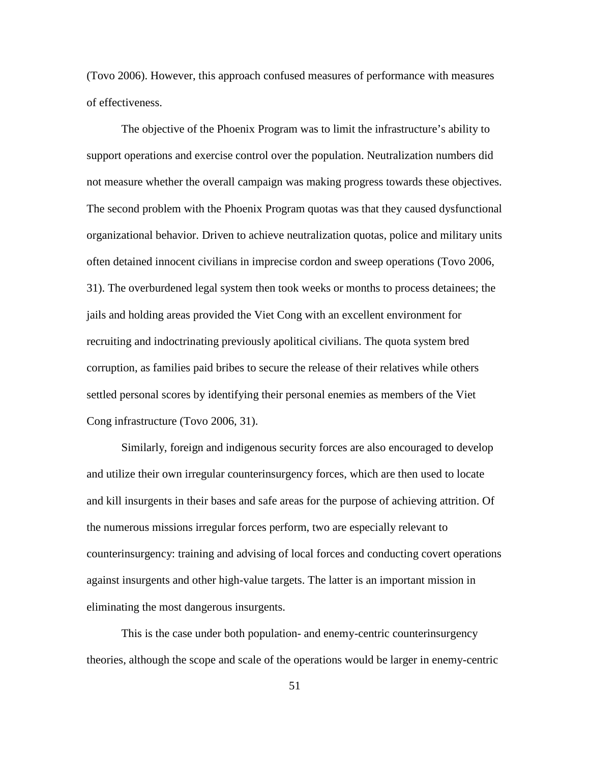(Tovo 2006). However, this approach confused measures of performance with measures of effectiveness.

The objective of the Phoenix Program was to limit the infrastructure's ability to support operations and exercise control over the population. Neutralization numbers did not measure whether the overall campaign was making progress towards these objectives. The second problem with the Phoenix Program quotas was that they caused dysfunctional organizational behavior. Driven to achieve neutralization quotas, police and military units often detained innocent civilians in imprecise cordon and sweep operations (Tovo 2006, 31). The overburdened legal system then took weeks or months to process detainees; the jails and holding areas provided the Viet Cong with an excellent environment for recruiting and indoctrinating previously apolitical civilians. The quota system bred corruption, as families paid bribes to secure the release of their relatives while others settled personal scores by identifying their personal enemies as members of the Viet Cong infrastructure (Tovo 2006, 31).

Similarly, foreign and indigenous security forces are also encouraged to develop and utilize their own irregular counterinsurgency forces, which are then used to locate and kill insurgents in their bases and safe areas for the purpose of achieving attrition. Of the numerous missions irregular forces perform, two are especially relevant to counterinsurgency: training and advising of local forces and conducting covert operations against insurgents and other high-value targets. The latter is an important mission in eliminating the most dangerous insurgents.

This is the case under both population- and enemy-centric counterinsurgency theories, although the scope and scale of the operations would be larger in enemy-centric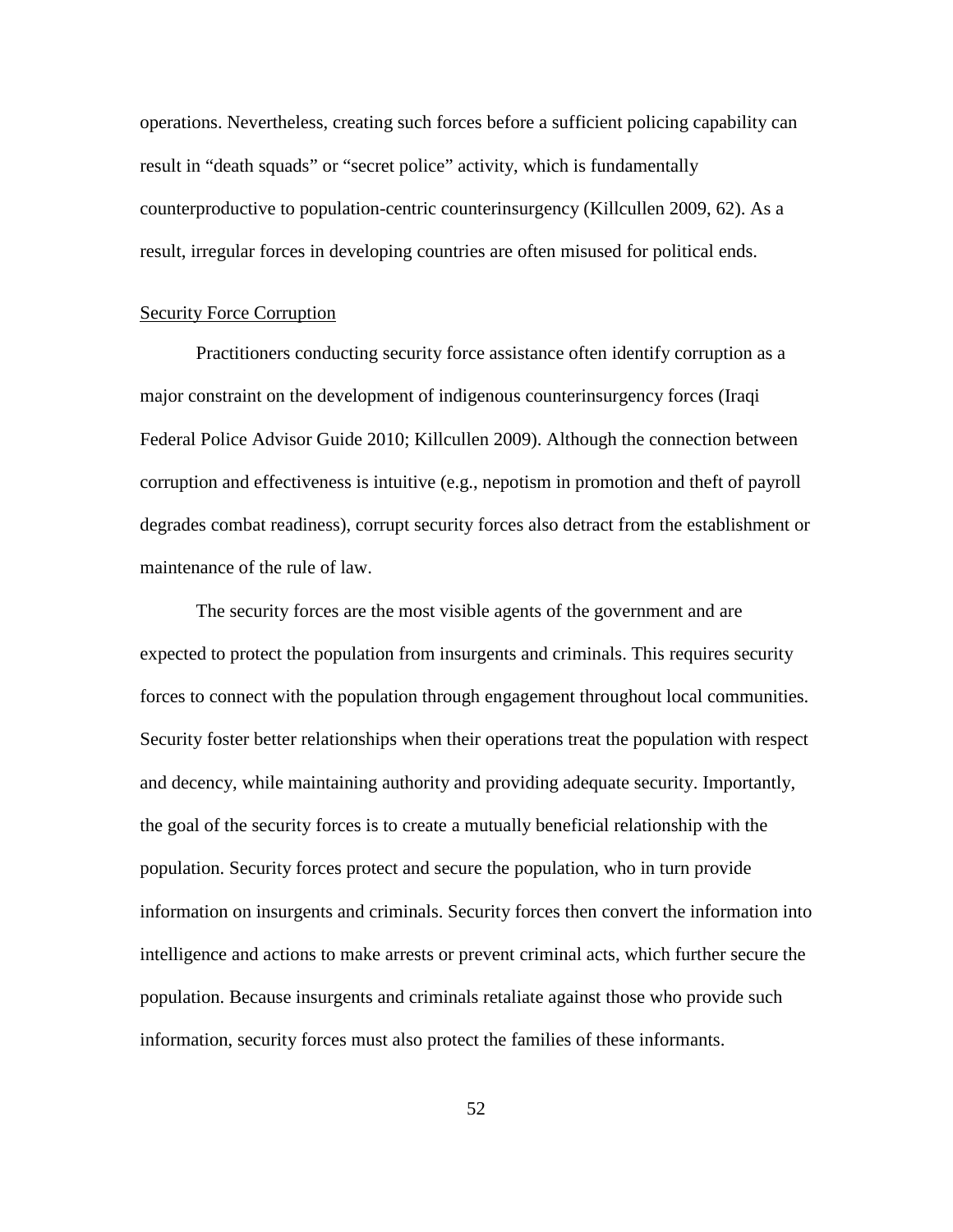operations. Nevertheless, creating such forces before a sufficient policing capability can result in "death squads" or "secret police" activity, which is fundamentally counterproductive to population-centric counterinsurgency (Killcullen 2009, 62). As a result, irregular forces in developing countries are often misused for political ends.

<u>Security Force Corruption</u>

Practitioners conducting security force assistance often identify corruption as a major constraint on the development of indigenous counterinsurgency forces (Iraqi Federal Police Advisor Guide 2010; Killcullen 2009). Although the connection between corruption and effectiveness is intuitive (e.g., nepotism in promotion and theft of payroll degrades combat readiness), corrupt security forces also detract from the establishment or maintenance of the rule of law.

The security forces are the most visible agents of the government and are expected to protect the population from insurgents and criminals. This requires security forces to connect with the population through engagement throughout local communities. Security foster better relationships when their operations treat the population with respect and decency, while maintaining authority and providing adequate security. Importantly, the goal of the security forces is to create a mutually beneficial relationship with the population. Security forces protect and secure the population, who in turn provide information on insurgents and criminals. Security forces then convert the information into intelligence and actions to make arrests or prevent criminal acts, which further secure the population. Because insurgents and criminals retaliate against those who provide such information, security forces must also protect the families of these informants.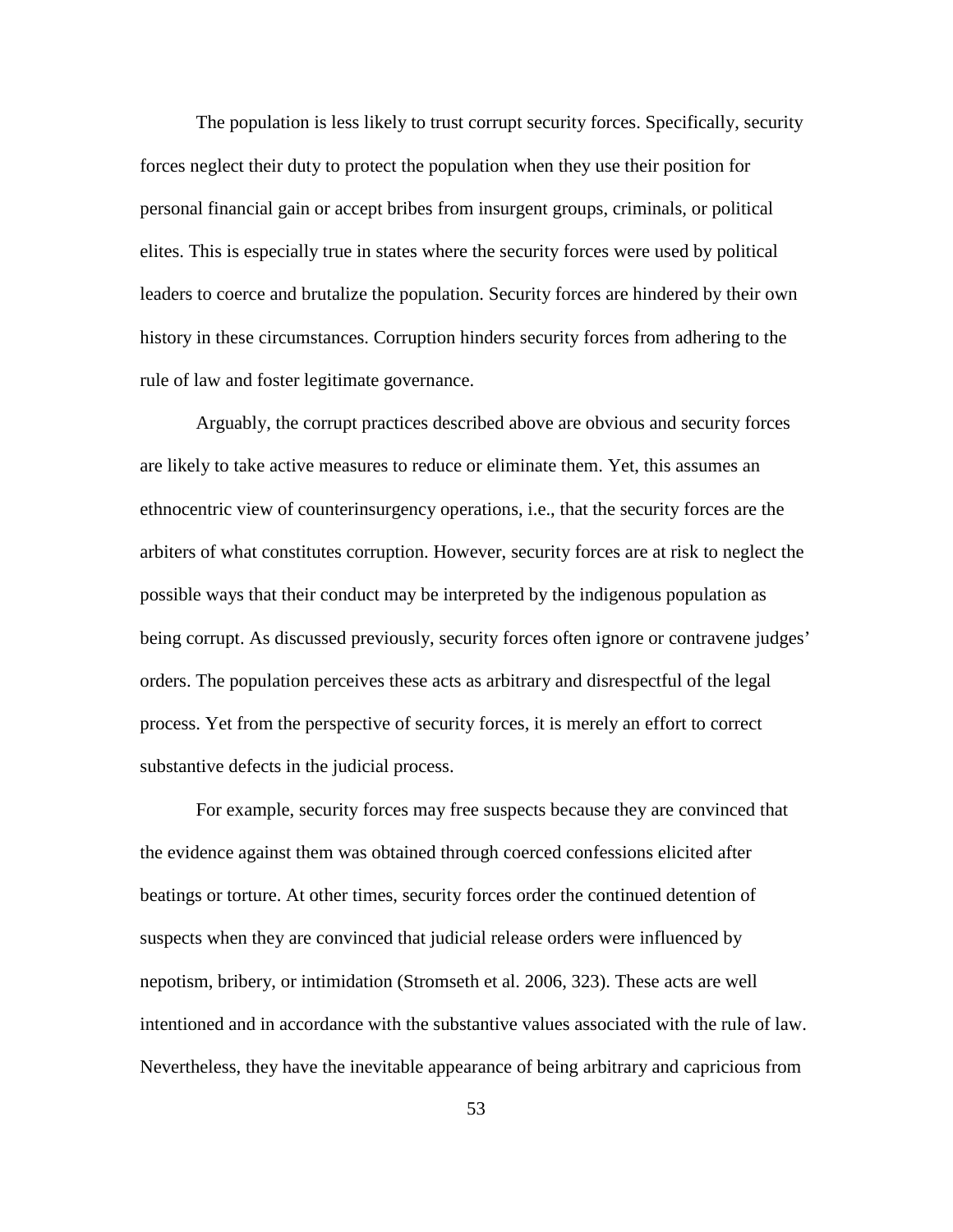The population is less likely to trust corrupt security forces. Specifically, security forces neglect their duty to protect the population when they use their position for personal financial gain or accept bribes from insurgent groups, criminals, or political elites. This is especially true in states where the security forces were used by political leaders to coerce and brutalize the population. Security forces are hindered by their own history in these circumstances. Corruption hinders security forces from adhering to the rule of law and foster legitimate governance.

Arguably, the corrupt practices described above are obvious and security forces are likely to take active measures to reduce or eliminate them. Yet, this assumes an ethnocentric view of counterinsurgency operations, i.e., that the security forces are the arbiters of what constitutes corruption. However, security forces are at risk to neglect the possible ways that their conduct may be interpreted by the indigenous population as being corrupt. As discussed previously, security forces often ignore or contravene judges' orders. The population perceives these acts as arbitrary and disrespectful of the legal process. Yet from the perspective of security forces, it is merely an effort to correct substantive defects in the judicial process.

For example, security forces may free suspects because they are convinced that the evidence against them was obtained through coerced confessions elicited after beatings or torture. At other times, security forces order the continued detention of suspects when they are convinced that judicial release orders were influenced by nepotism, bribery, or intimidation (Stromseth et al. 2006, 323). These acts are well intentioned and in accordance with the substantive values associated with the rule of law. Nevertheless, they have the inevitable appearance of being arbitrary and capricious from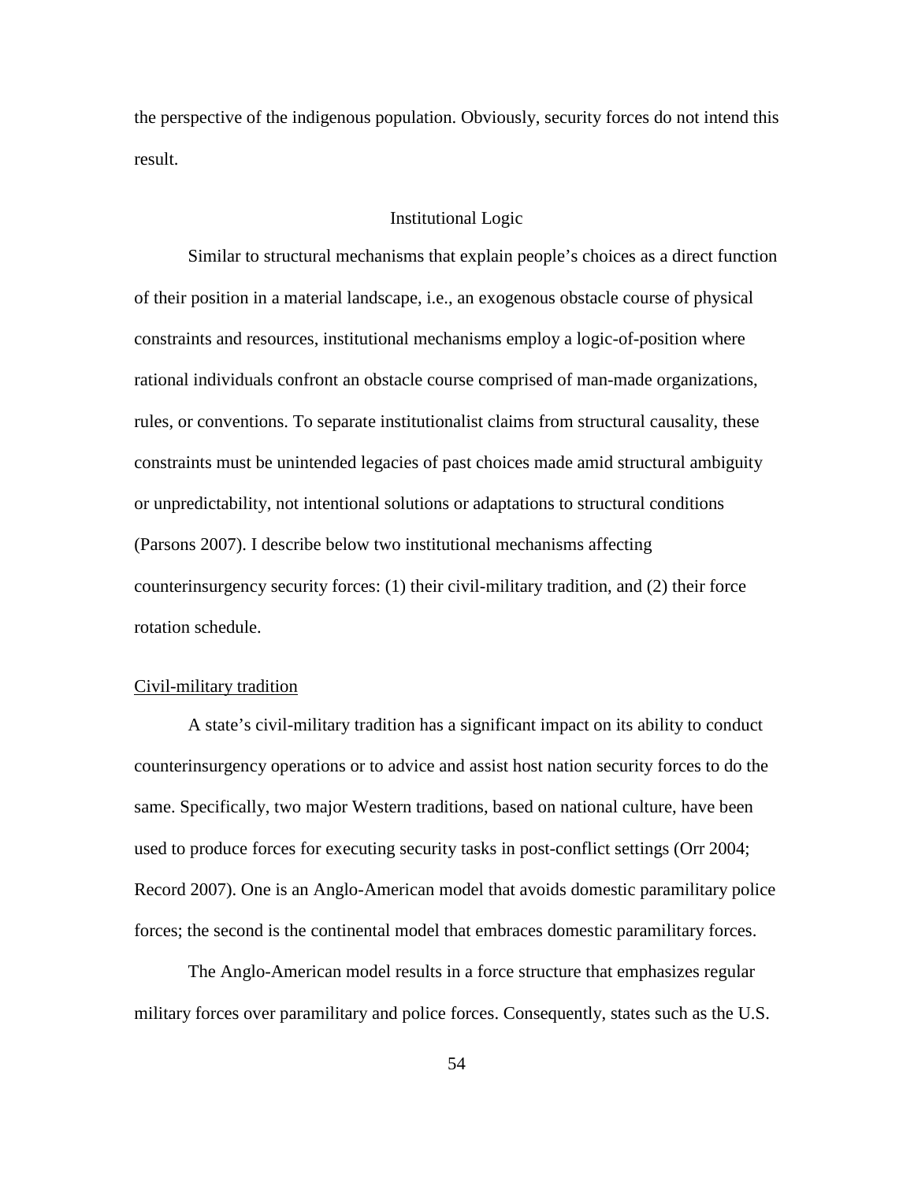the perspective of the indigenous population. Obviously, security forces do not intend this result.

## Institutional Logic

Similar to structural mechanisms that explain people's choices as a direct function of their position in a material landscape, i.e., an exogenous obstacle course of physical constraints and resources, institutional mechanisms employ a logic-of-position where rational individuals confront an obstacle course comprised of man-made organizations, rules, or conventions. To separate institutionalist claims from structural causality, these constraints must be unintended legacies of past choices made amid structural ambiguity or unpredictability, not intentional solutions or adaptations to structural conditions (Parsons 2007). I describe below two institutional mechanisms affecting counterinsurgency security forces: (1) their civil-military tradition, and (2) their force rotation schedule.

### Civil-military tradition

A state's civil-military tradition has a significant impact on its ability to conduct counterinsurgency operations or to advice and assist host nation security forces to do the same. Specifically, two major Western traditions, based on national culture, have been used to produce forces for executing security tasks in post-conflict settings (Orr 2004; Record 2007). One is an Anglo-American model that avoids domestic paramilitary police forces; the second is the continental model that embraces domestic paramilitary forces.

The Anglo-American model results in a force structure that emphasizes regular military forces over paramilitary and police forces. Consequently, states such as the U.S.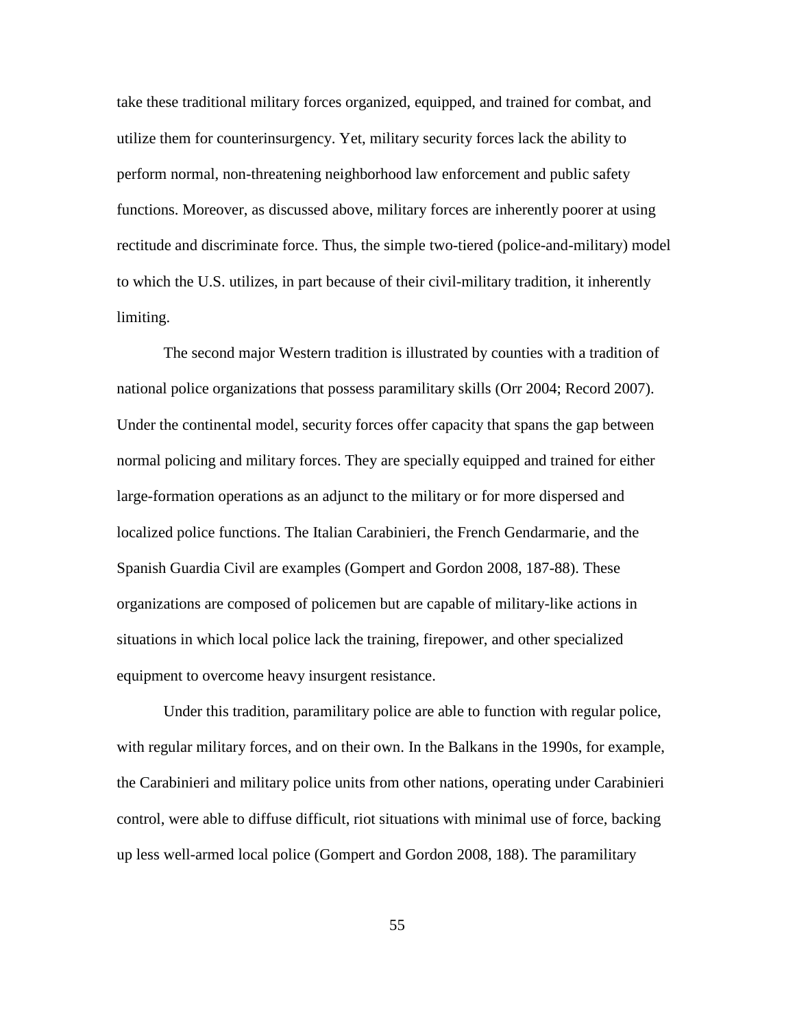take these traditional military forces organized, equipped, and trained for combat, and utilize them for counterinsurgency. Yet, military security forces lack the ability to perform normal, non-threatening neighborhood law enforcement and public safety functions. Moreover, as discussed above, military forces are inherently poorer at using rectitude and discriminate force. Thus, the simple two-tiered (police-and-military) model to which the U.S. utilizes, in part because of their civil-military tradition, it inherently limiting.

The second major Western tradition is illustrated by counties with a tradition of national police organizations that possess paramilitary skills (Orr 2004; Record 2007). Under the continental model, security forces offer capacity that spans the gap between normal policing and military forces. They are specially equipped and trained for either large-formation operations as an adjunct to the military or for more dispersed and localized police functions. The Italian Carabinieri, the French Gendarmarie, and the Spanish Guardia Civil are examples (Gompert and Gordon 2008, 187-88). These organizations are composed of policemen but are capable of military-like actions in situations in which local police lack the training, firepower, and other specialized equipment to overcome heavy insurgent resistance.

Under this tradition, paramilitary police are able to function with regular police, with regular military forces, and on their own. In the Balkans in the 1990s, for example, the Carabinieri and military police units from other nations, operating under Carabinieri control, were able to diffuse difficult, riot situations with minimal use of force, backing up less well-armed local police (Gompert and Gordon 2008, 188). The paramilitary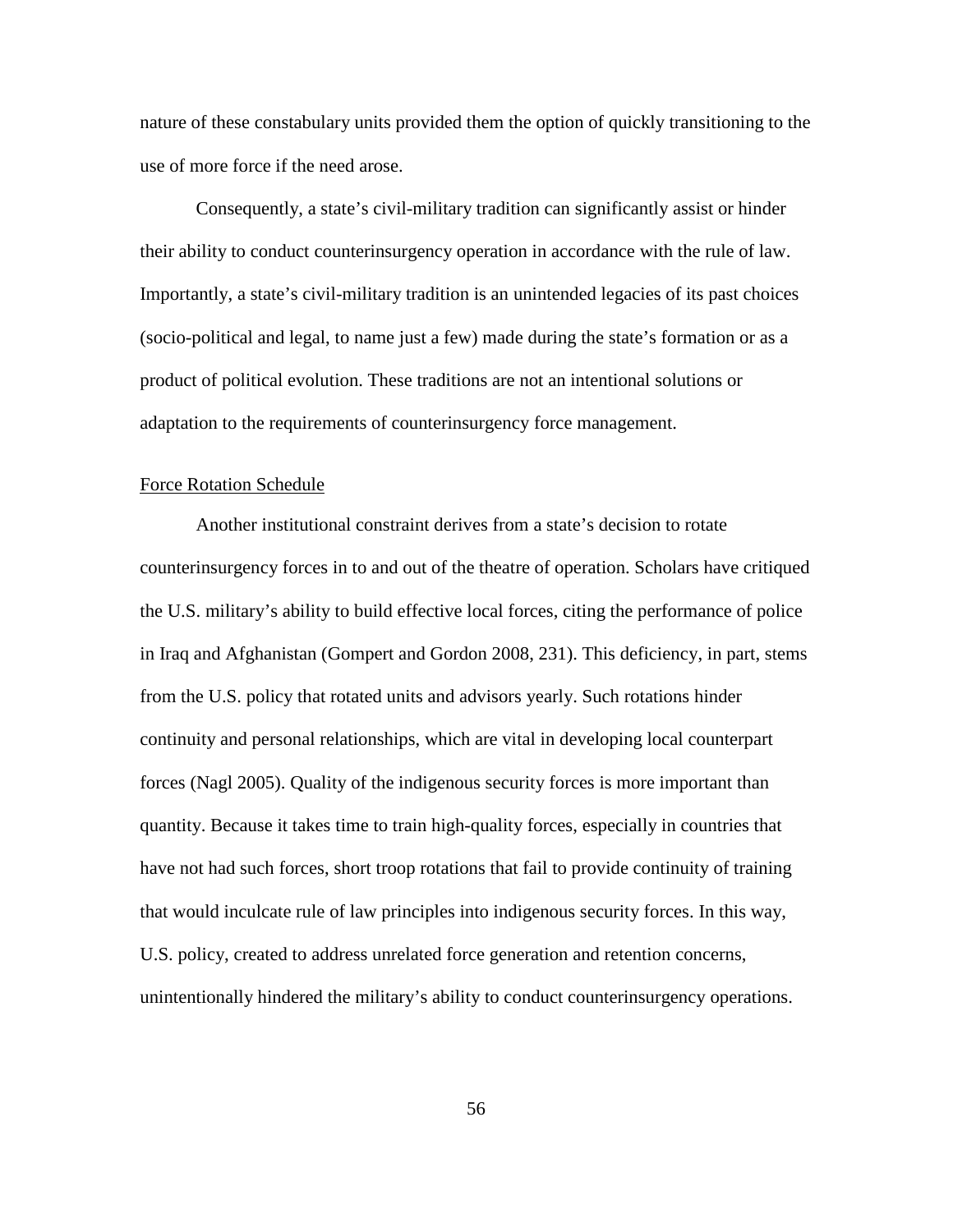nature of these constabulary units provided them the option of quickly transitioning to the use of more force if the need arose.

Consequently, a state's civil-military tradition can significantly assist or hinder their ability to conduct counterinsurgency operation in accordance with the rule of law. Importantly, a state's civil-military tradition is an unintended legacies of its past choices (socio-political and legal, to name just a few) made during the state's formation or as a product of political evolution. These traditions are not an intentional solutions or adaptation to the requirements of counterinsurgency force management.

### Force Rotation Schedule

Another institutional constraint derives from a state's decision to rotate counterinsurgency forces in to and out of the theatre of operation. Scholars have critiqued the U.S. military's ability to build effective local forces, citing the performance of police in Iraq and Afghanistan (Gompert and Gordon 2008, 231). This deficiency, in part, stems from the U.S. policy that rotated units and advisors yearly. Such rotations hinder continuity and personal relationships, which are vital in developing local counterpart forces (Nagl 2005). Quality of the indigenous security forces is more important than quantity. Because it takes time to train high-quality forces, especially in countries that have not had such forces, short troop rotations that fail to provide continuity of training that would inculcate rule of law principles into indigenous security forces. In this way, U.S. policy, created to address unrelated force generation and retention concerns, unintentionally hindered the military's ability to conduct counterinsurgency operations.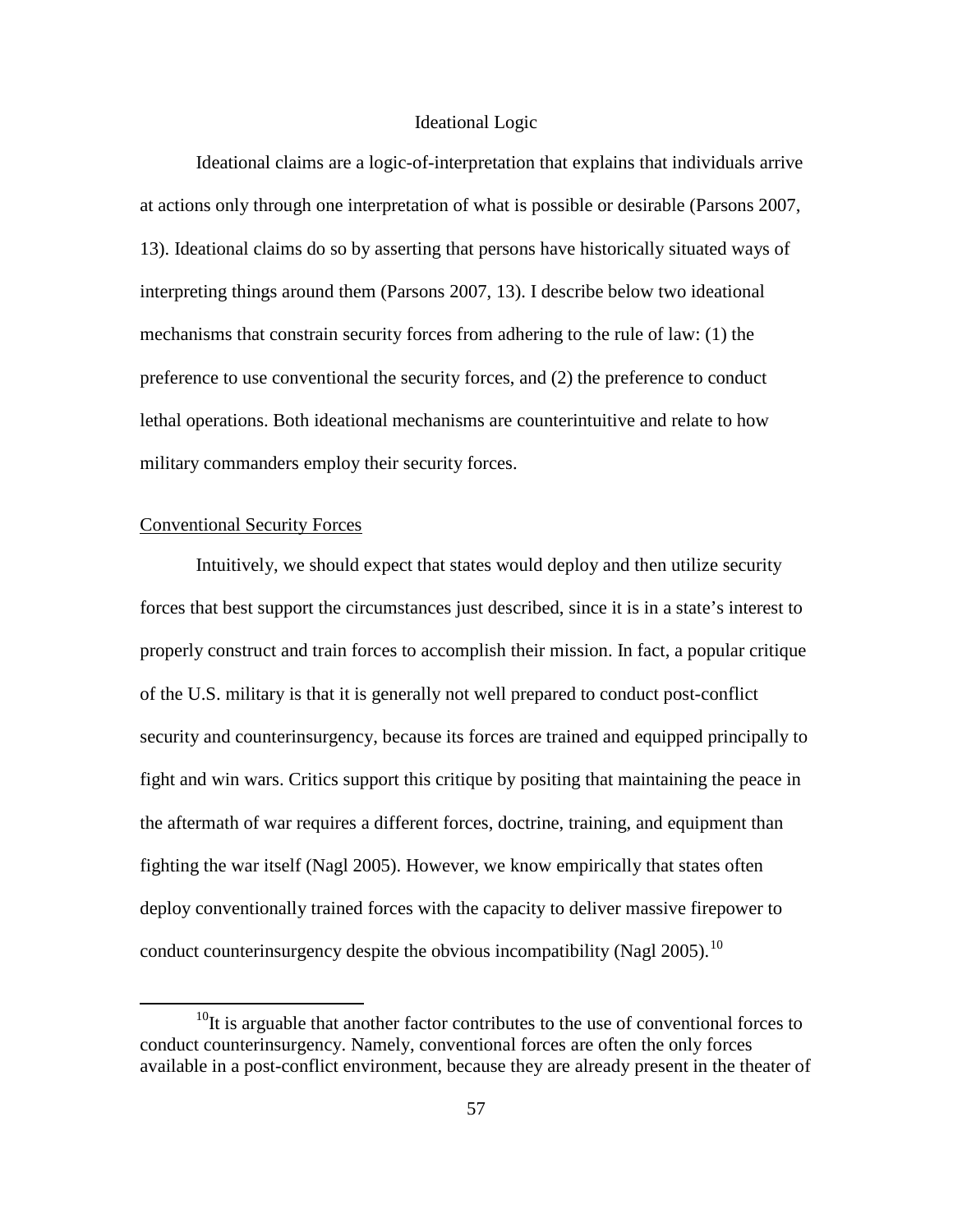## Ideational Logic

Ideational claims are a logic-of-interpretation that explains that individuals arrive at actions only through one interpretation of what is possible or desirable (Parsons 2007, 13). Ideational claims do so by asserting that persons have historically situated ways of interpreting things around them (Parsons 2007, 13). I describe below two ideational mechanisms that constrain security forces from adhering to the rule of law: (1) the preference to use conventional the security forces, and (2) the preference to conduct lethal operations. Both ideational mechanisms are counterintuitive and relate to how military commanders employ their security forces.

### Conventional Security Forces

Intuitively, we should expect that states would deploy and then utilize security forces that best support the circumstances just described, since it is in a state's interest to properly construct and train forces to accomplish their mission. In fact, a popular critique of the U.S. military is that it is generally not well prepared to conduct post-conflict security and counterinsurgency, because its forces are trained and equipped principally to fight and win wars. Critics support this critique by positing that maintaining the peace in the aftermath of war requires a different forces, doctrine, training, and equipment than fighting the war itself (Nagl 2005). However, we know empirically that states often deploy conventionally trained forces with the capacity to deliver massive firepower to conduct counterinsurgency despite the obvious incompatibility (Nagl 2005).[10]

[10]It is arguable that another factor contributes to the use of conventional forces to conduct counterinsurgency. Namely, conventional forces are often the only forces available in a post-conflict environment, because they are already present in the theater of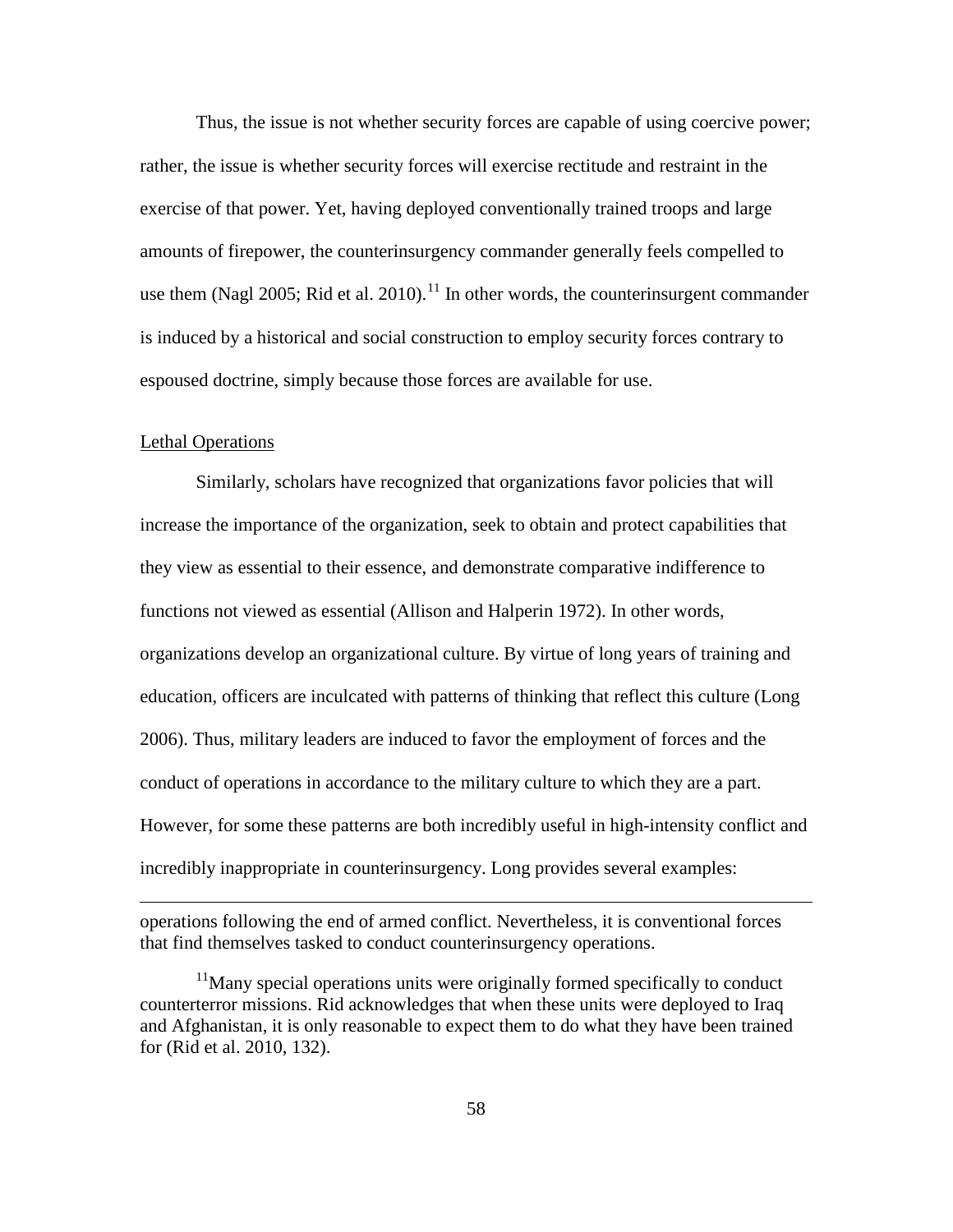Thus, the issue is not whether security forces are capable of using coercive power; rather, the issue is whether security forces will exercise rectitude and restraint in the exercise of that power. Yet, having deployed conventionally trained troops and large amounts of firepower, the counterinsurgency commander generally feels compelled to use them (Nagl 2005; Rid et al. 2010).[11] In other words, the counterinsurgent commander is induced by a historical and social construction to employ security forces contrary to espoused doctrine, simply because those forces are available for use.

Lethal Operations

Similarly, scholars have recognized that organizations favor policies that will increase the importance of the organization, seek to obtain and protect capabilities that they view as essential to their essence, and demonstrate comparative indifference to functions not viewed as essential (Allison and Halperin 1972). In other words, organizations develop an organizational culture. By virtue of long years of training and education, officers are inculcated with patterns of thinking that reflect this culture (Long 2006). Thus, military leaders are induced to favor the employment of forces and the conduct of operations in accordance to the military culture to which they are a part. However, for some these patterns are both incredibly useful in high-intensity conflict and incredibly inappropriate in counterinsurgency. Long provides several examples:

---

operations following the end of armed conflict. Nevertheless, it is conventional forces that find themselves tasked to conduct counterinsurgency operations.

[11]Many special operations units were originally formed specifically to conduct counterterror missions. Rid acknowledges that when these units were deployed to Iraq and Afghanistan, it is only reasonable to expect them to do what they have been trained for (Rid et al. 2010, 132).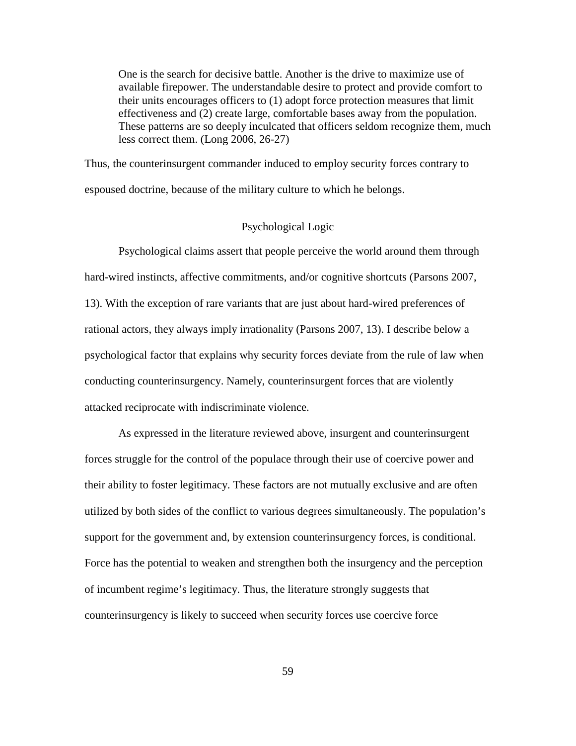> One is the search for decisive battle. Another is the drive to maximize use of available firepower. The understandable desire to protect and provide comfort to their units encourages officers to (1) adopt force protection measures that limit effectiveness and (2) create large, comfortable bases away from the population. These patterns are so deeply inculcated that officers seldom recognize them, much less correct them. (Long 2006, 26-27)

Thus, the counterinsurgent commander induced to employ security forces contrary to espoused doctrine, because of the military culture to which he belongs.

### Psychological Logic

Psychological claims assert that people perceive the world around them through hard-wired instincts, affective commitments, and/or cognitive shortcuts (Parsons 2007, 13). With the exception of rare variants that are just about hard-wired preferences of rational actors, they always imply irrationality (Parsons 2007, 13). I describe below a psychological factor that explains why security forces deviate from the rule of law when conducting counterinsurgency. Namely, counterinsurgent forces that are violently attacked reciprocate with indiscriminate violence.

As expressed in the literature reviewed above, insurgent and counterinsurgent forces struggle for the control of the populace through their use of coercive power and their ability to foster legitimacy. These factors are not mutually exclusive and are often utilized by both sides of the conflict to various degrees simultaneously. The population's support for the government and, by extension counterinsurgency forces, is conditional. Force has the potential to weaken and strengthen both the insurgency and the perception of incumbent regime's legitimacy. Thus, the literature strongly suggests that counterinsurgency is likely to succeed when security forces use coercive force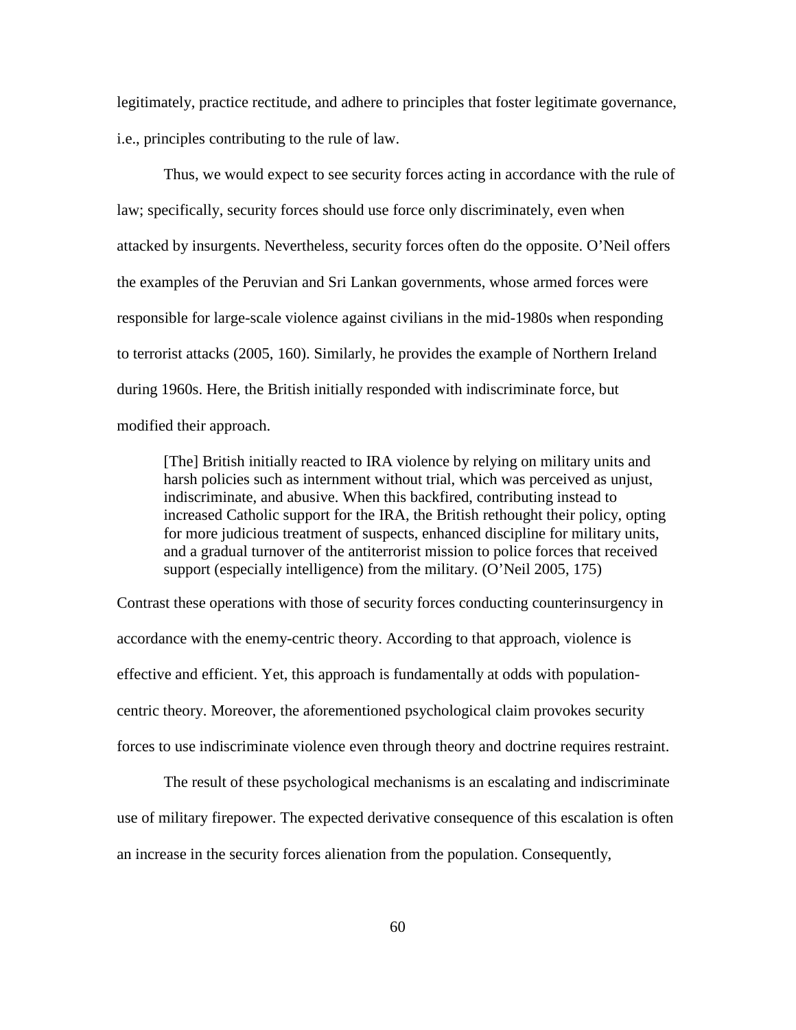legitimately, practice rectitude, and adhere to principles that foster legitimate governance, i.e., principles contributing to the rule of law.

Thus, we would expect to see security forces acting in accordance with the rule of law; specifically, security forces should use force only discriminately, even when attacked by insurgents. Nevertheless, security forces often do the opposite. O'Neil offers the examples of the Peruvian and Sri Lankan governments, whose armed forces were responsible for large-scale violence against civilians in the mid-1980s when responding to terrorist attacks (2005, 160). Similarly, he provides the example of Northern Ireland during 1960s. Here, the British initially responded with indiscriminate force, but modified their approach.

> [The] British initially reacted to IRA violence by relying on military units and harsh policies such as internment without trial, which was perceived as unjust, indiscriminate, and abusive. When this backfired, contributing instead to increased Catholic support for the IRA, the British rethought their policy, opting for more judicious treatment of suspects, enhanced discipline for military units, and a gradual turnover of the antiterrorist mission to police forces that received support (especially intelligence) from the military. (O'Neil 2005, 175)

Contrast these operations with those of security forces conducting counterinsurgency in accordance with the enemy-centric theory. According to that approach, violence is effective and efficient. Yet, this approach is fundamentally at odds with population-centric theory. Moreover, the aforementioned psychological claim provokes security forces to use indiscriminate violence even through theory and doctrine requires restraint.

The result of these psychological mechanisms is an escalating and indiscriminate use of military firepower. The expected derivative consequence of this escalation is often an increase in the security forces alienation from the population. Consequently,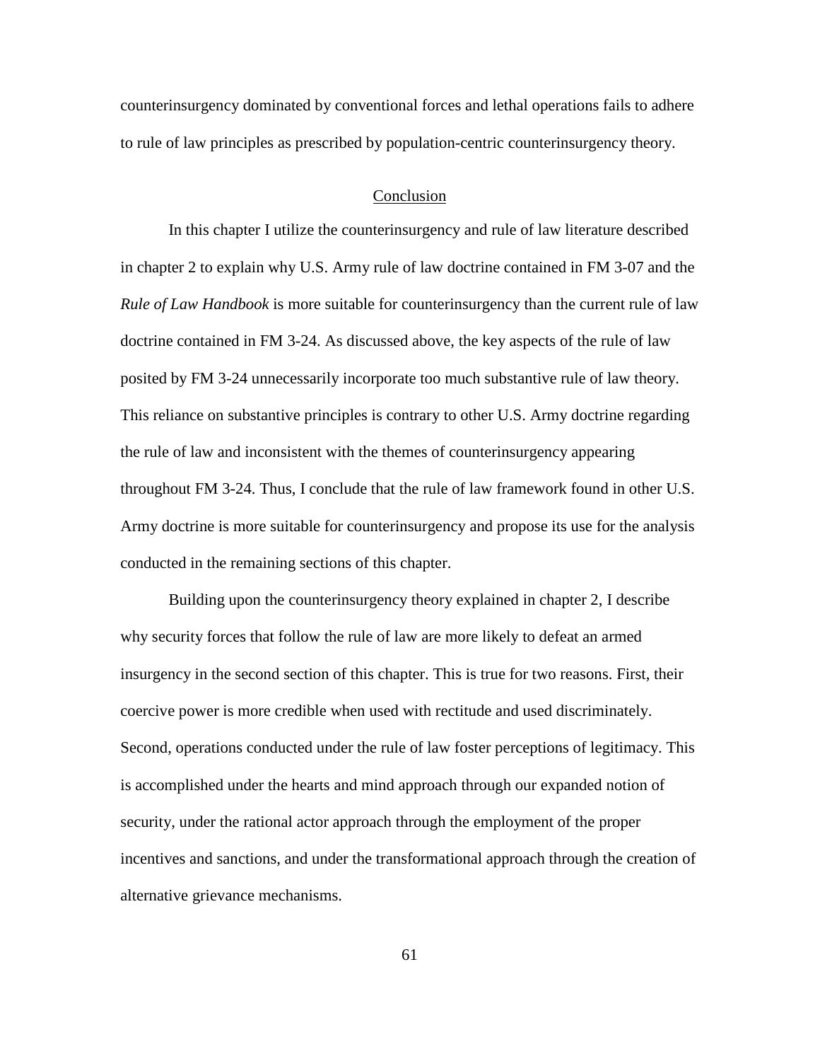counterinsurgency dominated by conventional forces and lethal operations fails to adhere to rule of law principles as prescribed by population-centric counterinsurgency theory.

## Conclusion

In this chapter I utilize the counterinsurgency and rule of law literature described in chapter 2 to explain why U.S. Army rule of law doctrine contained in FM 3-07 and the *Rule of Law Handbook* is more suitable for counterinsurgency than the current rule of law doctrine contained in FM 3-24. As discussed above, the key aspects of the rule of law posited by FM 3-24 unnecessarily incorporate too much substantive rule of law theory. This reliance on substantive principles is contrary to other U.S. Army doctrine regarding the rule of law and inconsistent with the themes of counterinsurgency appearing throughout FM 3-24. Thus, I conclude that the rule of law framework found in other U.S. Army doctrine is more suitable for counterinsurgency and propose its use for the analysis conducted in the remaining sections of this chapter.

Building upon the counterinsurgency theory explained in chapter 2, I describe why security forces that follow the rule of law are more likely to defeat an armed insurgency in the second section of this chapter. This is true for two reasons. First, their coercive power is more credible when used with rectitude and used discriminately. Second, operations conducted under the rule of law foster perceptions of legitimacy. This is accomplished under the hearts and mind approach through our expanded notion of security, under the rational actor approach through the employment of the proper incentives and sanctions, and under the transformational approach through the creation of alternative grievance mechanisms.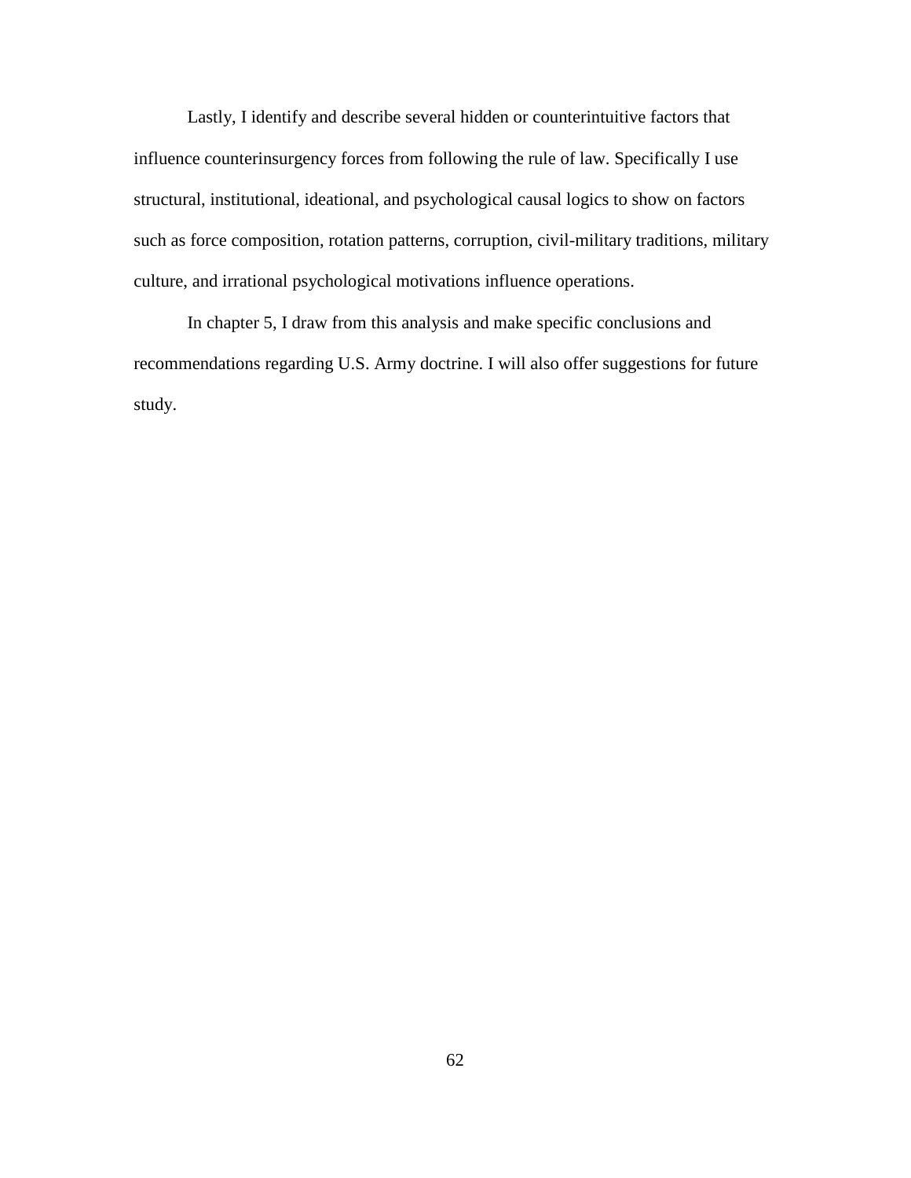Lastly, I identify and describe several hidden or counterintuitive factors that influence counterinsurgency forces from following the rule of law. Specifically I use structural, institutional, ideational, and psychological causal logics to show on factors such as force composition, rotation patterns, corruption, civil-military traditions, military culture, and irrational psychological motivations influence operations.

In chapter 5, I draw from this analysis and make specific conclusions and recommendations regarding U.S. Army doctrine. I will also offer suggestions for future study.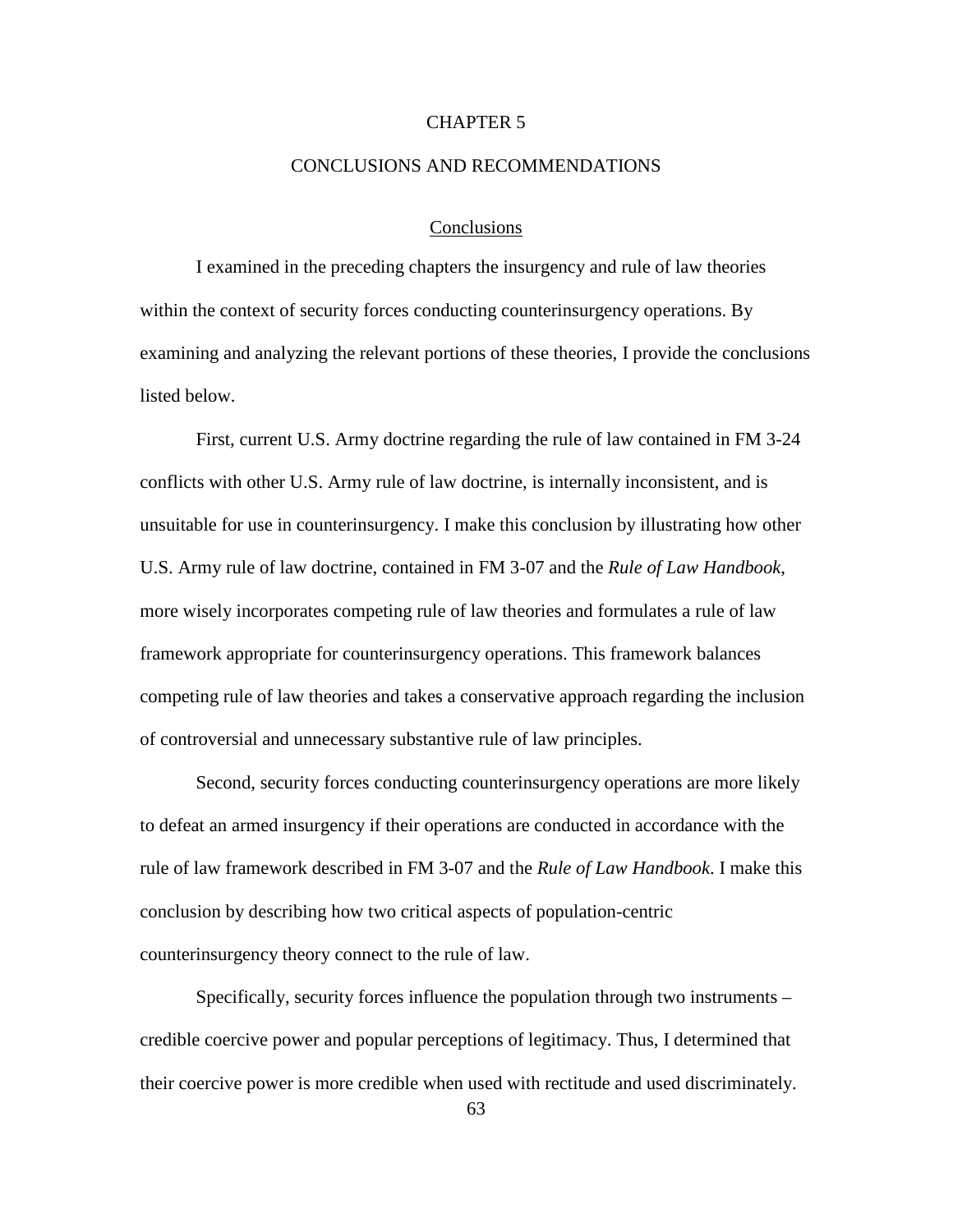# CHAPTER 5

# CONCLUSIONS AND RECOMMENDATIONS

## Conclusions

I examined in the preceding chapters the insurgency and rule of law theories within the context of security forces conducting counterinsurgency operations. By examining and analyzing the relevant portions of these theories, I provide the conclusions listed below.

First, current U.S. Army doctrine regarding the rule of law contained in FM 3-24 conflicts with other U.S. Army rule of law doctrine, is internally inconsistent, and is unsuitable for use in counterinsurgency. I make this conclusion by illustrating how other U.S. Army rule of law doctrine, contained in FM 3-07 and the *Rule of Law Handbook*, more wisely incorporates competing rule of law theories and formulates a rule of law framework appropriate for counterinsurgency operations. This framework balances competing rule of law theories and takes a conservative approach regarding the inclusion of controversial and unnecessary substantive rule of law principles.

Second, security forces conducting counterinsurgency operations are more likely to defeat an armed insurgency if their operations are conducted in accordance with the rule of law framework described in FM 3-07 and the *Rule of Law Handbook*. I make this conclusion by describing how two critical aspects of population-centric counterinsurgency theory connect to the rule of law.

Specifically, security forces influence the population through two instruments – credible coercive power and popular perceptions of legitimacy. Thus, I determined that their coercive power is more credible when used with rectitude and used discriminately.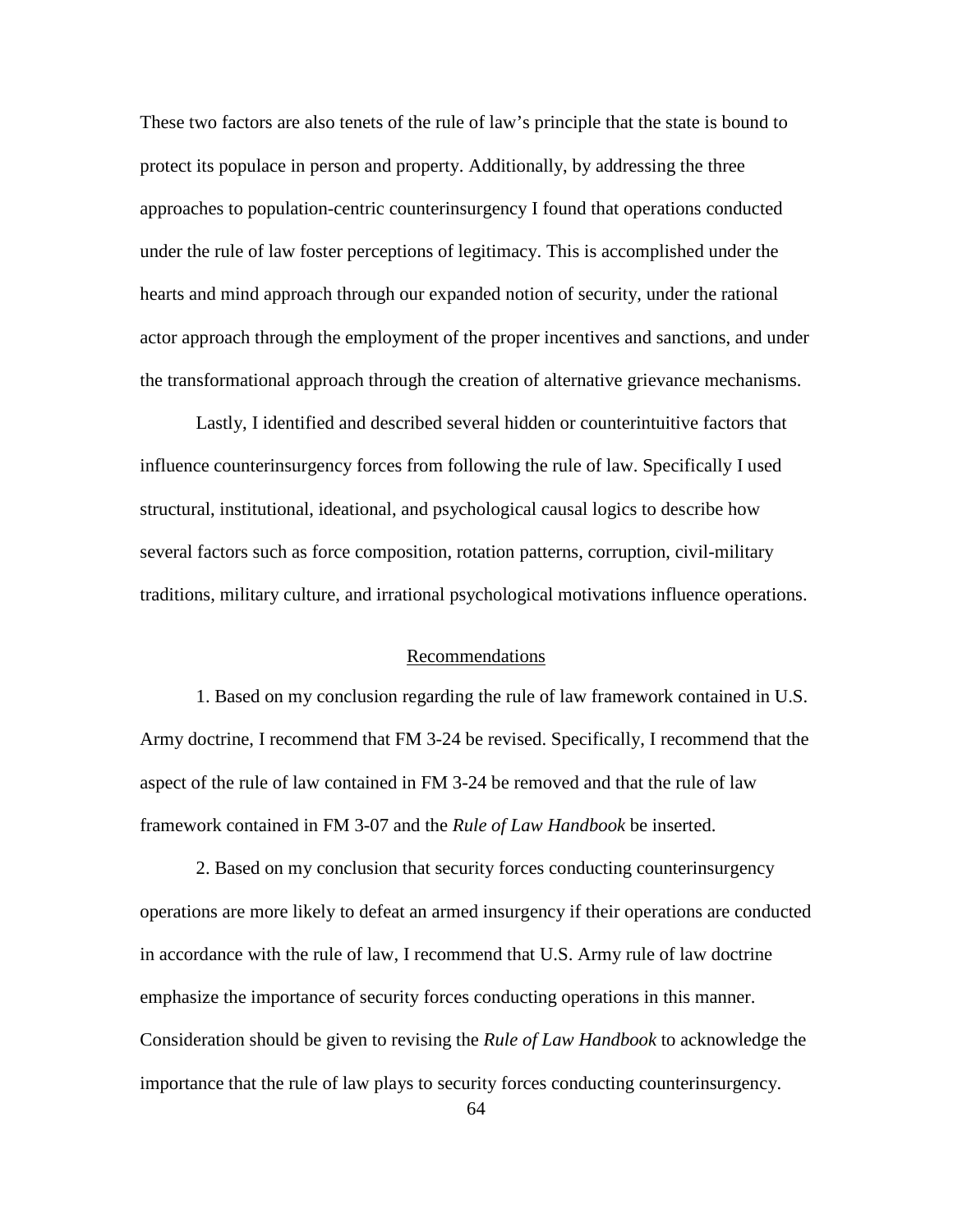These two factors are also tenets of the rule of law's principle that the state is bound to protect its populace in person and property. Additionally, by addressing the three approaches to population-centric counterinsurgency I found that operations conducted under the rule of law foster perceptions of legitimacy. This is accomplished under the hearts and mind approach through our expanded notion of security, under the rational actor approach through the employment of the proper incentives and sanctions, and under the transformational approach through the creation of alternative grievance mechanisms.

Lastly, I identified and described several hidden or counterintuitive factors that influence counterinsurgency forces from following the rule of law. Specifically I used structural, institutional, ideational, and psychological causal logics to describe how several factors such as force composition, rotation patterns, corruption, civil-military traditions, military culture, and irrational psychological motivations influence operations.

## Recommendations

1. Based on my conclusion regarding the rule of law framework contained in U.S. Army doctrine, I recommend that FM 3-24 be revised. Specifically, I recommend that the aspect of the rule of law contained in FM 3-24 be removed and that the rule of law framework contained in FM 3-07 and the *Rule of Law Handbook* be inserted.

2. Based on my conclusion that security forces conducting counterinsurgency operations are more likely to defeat an armed insurgency if their operations are conducted in accordance with the rule of law, I recommend that U.S. Army rule of law doctrine emphasize the importance of security forces conducting operations in this manner. Consideration should be given to revising the *Rule of Law Handbook* to acknowledge the importance that the rule of law plays to security forces conducting counterinsurgency.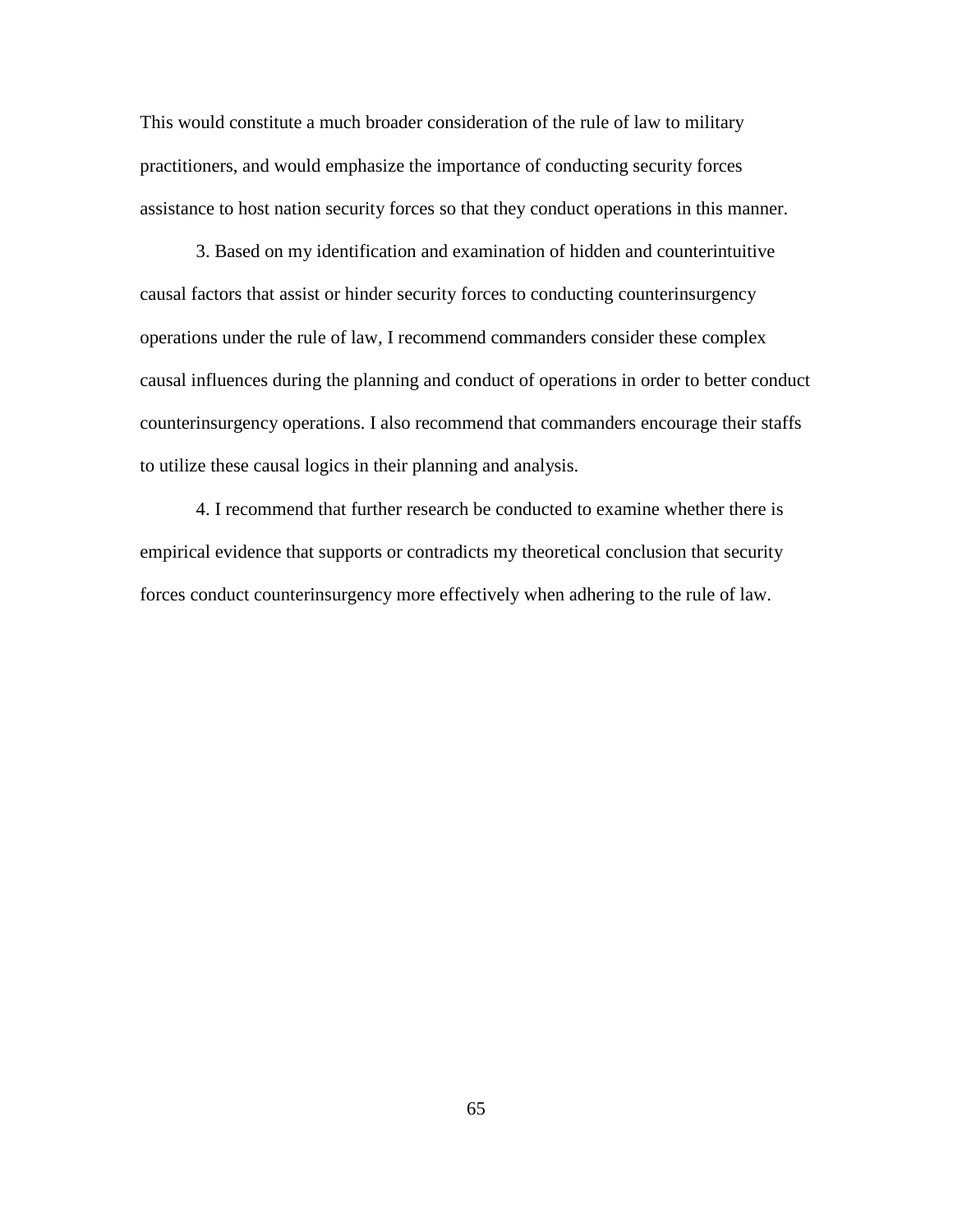This would constitute a much broader consideration of the rule of law to military practitioners, and would emphasize the importance of conducting security forces assistance to host nation security forces so that they conduct operations in this manner.

3. Based on my identification and examination of hidden and counterintuitive causal factors that assist or hinder security forces to conducting counterinsurgency operations under the rule of law, I recommend commanders consider these complex causal influences during the planning and conduct of operations in order to better conduct counterinsurgency operations. I also recommend that commanders encourage their staffs to utilize these causal logics in their planning and analysis.

4. I recommend that further research be conducted to examine whether there is empirical evidence that supports or contradicts my theoretical conclusion that security forces conduct counterinsurgency more effectively when adhering to the rule of law.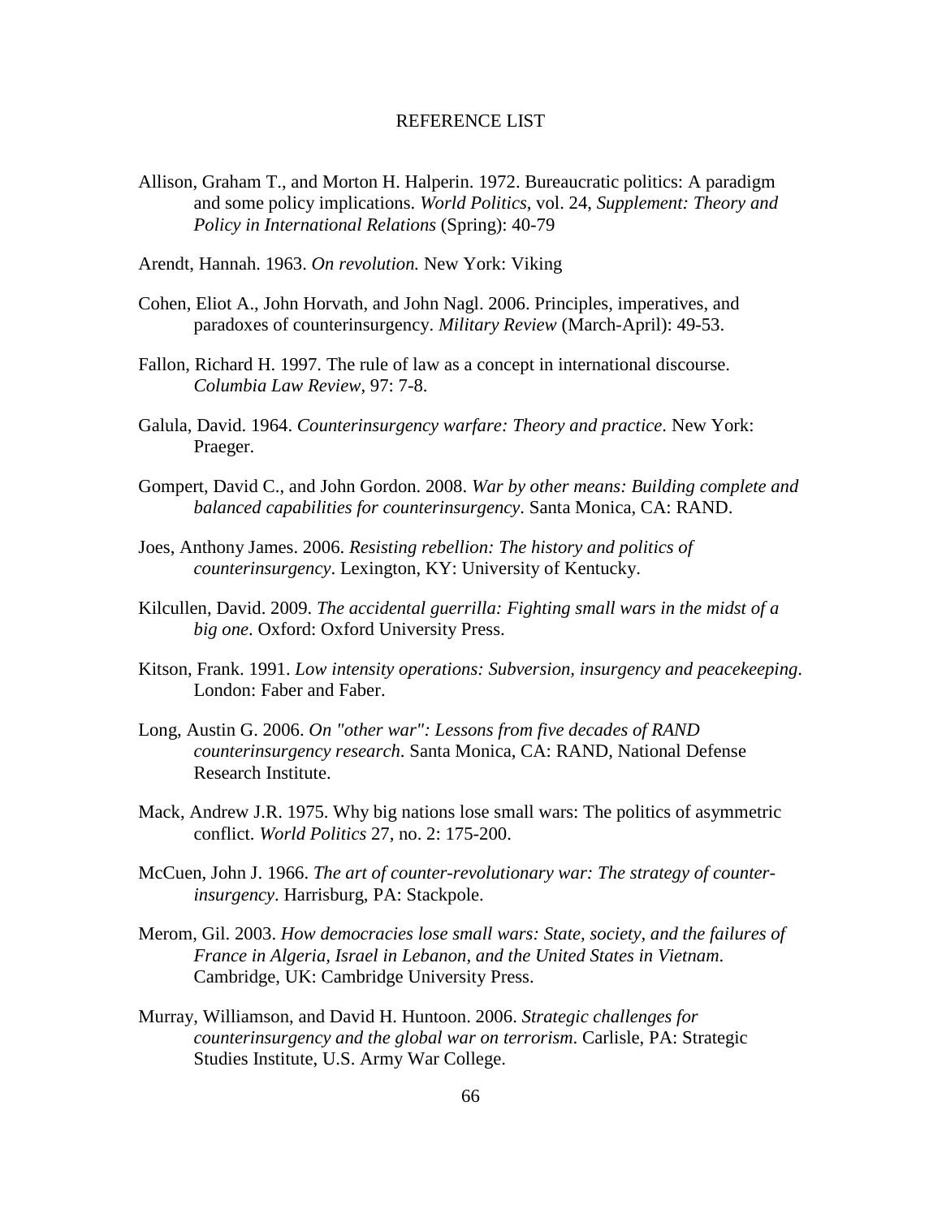# REFERENCE LIST

Allison, Graham T., and Morton H. Halperin. 1972. Bureaucratic politics: A paradigm and some policy implications. *World Politics*, vol. 24, *Supplement: Theory and Policy in International Relations* (Spring): 40-79

Arendt, Hannah. 1963. *On revolution.* New York: Viking

Cohen, Eliot A., John Horvath, and John Nagl. 2006. Principles, imperatives, and paradoxes of counterinsurgency. *Military Review* (March-April): 49-53.

Fallon, Richard H. 1997. The rule of law as a concept in international discourse. *Columbia Law Review*, 97: 7-8.

Galula, David. 1964. *Counterinsurgency warfare: Theory and practice*. New York: Praeger.

Gompert, David C., and John Gordon. 2008. *War by other means: Building complete and balanced capabilities for counterinsurgency*. Santa Monica, CA: RAND.

Joes, Anthony James. 2006. *Resisting rebellion: The history and politics of counterinsurgency*. Lexington, KY: University of Kentucky.

Kilcullen, David. 2009. *The accidental guerrilla: Fighting small wars in the midst of a big one*. Oxford: Oxford University Press.

Kitson, Frank. 1991. *Low intensity operations: Subversion, insurgency and peacekeeping*. London: Faber and Faber.

Long, Austin G. 2006. *On "other war": Lessons from five decades of RAND counterinsurgency research*. Santa Monica, CA: RAND, National Defense Research Institute.

Mack, Andrew J.R. 1975. Why big nations lose small wars: The politics of asymmetric conflict. *World Politics* 27, no. 2: 175-200.

McCuen, John J. 1966. *The art of counter-revolutionary war: The strategy of counter-insurgency*. Harrisburg, PA: Stackpole.

Merom, Gil. 2003. *How democracies lose small wars: State, society, and the failures of France in Algeria, Israel in Lebanon, and the United States in Vietnam*. Cambridge, UK: Cambridge University Press.

Murray, Williamson, and David H. Huntoon. 2006. *Strategic challenges for counterinsurgency and the global war on terrorism*. Carlisle, PA: Strategic Studies Institute, U.S. Army War College.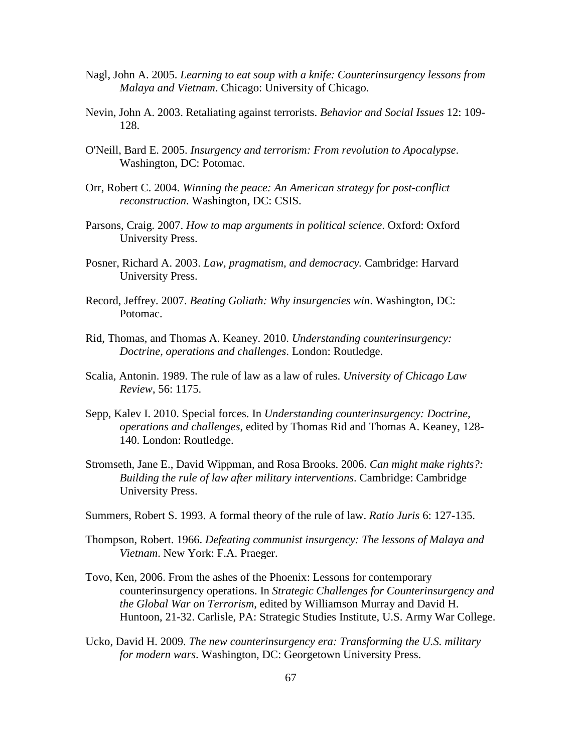Nagl, John A. 2005. *Learning to eat soup with a knife: Counterinsurgency lessons from Malaya and Vietnam*. Chicago: University of Chicago.

Nevin, John A. 2003. Retaliating against terrorists. *Behavior and Social Issues* 12: 109-128.

O'Neill, Bard E. 2005. *Insurgency and terrorism: From revolution to Apocalypse*. Washington, DC: Potomac.

Orr, Robert C. 2004. *Winning the peace: An American strategy for post-conflict reconstruction*. Washington, DC: CSIS.

Parsons, Craig. 2007. *How to map arguments in political science*. Oxford: Oxford University Press.

Posner, Richard A. 2003. *Law, pragmatism, and democracy.* Cambridge: Harvard University Press.

Record, Jeffrey. 2007. *Beating Goliath: Why insurgencies win*. Washington, DC: Potomac.

Rid, Thomas, and Thomas A. Keaney. 2010. *Understanding counterinsurgency: Doctrine, operations and challenges*. London: Routledge.

Scalia, Antonin. 1989. The rule of law as a law of rules. *University of Chicago Law Review*, 56: 1175.

Sepp, Kalev I. 2010. Special forces. In *Understanding counterinsurgency: Doctrine, operations and challenges*, edited by Thomas Rid and Thomas A. Keaney, 128-140. London: Routledge.

Stromseth, Jane E., David Wippman, and Rosa Brooks. 2006. *Can might make rights?: Building the rule of law after military interventions*. Cambridge: Cambridge University Press.

Summers, Robert S. 1993. A formal theory of the rule of law. *Ratio Juris* 6: 127-135.

Thompson, Robert. 1966. *Defeating communist insurgency: The lessons of Malaya and Vietnam*. New York: F.A. Praeger.

Tovo, Ken, 2006. From the ashes of the Phoenix: Lessons for contemporary counterinsurgency operations. In *Strategic Challenges for Counterinsurgency and the Global War on Terrorism*, edited by Williamson Murray and David H. Huntoon, 21-32. Carlisle, PA: Strategic Studies Institute, U.S. Army War College.

Ucko, David H. 2009. *The new counterinsurgency era: Transforming the U.S. military for modern wars*. Washington, DC: Georgetown University Press.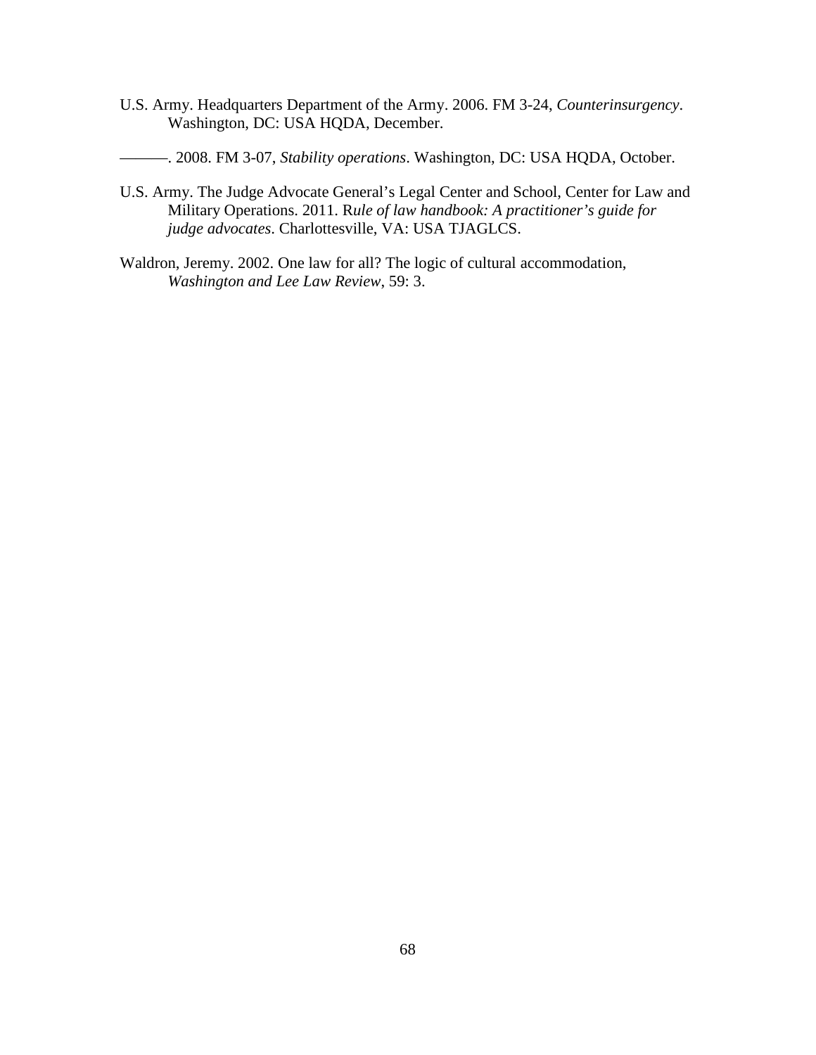U.S. Army. Headquarters Department of the Army. 2006. FM 3-24, *Counterinsurgency*. Washington, DC: USA HQDA, December.

———. 2008. FM 3-07, *Stability operations*. Washington, DC: USA HQDA, October.

U.S. Army. The Judge Advocate General's Legal Center and School, Center for Law and Military Operations. 2011. R*ule of law handbook: A practitioner's guide for judge advocates*. Charlottesville, VA: USA TJAGLCS.

Waldron, Jeremy. 2002. One law for all? The logic of cultural accommodation, *Washington and Lee Law Review*, 59: 3.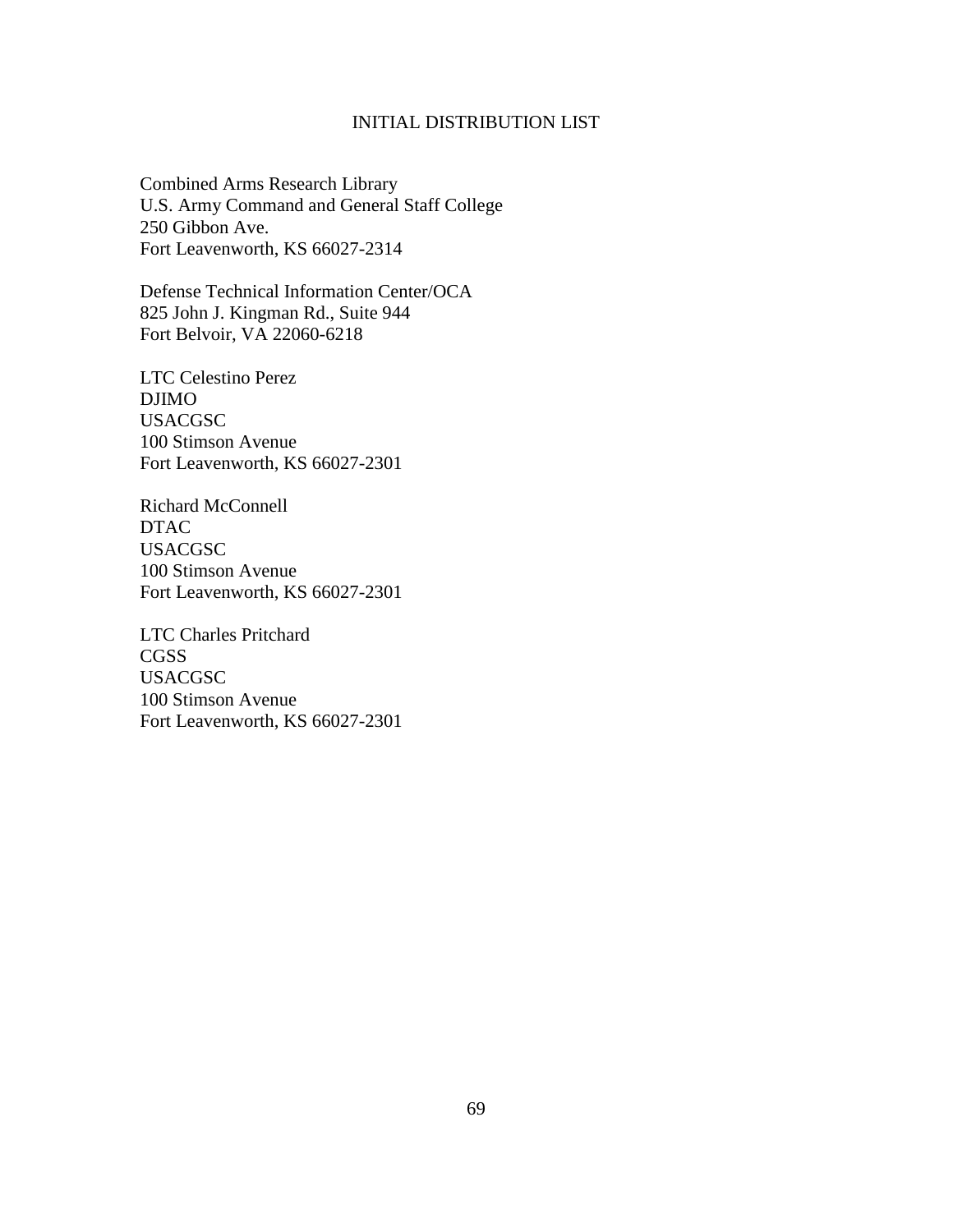# INITIAL DISTRIBUTION LIST

Combined Arms Research Library
U.S. Army Command and General Staff College
250 Gibbon Ave.
Fort Leavenworth, KS 66027-2314

Defense Technical Information Center/OCA
825 John J. Kingman Rd., Suite 944
Fort Belvoir, VA 22060-6218

LTC Celestino Perez
DJIMO
USACGSC
100 Stimson Avenue
Fort Leavenworth, KS 66027-2301

Richard McConnell
DTAC
USACGSC
100 Stimson Avenue
Fort Leavenworth, KS 66027-2301

LTC Charles Pritchard
CGSS
USACGSC
100 Stimson Avenue
Fort Leavenworth, KS 66027-2301